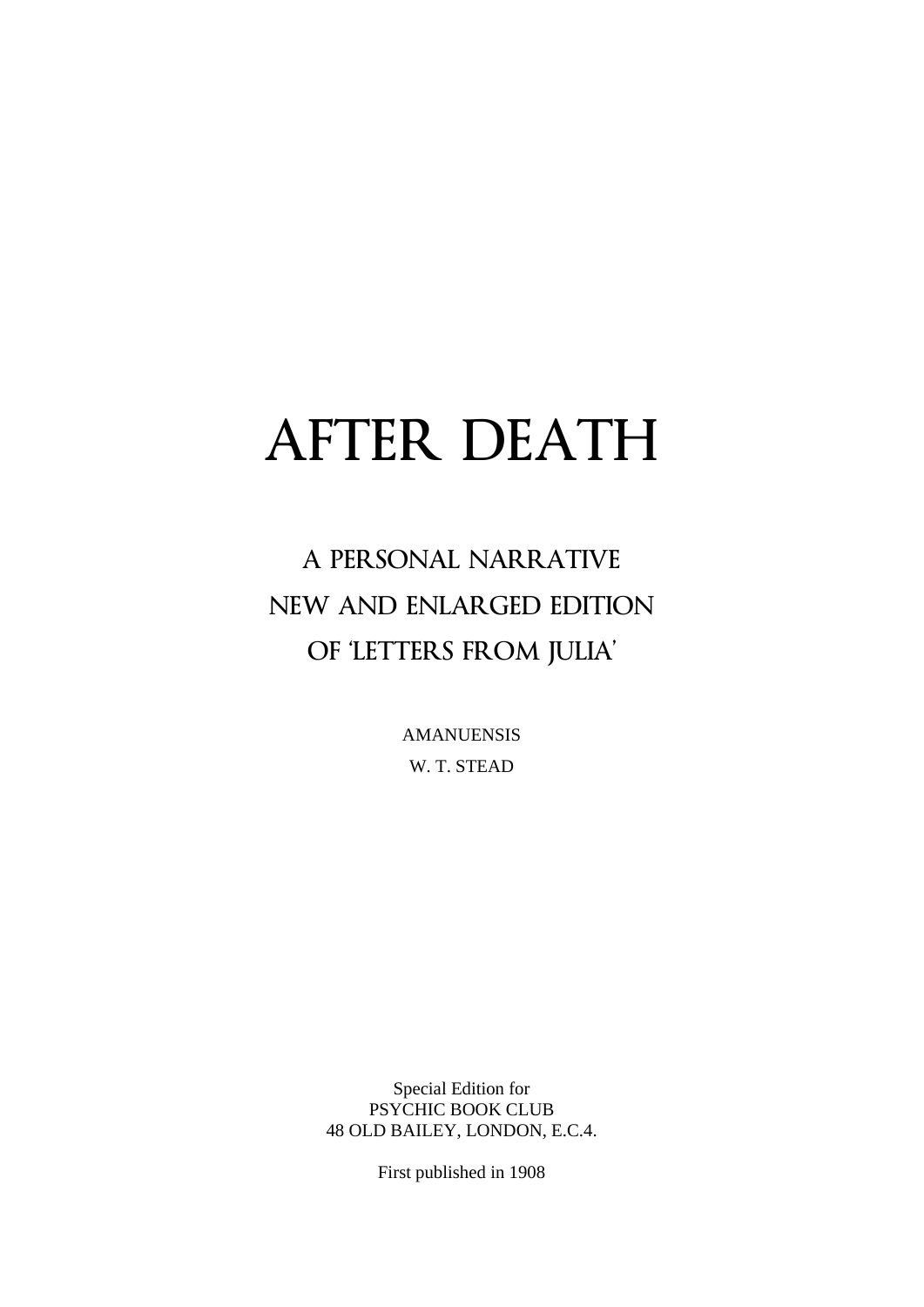# AFTER DEATH

## A PERSONAL NARRATIVE
## NEW AND ENLARGED EDITION
## OF 'LETTERS FROM JULIA'

AMANUENSIS

W. T. STEAD

Special Edition for
PSYCHIC BOOK CLUB
48 OLD BAILEY, LONDON, E.C.4.

First published in 1908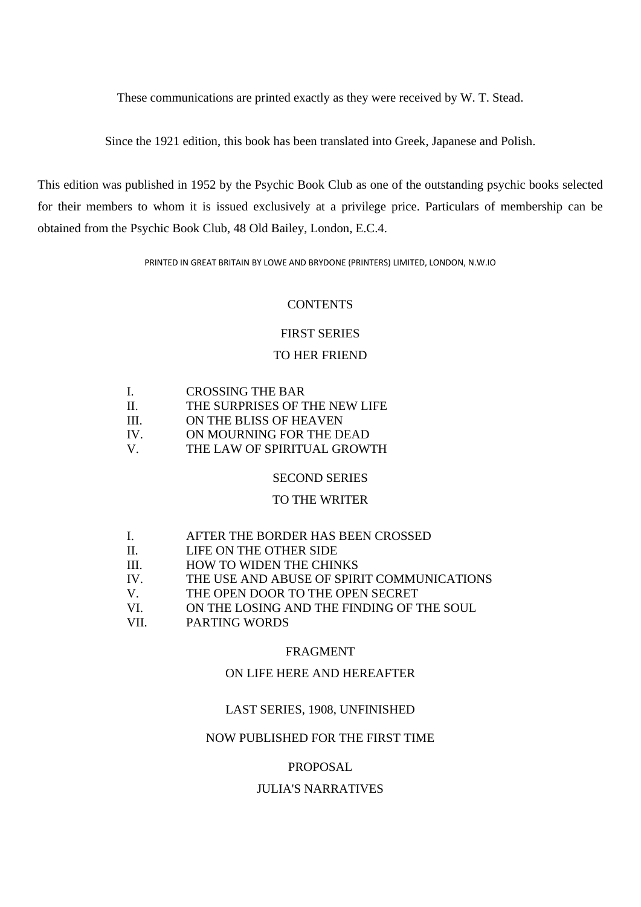These communications are printed exactly as they were received by W. T. Stead.

Since the 1921 edition, this book has been translated into Greek, Japanese and Polish.

This edition was published in 1952 by the Psychic Book Club as one of the outstanding psychic books selected for their members to whom it is issued exclusively at a privilege price. Particulars of membership can be obtained from the Psychic Book Club, 48 Old Bailey, London, E.C.4.

PRINTED IN GREAT BRITAIN BY LOWE AND BRYDONE (PRINTERS) LIMITED, LONDON, N.W.IO

## CONTENTS

### FIRST SERIES

### TO HER FRIEND

I. CROSSING THE BAR
II. THE SURPRISES OF THE NEW LIFE
III. ON THE BLISS OF HEAVEN
IV. ON MOURNING FOR THE DEAD
V. THE LAW OF SPIRITUAL GROWTH

### SECOND SERIES

### TO THE WRITER

I. AFTER THE BORDER HAS BEEN CROSSED
II. LIFE ON THE OTHER SIDE
III. HOW TO WIDEN THE CHINKS
IV. THE USE AND ABUSE OF SPIRIT COMMUNICATIONS
V. THE OPEN DOOR TO THE OPEN SECRET
VI. ON THE LOSING AND THE FINDING OF THE SOUL
VII. PARTING WORDS

### FRAGMENT

### ON LIFE HERE AND HEREAFTER

### LAST SERIES, 1908, UNFINISHED

### NOW PUBLISHED FOR THE FIRST TIME

### PROPOSAL

### JULIA'S NARRATIVES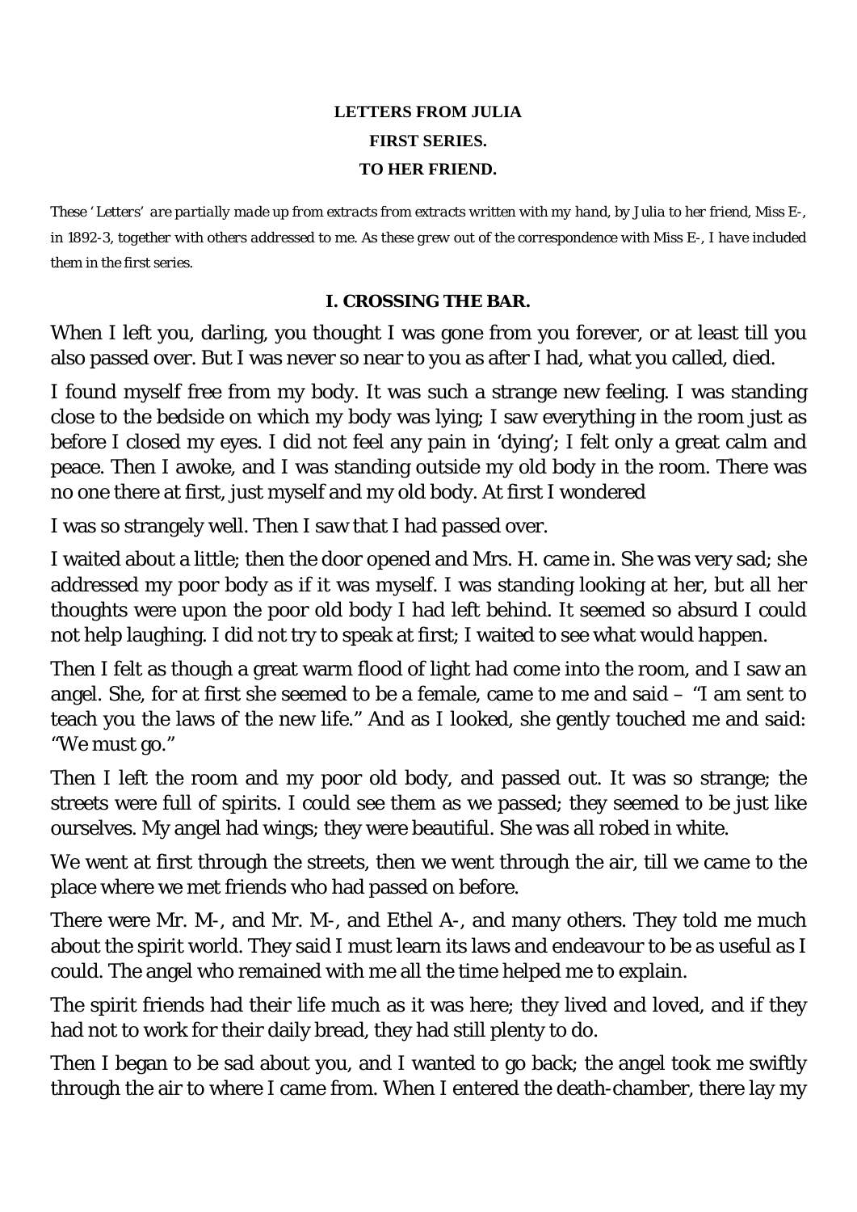**LETTERS FROM JULIA**

**FIRST SERIES.**

**TO HER FRIEND.**

*These ' Letters' are partially made up from extracts from extracts written with my hand, by Julia to her friend, Miss E-, in 1892-3, together with others addressed to me. As these grew out of the correspondence with Miss E-, I have included them in the first series.*

## I. CROSSING THE BAR.

When I left you, darling, you thought I was gone from you forever, or at least till you also passed over. But I was never so near to you as after I had, what you called, died.

I found myself free from my body. It was such a strange new feeling. I was standing close to the bedside on which my body was lying; I saw everything in the room just as before I closed my eyes. I did not feel any pain in 'dying'; I felt only a great calm and peace. Then I awoke, and I was standing outside my old body in the room. There was no one there at first, just myself and my old body. At first I wondered

I was so strangely well. Then I saw that I had passed over.

I waited about a little; then the door opened and Mrs. H. came in. She was very sad; she addressed my poor body as if it was myself. I was standing looking at her, but all her thoughts were upon the poor old body I had left behind. It seemed so absurd I could not help laughing. I did not try to speak at first; I waited to see what would happen.

Then I felt as though a great warm flood of light had come into the room, and I saw an angel. She, for at first she seemed to be a female, came to me and said – "I am sent to teach you the laws of the new life." And as I looked, she gently touched me and said: "We must go."

Then I left the room and my poor old body, and passed out. It was so strange; the streets were full of spirits. I could see them as we passed; they seemed to be just like ourselves. My angel had wings; they were beautiful. She was all robed in white.

We went at first through the streets, then we went through the air, till we came to the place where we met friends who had passed on before.

There were Mr. M-, and Mr. M-, and Ethel A-, and many others. They told me much about the spirit world. They said I must learn its laws and endeavour to be as useful as I could. The angel who remained with me all the time helped me to explain.

The spirit friends had their life much as it was here; they lived and loved, and if they had not to work for their daily bread, they had still plenty to do.

Then I began to be sad about you, and I wanted to go back; the angel took me swiftly through the air to where I came from. When I entered the death-chamber, there lay my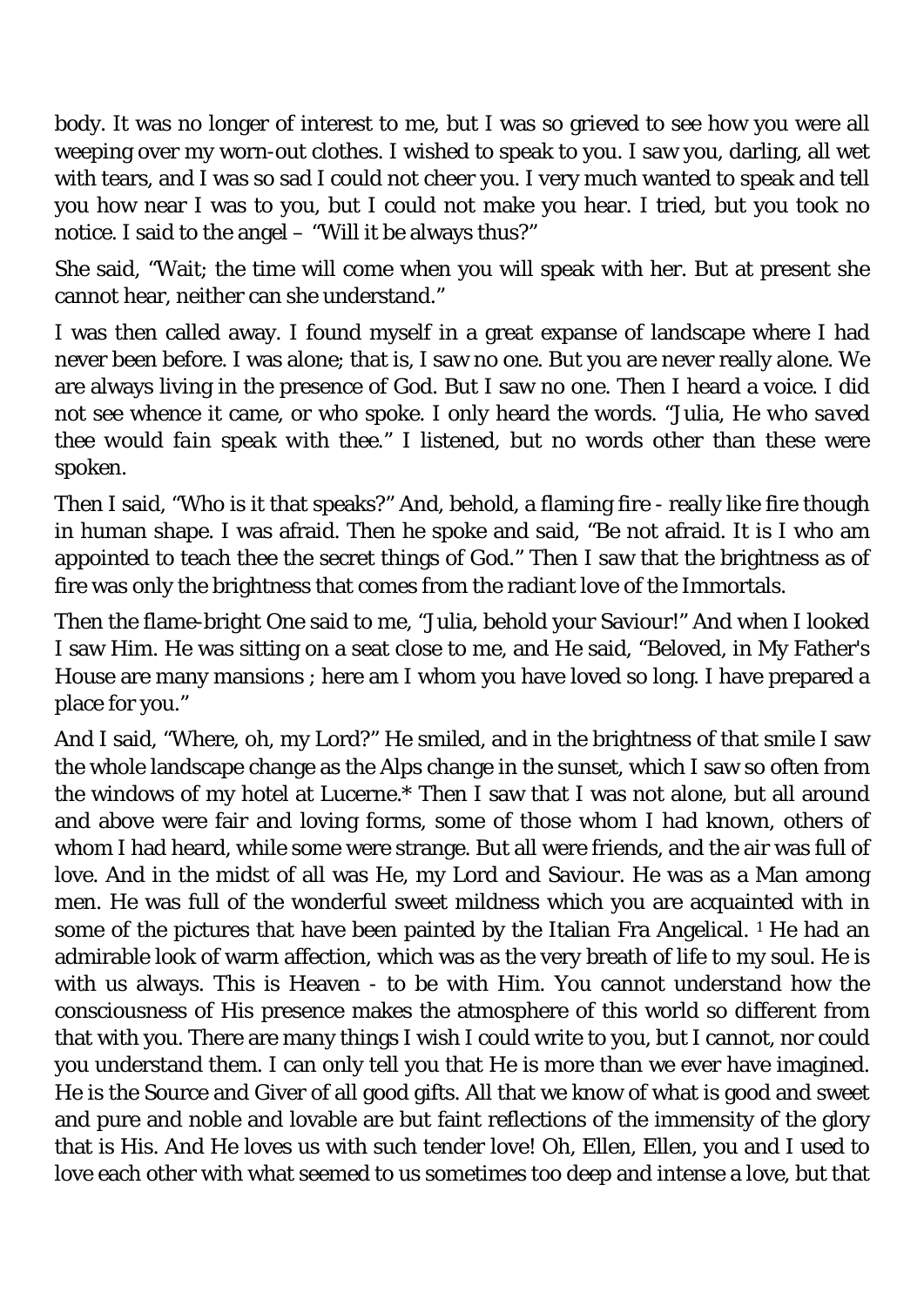body. It was no longer of interest to me, but I was so grieved to see how you were all weeping over my worn-out clothes. I wished to speak to you. I saw you, darling, all wet with tears, and I was so sad I could not cheer you. I very much wanted to speak and tell you how near I was to you, but I could not make you hear. I tried, but you took no notice. I said to the angel – "Will it be always thus?"

She said, "Wait; the time will come when you will speak with her. But at present she cannot hear, neither can she understand."

I was then called away. I found myself in a great expanse of landscape where I had never been before. I was alone; that is, I saw no one. But you are never really alone. We are always living in the presence of God. But I saw no one. Then I heard a voice. I did not see whence it came, or who spoke. I only heard the words. "*Julia, He who saved thee would fain speak with thee.*" I listened, but no words other than these were spoken.

Then I said, "Who is it that speaks?" And, behold, a flaming fire - really like fire though in human shape. I was afraid. Then he spoke and said, "Be not afraid. It is I who am appointed to teach thee the secret things of God." Then I saw that the brightness as of fire was only the brightness that comes from the radiant love of the Immortals.

Then the flame-bright One said to me, "Julia, behold your Saviour!" And when I looked I saw Him. He was sitting on a seat close to me, and He said, "Beloved, in My Father's House are many mansions ; here am I whom you have loved so long. I have prepared a place for you."

And I said, "Where, oh, my Lord?" He smiled, and in the brightness of that smile I saw the whole landscape change as the Alps change in the sunset, which I saw so often from the windows of my hotel at Lucerne.* Then I saw that I was not alone, but all around and above were fair and loving forms, some of those whom I had known, others of whom I had heard, while some were strange. But all were friends, and the air was full of love. And in the midst of all was He, my Lord and Saviour. He was as a Man among men. He was full of the wonderful sweet mildness which you are acquainted with in some of the pictures that have been painted by the Italian Fra Angelical. [1] He had an admirable look of warm affection, which was as the very breath of life to my soul. He is with us always. This is Heaven - to be with Him. You cannot understand how the consciousness of His presence makes the atmosphere of this world so different from that with you. There are many things I wish I could write to you, but I cannot, nor could you understand them. I can only tell you that He is more than we ever have imagined. He is the Source and Giver of all good gifts. All that we know of what is good and sweet and pure and noble and lovable are but faint reflections of the immensity of the glory that is His. And He loves us with such tender love! Oh, Ellen, Ellen, you and I used to love each other with what seemed to us sometimes too deep and intense a love, but that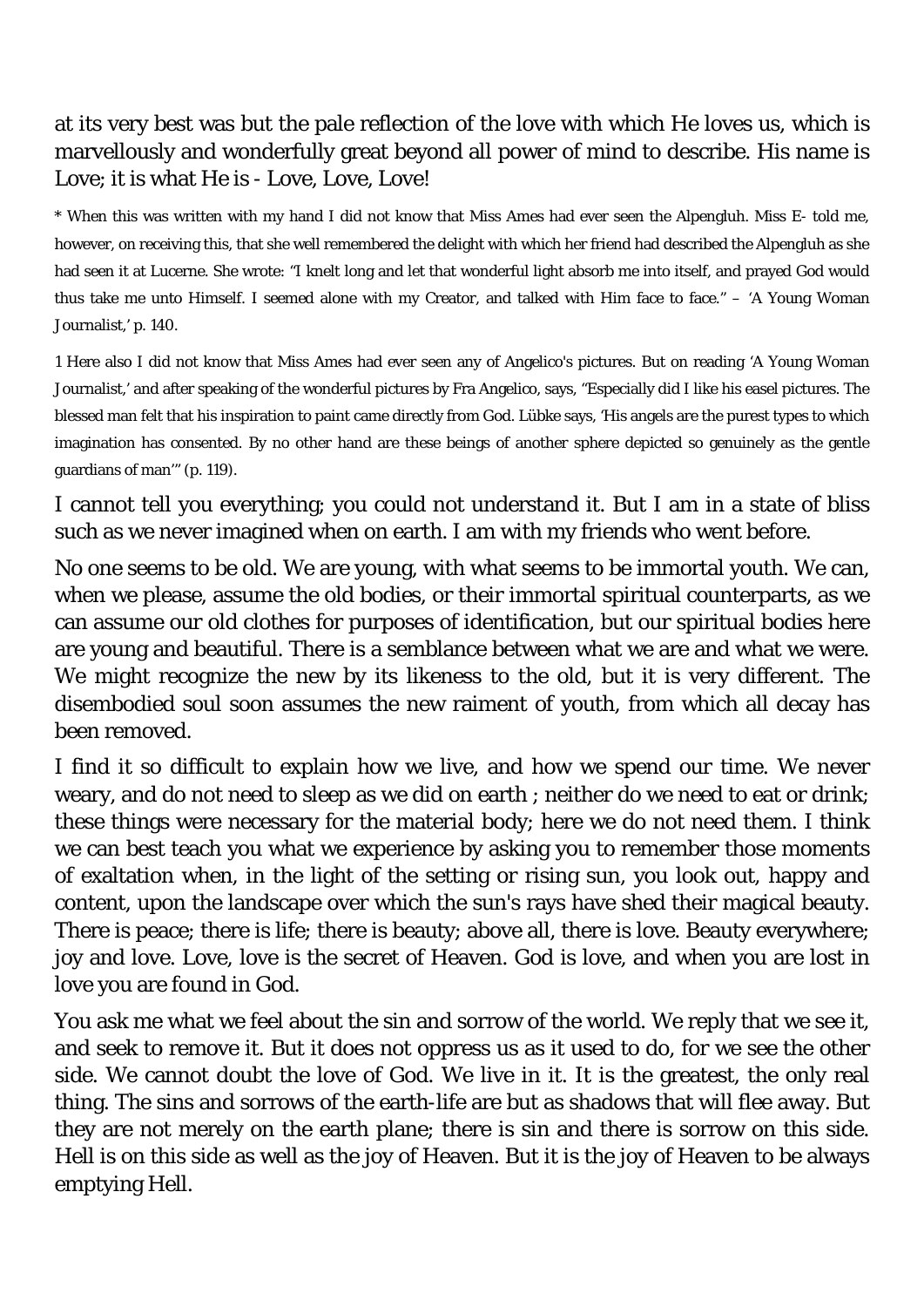at its very best was but the pale reflection of the love with which He loves us, which is marvellously and wonderfully great beyond all power of mind to describe. His name is Love; it is what He is - Love, Love, Love!

* When this was written with my hand I did not know that Miss Ames had ever seen the Alpengluh. Miss E- told me, however, on receiving this, that she well remembered the delight with which her friend had described the Alpengluh as she had seen it at Lucerne. She wrote: "I knelt long and let that wonderful light absorb me into itself, and prayed God would thus take me unto Himself. I seemed alone with my Creator, and talked with Him face to face." – 'A Young Woman Journalist,' p. 140.

1 Here also I did not know that Miss Ames had ever seen any of Angelico's pictures. But on reading 'A Young Woman Journalist,' and after speaking of the wonderful pictures by Fra Angelico, says, "Especially did I like his easel pictures. The blessed man felt that his inspiration to paint came directly from God. Lübke says, 'His angels are the purest types to which imagination has consented. By no other hand are these beings of another sphere depicted so genuinely as the gentle guardians of man'" (p. 119).

I cannot tell you everything; you could not understand it. But I am in a state of bliss such as we never imagined when on earth. I am with my friends who went before.

No one seems to be old. We are young, with what seems to be immortal youth. We can, when we please, assume the old bodies, or their immortal spiritual counterparts, as we can assume our old clothes for purposes of identification, but our spiritual bodies here are young and beautiful. There is a semblance between what we are and what we were. We might recognize the new by its likeness to the old, but it is very different. The disembodied soul soon assumes the new raiment of youth, from which all decay has been removed.

I find it so difficult to explain how we live, and how we spend our time. We never weary, and do not need to sleep as we did on earth ; neither do we need to eat or drink; these things were necessary for the material body; here we do not need them. I think we can best teach you what we experience by asking you to remember those moments of exaltation when, in the light of the setting or rising sun, you look out, happy and content, upon the landscape over which the sun's rays have shed their magical beauty. There is peace; there is life; there is beauty; above all, there is love. Beauty everywhere; joy and love. Love, love is the secret of Heaven. God is love, and when you are lost in love you are found in God.

You ask me what we feel about the sin and sorrow of the world. We reply that we see it, and seek to remove it. But it does not oppress us as it used to do, for we see the other side. We cannot doubt the love of God. We live in it. It is the greatest, the only real thing. The sins and sorrows of the earth-life are but as shadows that will flee away. But they are not merely on the earth plane; there is sin and there is sorrow on this side. Hell is on this side as well as the joy of Heaven. But it is the joy of Heaven to be always emptying Hell.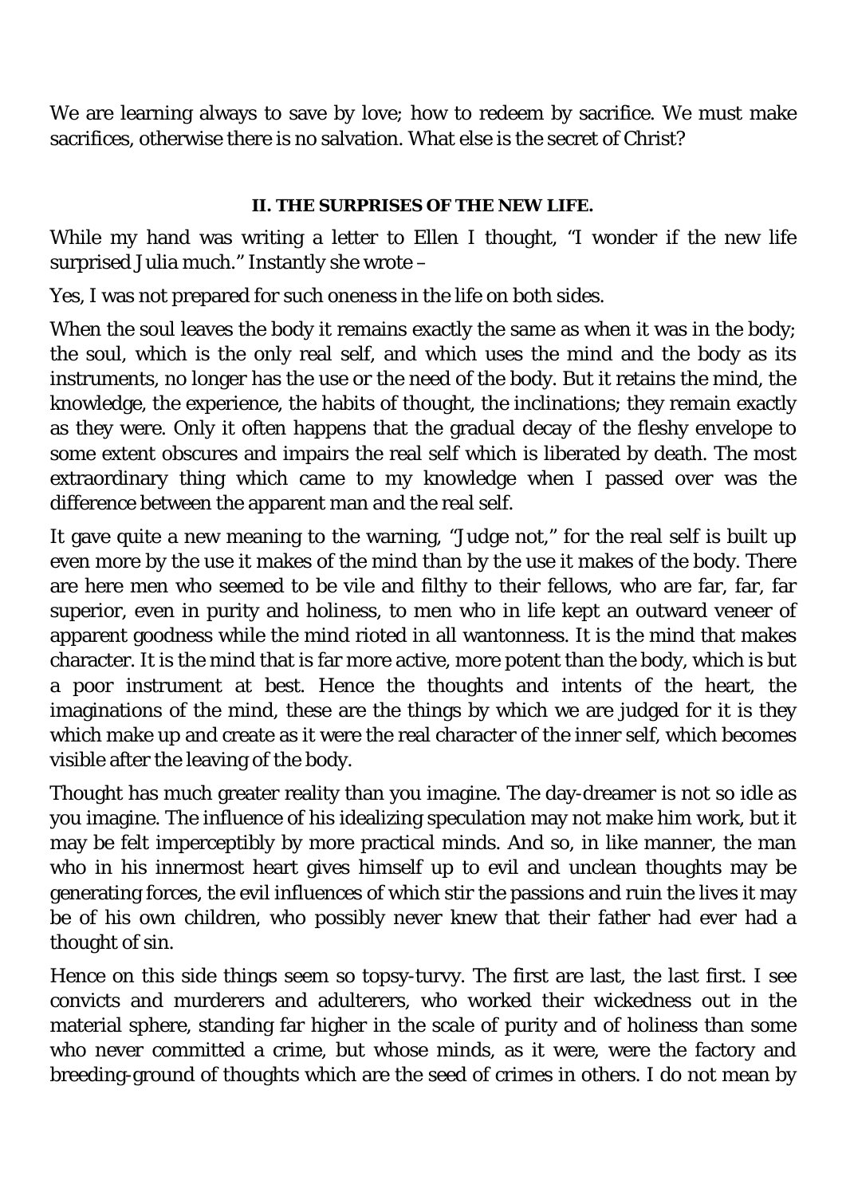We are learning always to save by love; how to redeem by sacrifice. We must make sacrifices, otherwise there is no salvation. What else is the secret of Christ?

## II. THE SURPRISES OF THE NEW LIFE.

While my hand was writing a letter to Ellen I thought, "I wonder if the new life surprised Julia much." Instantly she wrote –

Yes, I was not prepared for such oneness in the life on both sides.

When the soul leaves the body it remains exactly the same as when it was in the body; the soul, which is the only real self, and which uses the mind and the body as its instruments, no longer has the use or the need of the body. But it retains the mind, the knowledge, the experience, the habits of thought, the inclinations; they remain exactly as they were. Only it often happens that the gradual decay of the fleshy envelope to some extent obscures and impairs the real self which is liberated by death. The most extraordinary thing which came to my knowledge when I passed over was the difference between the apparent man and the real self.

It gave quite a new meaning to the warning, "Judge not," for the real self is built up even more by the use it makes of the mind than by the use it makes of the body. There are here men who seemed to be vile and filthy to their fellows, who are far, far, far superior, even in purity and holiness, to men who in life kept an outward veneer of apparent goodness while the mind rioted in all wantonness. It is the mind that makes character. It is the mind that is far more active, more potent than the body, which is but a poor instrument at best. Hence the thoughts and intents of the heart, the imaginations of the mind, these are the things by which we are judged for it is they which make up and create as it were the real character of the inner self, which becomes visible after the leaving of the body.

Thought has much greater reality than you imagine. The day-dreamer is not so idle as you imagine. The influence of his idealizing speculation may not make him work, but it may be felt imperceptibly by more practical minds. And so, in like manner, the man who in his innermost heart gives himself up to evil and unclean thoughts may be generating forces, the evil influences of which stir the passions and ruin the lives it may be of his own children, who possibly never knew that their father had ever had a thought of sin.

Hence on this side things seem so topsy-turvy. The first are last, the last first. I see convicts and murderers and adulterers, who worked their wickedness out in the material sphere, standing far higher in the scale of purity and of holiness than some who never committed a crime, but whose minds, as it were, were the factory and breeding-ground of thoughts which are the seed of crimes in others. I do not mean by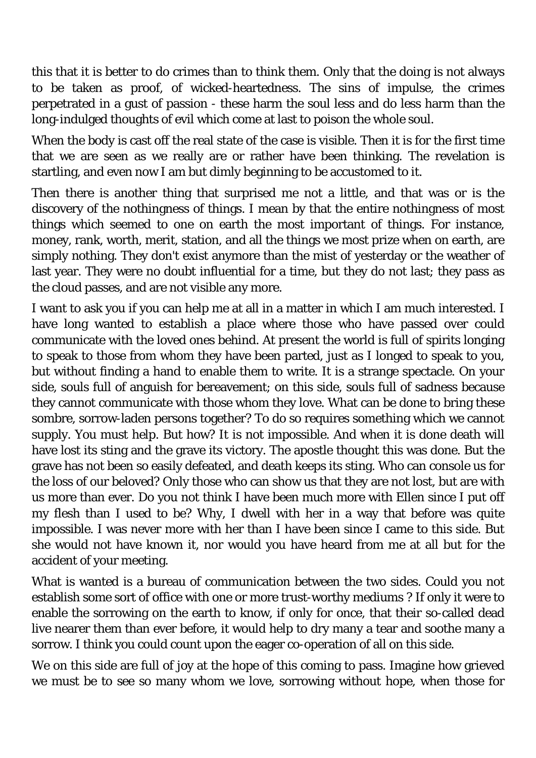this that it is better to do crimes than to think them. Only that the doing is not always to be taken as proof, of wicked-heartedness. The sins of impulse, the crimes perpetrated in a gust of passion - these harm the soul less and do less harm than the long-indulged thoughts of evil which come at last to poison the whole soul.

When the body is cast off the real state of the case is visible. Then it is for the first time that we are seen as we really are or rather have been thinking. The revelation is startling, and even now I am but dimly beginning to be accustomed to it.

Then there is another thing that surprised me not a little, and that was or is the discovery of the nothingness of things. I mean by that the entire nothingness of most things which seemed to one on earth the most important of things. For instance, money, rank, worth, merit, station, and all the things we most prize when on earth, are simply nothing. They don't exist anymore than the mist of yesterday or the weather of last year. They were no doubt influential for a time, but they do not last; they pass as the cloud passes, and are not visible any more.

I want to ask you if you can help me at all in a matter in which I am much interested. I have long wanted to establish a place where those who have passed over could communicate with the loved ones behind. At present the world is full of spirits longing to speak to those from whom they have been parted, just as I longed to speak to you, but without finding a hand to enable them to write. It is a strange spectacle. On your side, souls full of anguish for bereavement; on this side, souls full of sadness because they cannot communicate with those whom they love. What can be done to bring these sombre, sorrow-laden persons together? To do so requires something which we cannot supply. You must help. But how? It is not impossible. And when it is done death will have lost its sting and the grave its victory. The apostle thought this was done. But the grave has not been so easily defeated, and death keeps its sting. Who can console us for the loss of our beloved? Only those who can show us that they are not lost, but are with us more than ever. Do you not think I have been much more with Ellen since I put off my flesh than I used to be? Why, I dwell with her in a way that before was quite impossible. I was never more with her than I have been since I came to this side. But she would not have known it, nor would you have heard from me at all but for the accident of your meeting.

What is wanted is a bureau of communication between the two sides. Could you not establish some sort of office with one or more trust-worthy mediums ? If only it were to enable the sorrowing on the earth to know, if only for once, that their so-called dead live nearer them than ever before, it would help to dry many a tear and soothe many a sorrow. I think you could count upon the eager co-operation of all on this side.

We on this side are full of joy at the hope of this coming to pass. Imagine how grieved we must be to see so many whom we love, sorrowing without hope, when those for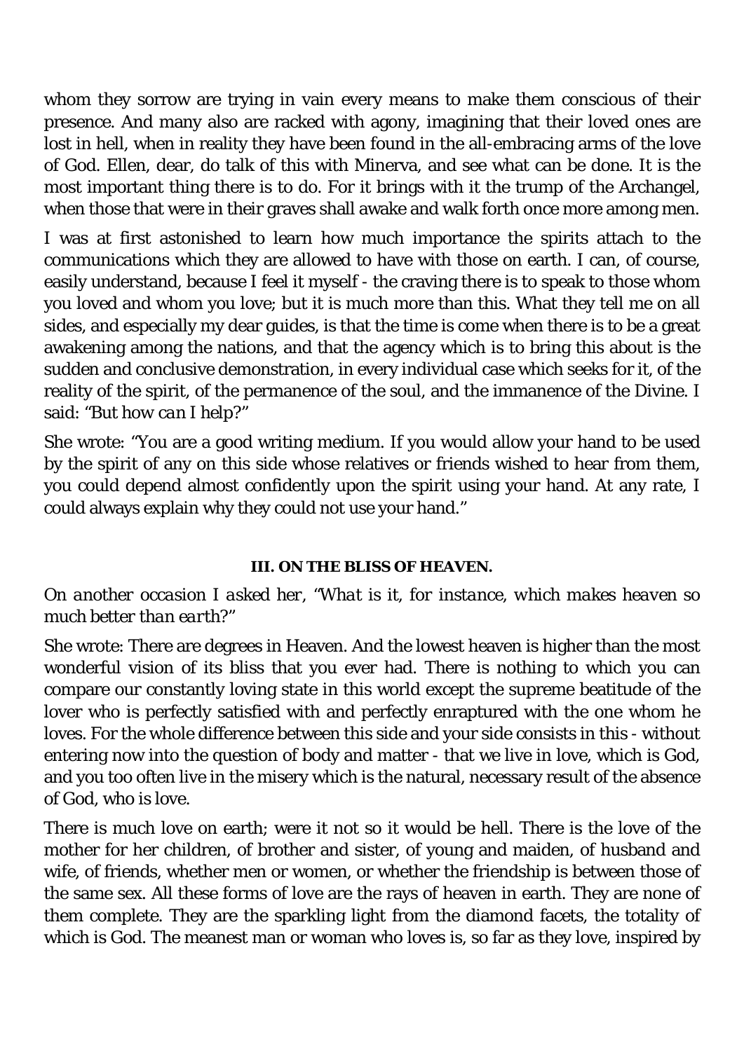whom they sorrow are trying in vain every means to make them conscious of their presence. And many also are racked with agony, imagining that their loved ones are lost in hell, when in reality they have been found in the all-embracing arms of the love of God. Ellen, dear, do talk of this with Minerva, and see what can be done. It is the most important thing there is to do. For it brings with it the trump of the Archangel, when those that were in their graves shall awake and walk forth once more among men.

I was at first astonished to learn how much importance the spirits attach to the communications which they are allowed to have with those on earth. I can, of course, easily understand, because I feel it myself - the craving there is to speak to those whom you loved and whom you love; but it is much more than this. What they tell me on all sides, and especially my dear guides, is that the time is come when there is to be a great awakening among the nations, and that the agency which is to bring this about is the sudden and conclusive demonstration, in every individual case which seeks for it, of the reality of the spirit, of the permanence of the soul, and the immanence of the Divine. I said: *"But how can I help?"*

She wrote: "You are a good writing medium. If you would allow your hand to be used by the spirit of any on this side whose relatives or friends wished to hear from them, you could depend almost confidently upon the spirit using your hand. At any rate, I could always explain why they could not use your hand."

### III. ON THE BLISS OF HEAVEN.

*On another occasion I asked her, "What is it, for instance, which makes heaven so much better than earth?"*

She wrote: There are degrees in Heaven. And the lowest heaven is higher than the most wonderful vision of its bliss that you ever had. There is nothing to which you can compare our constantly loving state in this world except the supreme beatitude of the lover who is perfectly satisfied with and perfectly enraptured with the one whom he loves. For the whole difference between this side and your side consists in this - without entering now into the question of body and matter - that we live in love, which is God, and you too often live in the misery which is the natural, necessary result of the absence of God, who is love.

There is much love on earth; were it not so it would be hell. There is the love of the mother for her children, of brother and sister, of young and maiden, of husband and wife, of friends, whether men or women, or whether the friendship is between those of the same sex. All these forms of love are the rays of heaven in earth. They are none of them complete. They are the sparkling light from the diamond facets, the totality of which is God. The meanest man or woman who loves is, so far as they love, inspired by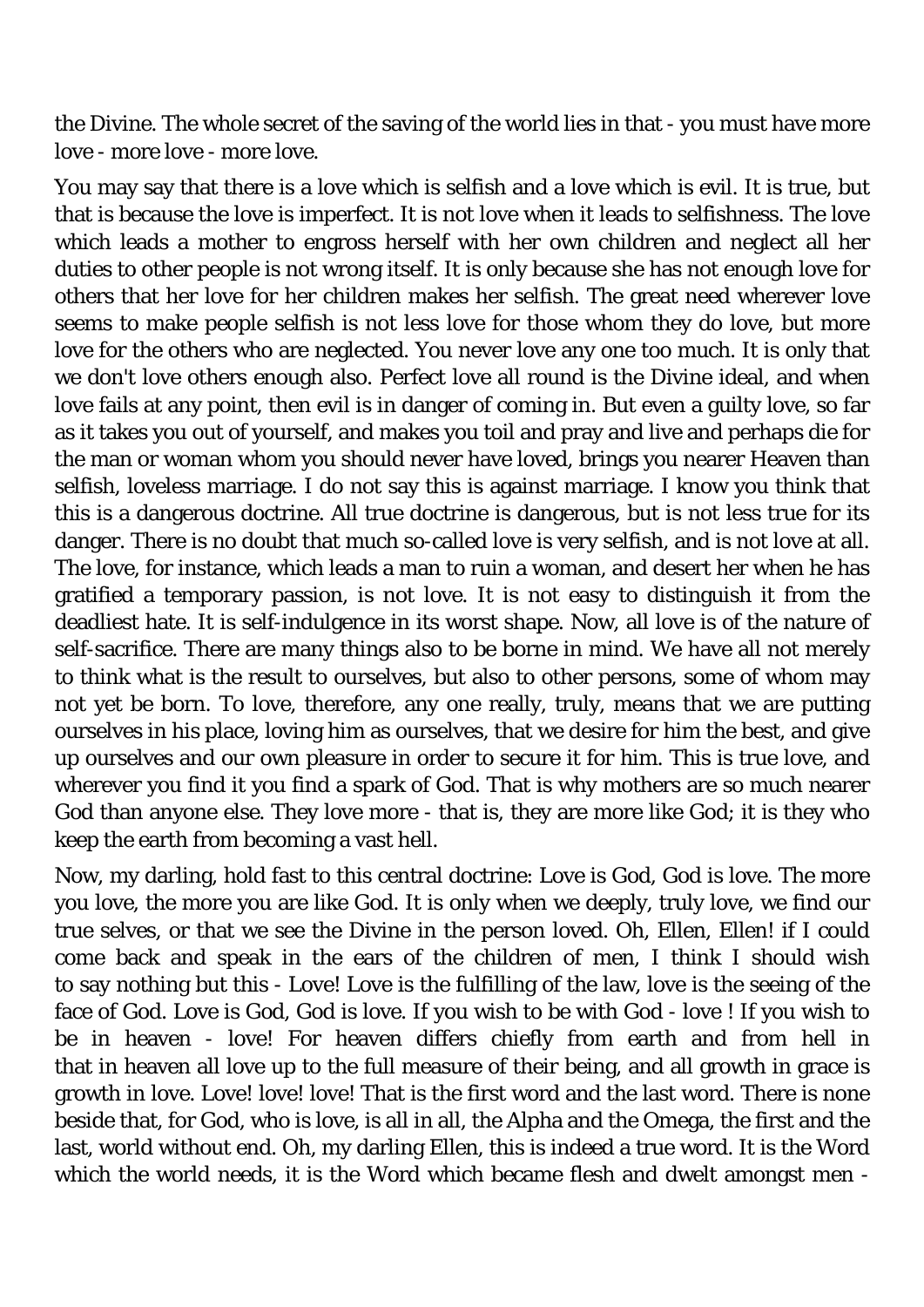the Divine. The whole secret of the saving of the world lies in that - you must have more love - more love - more love.

You may say that there is a love which is selfish and a love which is evil. It is true, but that is because the love is imperfect. It is not love when it leads to selfishness. The love which leads a mother to engross herself with her own children and neglect all her duties to other people is not wrong itself. It is only because she has not enough love for others that her love for her children makes her selfish. The great need wherever love seems to make people selfish is not less love for those whom they do love, but more love for the others who are neglected. You never love any one too much. It is only that we don't love others enough also. Perfect love all round is the Divine ideal, and when love fails at any point, then evil is in danger of coming in. But even a guilty love, so far as it takes you out of yourself, and makes you toil and pray and live and perhaps die for the man or woman whom you should never have loved, brings you nearer Heaven than selfish, loveless marriage. I do not say this is against marriage. I know you think that this is a dangerous doctrine. All true doctrine is dangerous, but is not less true for its danger. There is no doubt that much so-called love is very selfish, and is not love at all. The love, for instance, which leads a man to ruin a woman, and desert her when he has gratified a temporary passion, is not love. It is not easy to distinguish it from the deadliest hate. It is self-indulgence in its worst shape. Now, all love is of the nature of self-sacrifice. There are many things also to be borne in mind. We have all not merely to think what is the result to ourselves, but also to other persons, some of whom may not yet be born. To love, therefore, any one really, truly, means that we are putting ourselves in his place, loving him as ourselves, that we desire for him the best, and give up ourselves and our own pleasure in order to secure it for him. This is true love, and wherever you find it you find a spark of God. That is why mothers are so much nearer God than anyone else. They love more - that is, they are more like God; it is they who keep the earth from becoming a vast hell.

Now, my darling, hold fast to this central doctrine: Love is God, God is love. The more you love, the more you are like God. It is only when we deeply, truly love, we find our true selves, or that we see the Divine in the person loved. Oh, Ellen, Ellen! if I could come back and speak in the ears of the children of men, I think I should wish to say nothing but this - Love! Love is the fulfilling of the law, love is the seeing of the face of God. Love is God, God is love. If you wish to be with God - love ! If you wish to be in heaven - love! For heaven differs chiefly from earth and from hell in that in heaven all love up to the full measure of their being, and all growth in grace is growth in love. Love! love! love! That is the first word and the last word. There is none beside that, for God, who is love, is all in all, the Alpha and the Omega, the first and the last, world without end. Oh, my darling Ellen, this is indeed a true word. It is the Word which the world needs, it is the Word which became flesh and dwelt amongst men -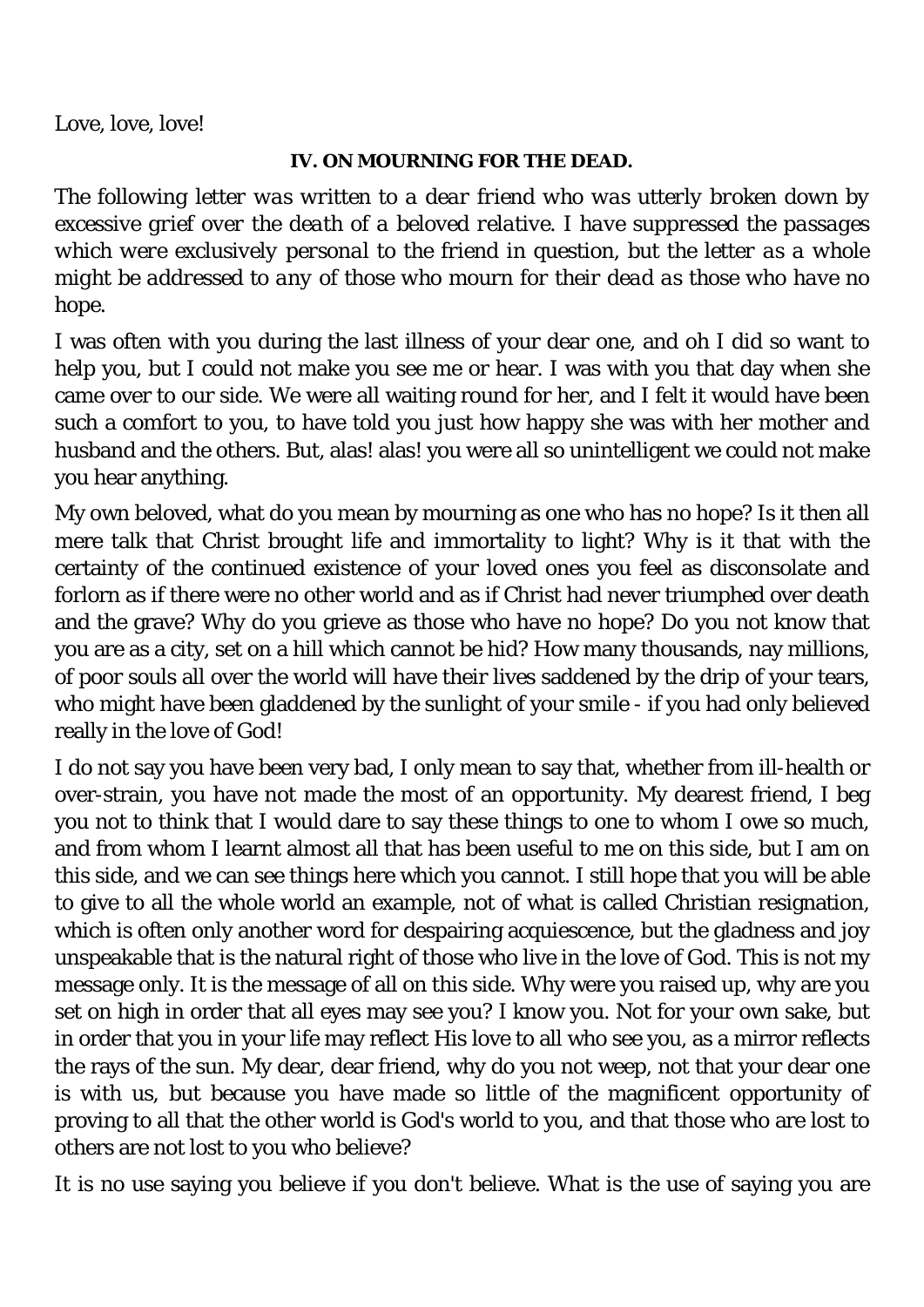Love, love, love!

### IV. ON MOURNING FOR THE DEAD.

*The following letter was written to a dear friend who was utterly broken down by excessive grief over the death of a beloved relative. I have suppressed the passages which were exclusively personal to the friend in question, but the letter as a whole might be addressed to any of those who mourn for their dead as those who have no hope.*

I was often with you during the last illness of your dear one, and oh I did so want to help you, but I could not make you see me or hear. I was with you that day when she came over to our side. We were all waiting round for her, and I felt it would have been such a comfort to you, to have told you just how happy she was with her mother and husband and the others. But, alas! alas! you were all so unintelligent we could not make you hear anything.

My own beloved, what do you mean by mourning as one who has no hope? Is it then all mere talk that Christ brought life and immortality to light? Why is it that with the certainty of the continued existence of your loved ones you feel as disconsolate and forlorn as if there were no other world and as if Christ had never triumphed over death and the grave? Why do you grieve as those who have no hope? Do you not know that you are as a city, set on a hill which cannot be hid? How many thousands, nay millions, of poor souls all over the world will have their lives saddened by the drip of your tears, who might have been gladdened by the sunlight of your smile - if you had only believed really in the love of God!

I do not say you have been very bad, I only mean to say that, whether from ill-health or over-strain, you have not made the most of an opportunity. My dearest friend, I beg you not to think that I would dare to say these things to one to whom I owe so much, and from whom I learnt almost all that has been useful to me on this side, but I am on this side, and we can see things here which you cannot. I still hope that you will be able to give to all the whole world an example, not of what is called Christian resignation, which is often only another word for despairing acquiescence, but the gladness and joy unspeakable that is the natural right of those who live in the love of God. This is not my message only. It is the message of all on this side. Why were you raised up, why are you set on high in order that all eyes may see you? I know you. Not for your own sake, but in order that you in your life may reflect His love to all who see you, as a mirror reflects the rays of the sun. My dear, dear friend, why do you not weep, not that your dear one is with us, but because you have made so little of the magnificent opportunity of proving to all that the other world is God's world to you, and that those who are lost to others are not lost to you who believe?

It is no use saying you believe if you don't believe. What is the use of saying you are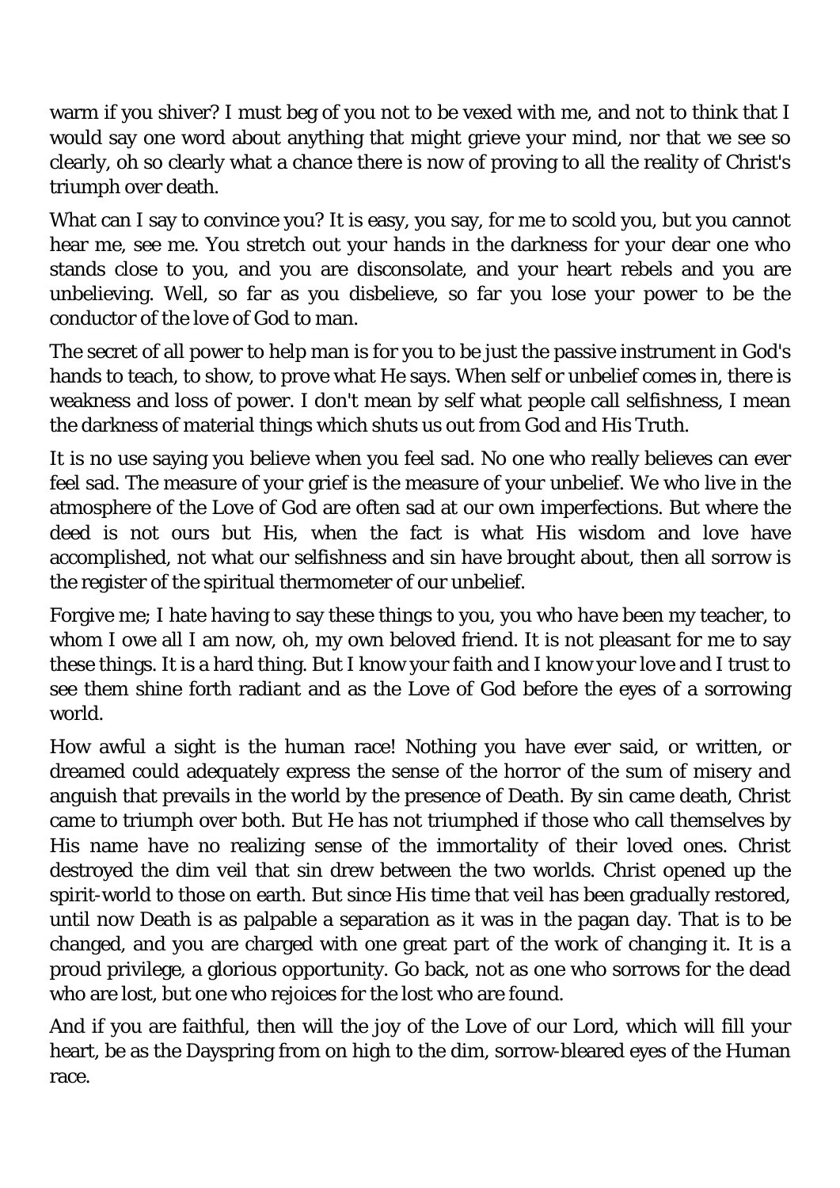warm if you shiver? I must beg of you not to be vexed with me, and not to think that I would say one word about anything that might grieve your mind, nor that we see so clearly, oh so clearly what a chance there is now of proving to all the reality of Christ's triumph over death.

What can I say to convince you? It is easy, you say, for me to scold you, but you cannot hear me, see me. You stretch out your hands in the darkness for your dear one who stands close to you, and you are disconsolate, and your heart rebels and you are unbelieving. Well, so far as you disbelieve, so far you lose your power to be the conductor of the love of God to man.

The secret of all power to help man is for you to be just the passive instrument in God's hands to teach, to show, to prove what He says. When self or unbelief comes in, there is weakness and loss of power. I don't mean by self what people call selfishness, I mean the darkness of material things which shuts us out from God and His Truth.

It is no use saying you believe when you feel sad. No one who really believes can ever feel sad. The measure of your grief is the measure of your unbelief. We who live in the atmosphere of the Love of God are often sad at our own imperfections. But where the deed is not ours but His, when the fact is what His wisdom and love have accomplished, not what our selfishness and sin have brought about, then all sorrow is the register of the spiritual thermometer of our unbelief.

Forgive me; I hate having to say these things to you, you who have been my teacher, to whom I owe all I am now, oh, my own beloved friend. It is not pleasant for me to say these things. It is a hard thing. But I know your faith and I know your love and I trust to see them shine forth radiant and as the Love of God before the eyes of a sorrowing world.

How awful a sight is the human race! Nothing you have ever said, or written, or dreamed could adequately express the sense of the horror of the sum of misery and anguish that prevails in the world by the presence of Death. By sin came death, Christ came to triumph over both. But He has not triumphed if those who call themselves by His name have no realizing sense of the immortality of their loved ones. Christ destroyed the dim veil that sin drew between the two worlds. Christ opened up the spirit-world to those on earth. But since His time that veil has been gradually restored, until now Death is as palpable a separation as it was in the pagan day. That is to be changed, and you are charged with one great part of the work of changing it. It is a proud privilege, a glorious opportunity. Go back, not as one who sorrows for the dead who are lost, but one who rejoices for the lost who are found.

And if you are faithful, then will the joy of the Love of our Lord, which will fill your heart, be as the Dayspring from on high to the dim, sorrow-bleared eyes of the Human race.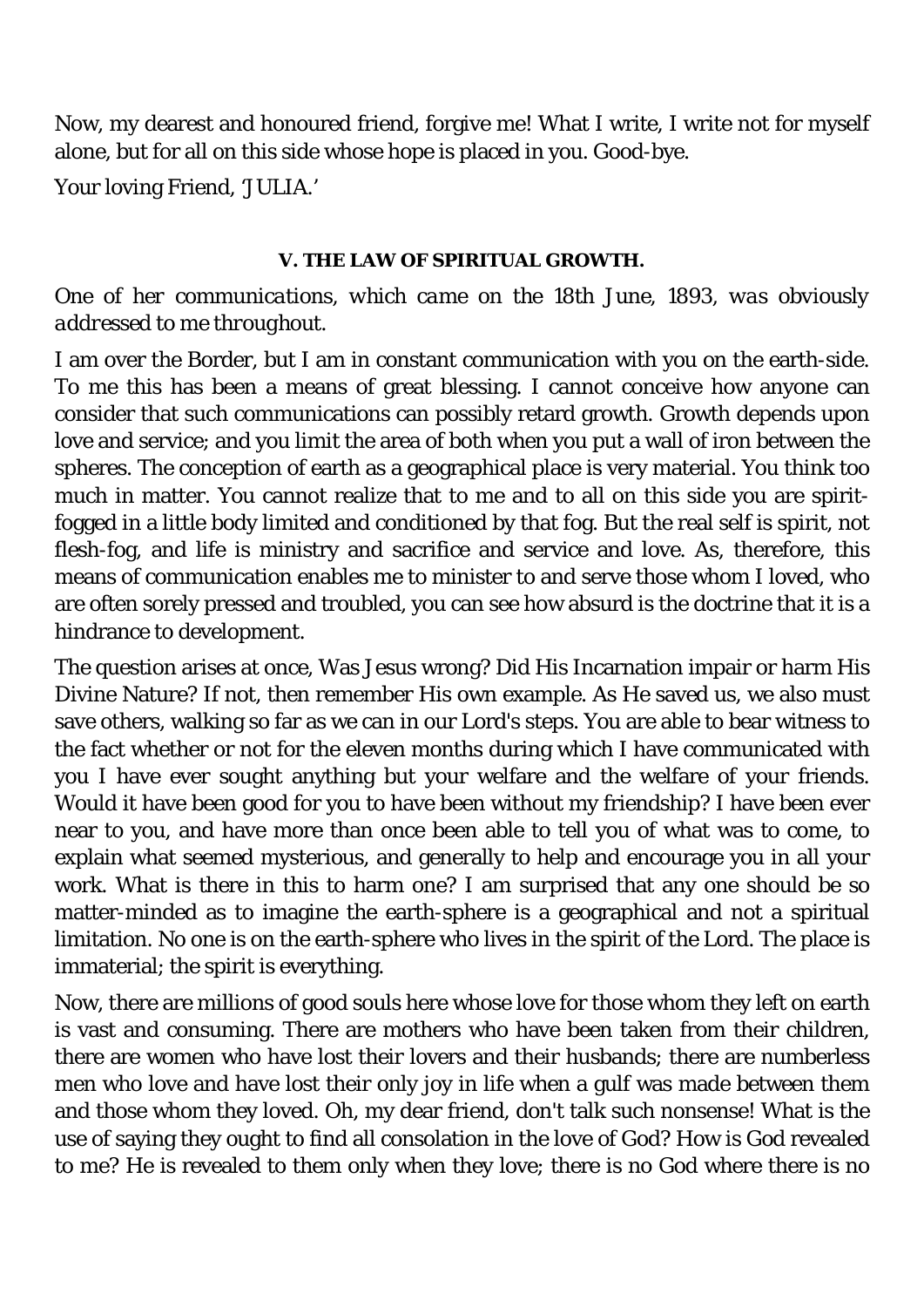Now, my dearest and honoured friend, forgive me! What I write, I write not for myself alone, but for all on this side whose hope is placed in you. Good-bye.

Your loving Friend, 'JULIA.'

### V. THE LAW OF SPIRITUAL GROWTH.

*One of her communications, which came on the 18th June, 1893, was obviously addressed to me throughout.*

I am over the Border, but I am in constant communication with you on the earth-side. To me this has been a means of great blessing. I cannot conceive how anyone can consider that such communications can possibly retard growth. Growth depends upon love and service; and you limit the area of both when you put a wall of iron between the spheres. The conception of earth as a geographical place is very material. You think too much in matter. You cannot realize that to me and to all on this side you are spirit-fogged in a little body limited and conditioned by that fog. But the real self is spirit, not flesh-fog, and life is ministry and sacrifice and service and love. As, therefore, this means of communication enables me to minister to and serve those whom I loved, who are often sorely pressed and troubled, you can see how absurd is the doctrine that it is a hindrance to development.

The question arises at once, Was Jesus wrong? Did His Incarnation impair or harm His Divine Nature? If not, then remember His own example. As He saved us, we also must save others, walking so far as we can in our Lord's steps. You are able to bear witness to the fact whether or not for the eleven months during which I have communicated with you I have ever sought anything but your welfare and the welfare of your friends. Would it have been good for you to have been without my friendship? I have been ever near to you, and have more than once been able to tell you of what was to come, to explain what seemed mysterious, and generally to help and encourage you in all your work. What is there in this to harm one? I am surprised that any one should be so matter-minded as to imagine the earth-sphere is a geographical and not a spiritual limitation. No one is on the earth-sphere who lives in the spirit of the Lord. The place is immaterial; the spirit is everything.

Now, there are millions of good souls here whose love for those whom they left on earth is vast and consuming. There are mothers who have been taken from their children, there are women who have lost their lovers and their husbands; there are numberless men who love and have lost their only joy in life when a gulf was made between them and those whom they loved. Oh, my dear friend, don't talk such nonsense! What is the use of saying they ought to find all consolation in the love of God? How is God revealed to me? He is revealed to them only when they love; there is no God where there is no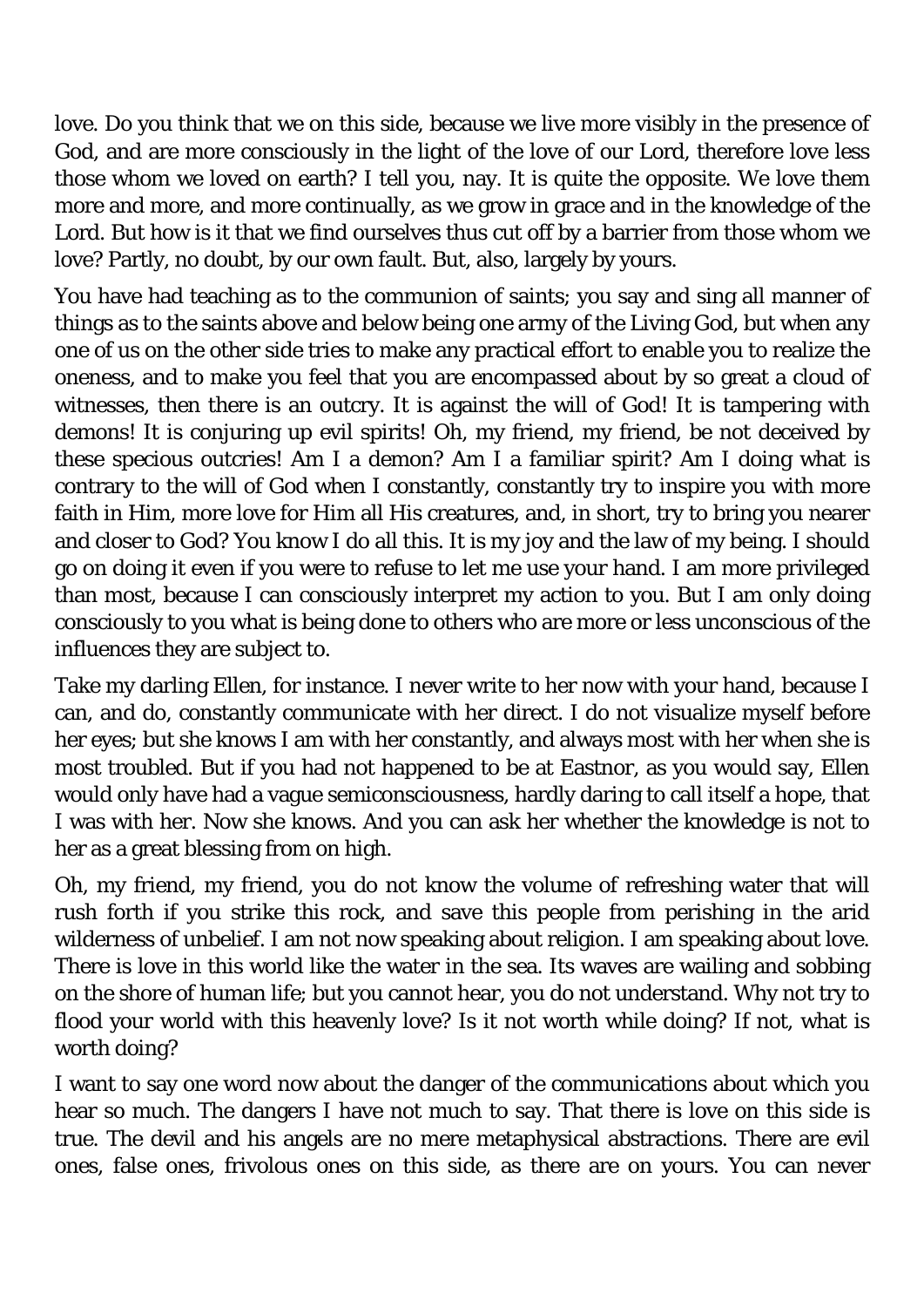love. Do you think that we on this side, because we live more visibly in the presence of God, and are more consciously in the light of the love of our Lord, therefore love less those whom we loved on earth? I tell you, nay. It is quite the opposite. We love them more and more, and more continually, as we grow in grace and in the knowledge of the Lord. But how is it that we find ourselves thus cut off by a barrier from those whom we love? Partly, no doubt, by our own fault. But, also, largely by yours.

You have had teaching as to the communion of saints; you say and sing all manner of things as to the saints above and below being one army of the Living God, but when any one of us on the other side tries to make any practical effort to enable you to realize the oneness, and to make you feel that you are encompassed about by so great a cloud of witnesses, then there is an outcry. It is against the will of God! It is tampering with demons! It is conjuring up evil spirits! Oh, my friend, my friend, be not deceived by these specious outcries! Am I a demon? Am I a familiar spirit? Am I doing what is contrary to the will of God when I constantly, constantly try to inspire you with more faith in Him, more love for Him all His creatures, and, in short, try to bring you nearer and closer to God? You know I do all this. It is my joy and the law of my being. I should go on doing it even if you were to refuse to let me use your hand. I am more privileged than most, because I can consciously interpret my action to you. But I am only doing consciously to you what is being done to others who are more or less unconscious of the influences they are subject to.

Take my darling Ellen, for instance. I never write to her now with your hand, because I can, and do, constantly communicate with her direct. I do not visualize myself before her eyes; but she knows I am with her constantly, and always most with her when she is most troubled. But if you had not happened to be at Eastnor, as you would say, Ellen would only have had a vague semiconsciousness, hardly daring to call itself a hope, that I was with her. Now she knows. And you can ask her whether the knowledge is not to her as a great blessing from on high.

Oh, my friend, my friend, you do not know the volume of refreshing water that will rush forth if you strike this rock, and save this people from perishing in the arid wilderness of unbelief. I am not now speaking about religion. I am speaking about love. There is love in this world like the water in the sea. Its waves are wailing and sobbing on the shore of human life; but you cannot hear, you do not understand. Why not try to flood your world with this heavenly love? Is it not worth while doing? If not, what is worth doing?

I want to say one word now about the danger of the communications about which you hear so much. The dangers I have not much to say. That there is love on this side is true. The devil and his angels are no mere metaphysical abstractions. There are evil ones, false ones, frivolous ones on this side, as there are on yours. You can never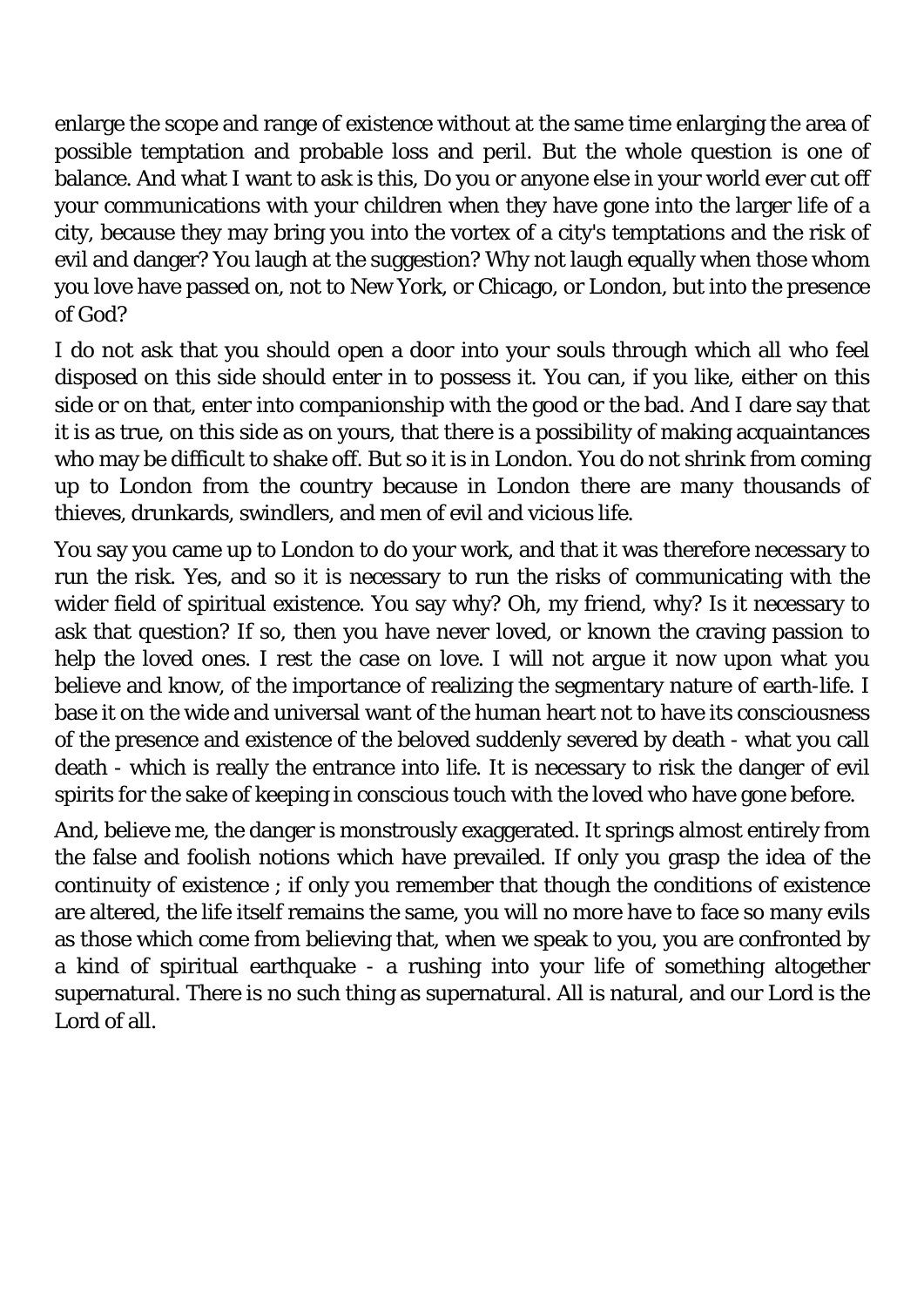enlarge the scope and range of existence without at the same time enlarging the area of possible temptation and probable loss and peril. But the whole question is one of balance. And what I want to ask is this, Do you or anyone else in your world ever cut off your communications with your children when they have gone into the larger life of a city, because they may bring you into the vortex of a city's temptations and the risk of evil and danger? You laugh at the suggestion? Why not laugh equally when those whom you love have passed on, not to New York, or Chicago, or London, but into the presence of God?

I do not ask that you should open a door into your souls through which all who feel disposed on this side should enter in to possess it. You can, if you like, either on this side or on that, enter into companionship with the good or the bad. And I dare say that it is as true, on this side as on yours, that there is a possibility of making acquaintances who may be difficult to shake off. But so it is in London. You do not shrink from coming up to London from the country because in London there are many thousands of thieves, drunkards, swindlers, and men of evil and vicious life.

You say you came up to London to do your work, and that it was therefore necessary to run the risk. Yes, and so it is necessary to run the risks of communicating with the wider field of spiritual existence. You say why? Oh, my friend, why? Is it necessary to ask that question? If so, then you have never loved, or known the craving passion to help the loved ones. I rest the case on love. I will not argue it now upon what you believe and know, of the importance of realizing the segmentary nature of earth-life. I base it on the wide and universal want of the human heart not to have its consciousness of the presence and existence of the beloved suddenly severed by death - what you call death - which is really the entrance into life. It is necessary to risk the danger of evil spirits for the sake of keeping in conscious touch with the loved who have gone before.

And, believe me, the danger is monstrously exaggerated. It springs almost entirely from the false and foolish notions which have prevailed. If only you grasp the idea of the continuity of existence ; if only you remember that though the conditions of existence are altered, the life itself remains the same, you will no more have to face so many evils as those which come from believing that, when we speak to you, you are confronted by a kind of spiritual earthquake - a rushing into your life of something altogether supernatural. There is no such thing as supernatural. All is natural, and our Lord is the Lord of all.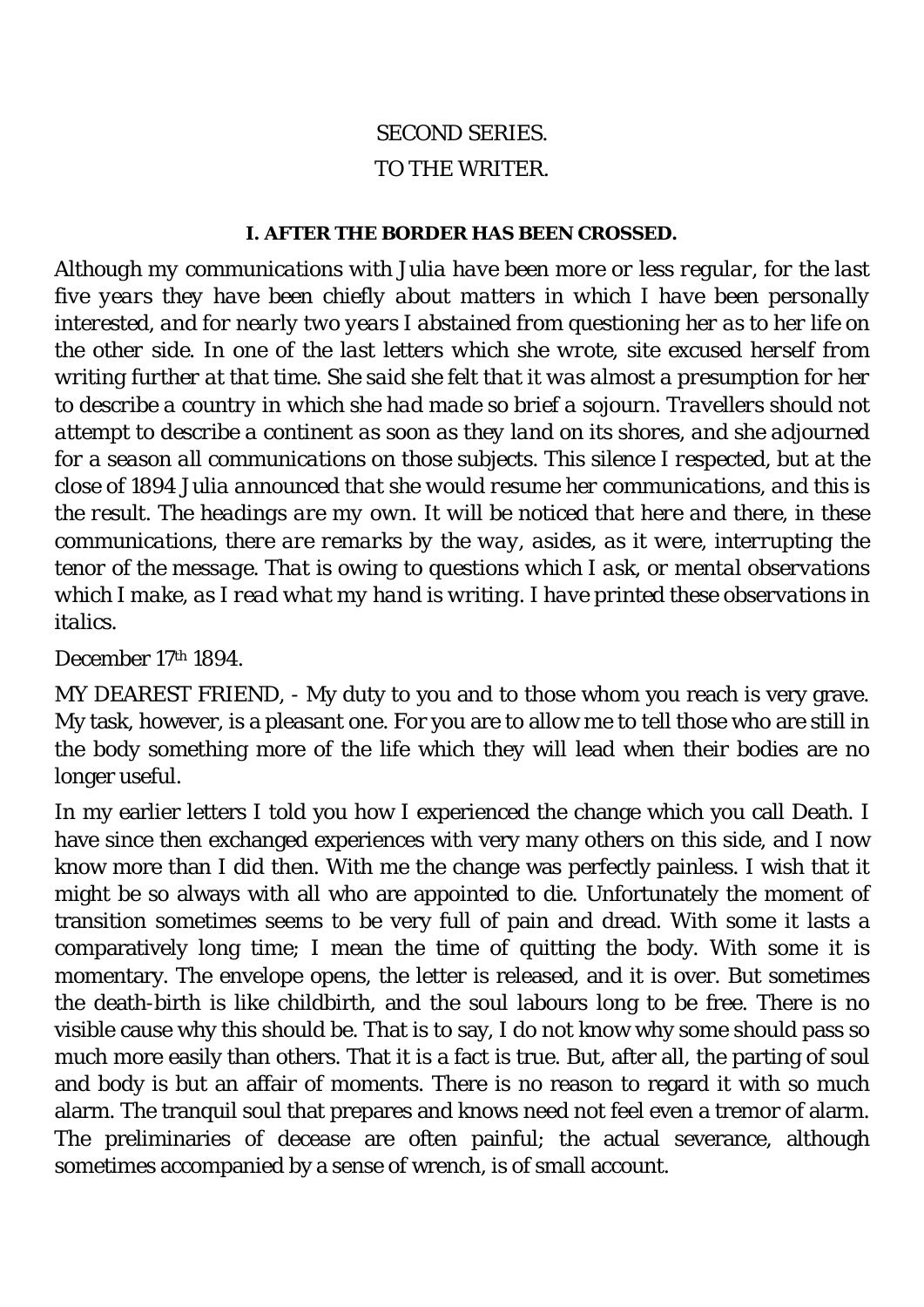SECOND SERIES.

TO THE WRITER.

### I. AFTER THE BORDER HAS BEEN CROSSED.

*Although my communications with Julia have been more or less regular, for the last five years they have been chiefly about matters in which I have been personally interested, and for nearly two years I abstained from questioning her as to her life on the other side. In one of the last letters which she wrote, site excused herself from writing further at that time. She said she felt that it was almost a presumption for her to describe a country in which she had made so brief a sojourn. Travellers should not attempt to describe a continent as soon as they land on its shores, and she adjourned for a season all communications on those subjects. This silence I respected, but at the close of 1894 Julia announced that she would resume her communications, and this is the result. The headings are my own. It will be noticed that here and there, in these communications, there are remarks by the way, asides, as it were, interrupting the tenor of the message. That is owing to questions which I ask, or mental observations which I make, as I read what my hand is writing. I have printed these observations in italics.*

December 17th 1894.

MY DEAREST FRIEND, - My duty to you and to those whom you reach is very grave. My task, however, is a pleasant one. For you are to allow me to tell those who are still in the body something more of the life which they will lead when their bodies are no longer useful.

In my earlier letters I told you how I experienced the change which you call Death. I have since then exchanged experiences with very many others on this side, and I now know more than I did then. With me the change was perfectly painless. I wish that it might be so always with all who are appointed to die. Unfortunately the moment of transition sometimes seems to be very full of pain and dread. With some it lasts a comparatively long time; I mean the time of quitting the body. With some it is momentary. The envelope opens, the letter is released, and it is over. But sometimes the death-birth is like childbirth, and the soul labours long to be free. There is no visible cause why this should be. That is to say, I do not know why some should pass so much more easily than others. That it is a fact is true. But, after all, the parting of soul and body is but an affair of moments. There is no reason to regard it with so much alarm. The tranquil soul that prepares and knows need not feel even a tremor of alarm. The preliminaries of decease are often painful; the actual severance, although sometimes accompanied by a sense of wrench, is of small account.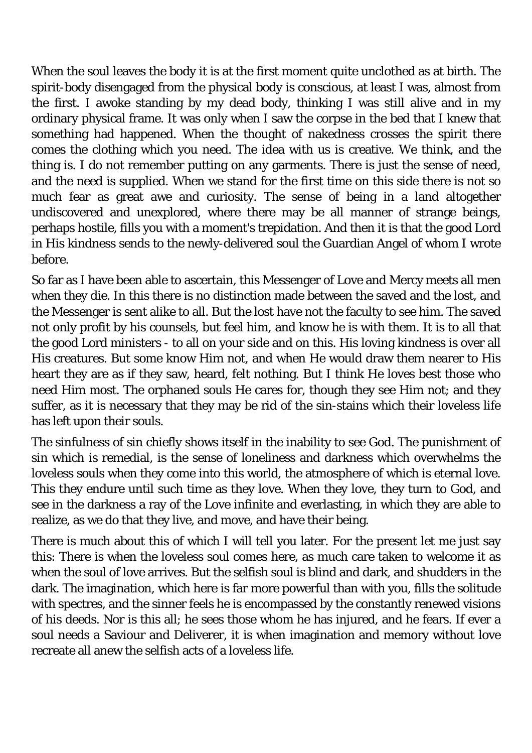When the soul leaves the body it is at the first moment quite unclothed as at birth. The spirit-body disengaged from the physical body is conscious, at least I was, almost from the first. I awoke standing by my dead body, thinking I was still alive and in my ordinary physical frame. It was only when I saw the corpse in the bed that I knew that something had happened. When the thought of nakedness crosses the spirit there comes the clothing which you need. The idea with us is creative. We think, and the thing is. I do not remember putting on any garments. There is just the sense of need, and the need is supplied. When we stand for the first time on this side there is not so much fear as great awe and curiosity. The sense of being in a land altogether undiscovered and unexplored, where there may be all manner of strange beings, perhaps hostile, fills you with a moment's trepidation. And then it is that the good Lord in His kindness sends to the newly-delivered soul the Guardian Angel of whom I wrote before.

So far as I have been able to ascertain, this Messenger of Love and Mercy meets all men when they die. In this there is no distinction made between the saved and the lost, and the Messenger is sent alike to all. But the lost have not the faculty to see him. The saved not only profit by his counsels, but feel him, and know he is with them. It is to all that the good Lord ministers - to all on your side and on this. His loving kindness is over all His creatures. But some know Him not, and when He would draw them nearer to His heart they are as if they saw, heard, felt nothing. But I think He loves best those who need Him most. The orphaned souls He cares for, though they see Him not; and they suffer, as it is necessary that they may be rid of the sin-stains which their loveless life has left upon their souls.

The sinfulness of sin chiefly shows itself in the inability to see God. The punishment of sin which is remedial, is the sense of loneliness and darkness which overwhelms the loveless souls when they come into this world, the atmosphere of which is eternal love. This they endure until such time as they love. When they love, they turn to God, and see in the darkness a ray of the Love infinite and everlasting, in which they are able to realize, as we do that they live, and move, and have their being.

There is much about this of which I will tell you later. For the present let me just say this: There is when the loveless soul comes here, as much care taken to welcome it as when the soul of love arrives. But the selfish soul is blind and dark, and shudders in the dark. The imagination, which here is far more powerful than with you, fills the solitude with spectres, and the sinner feels he is encompassed by the constantly renewed visions of his deeds. Nor is this all; he sees those whom he has injured, and he fears. If ever a soul needs a Saviour and Deliverer, it is when imagination and memory without love recreate all anew the selfish acts of a loveless life.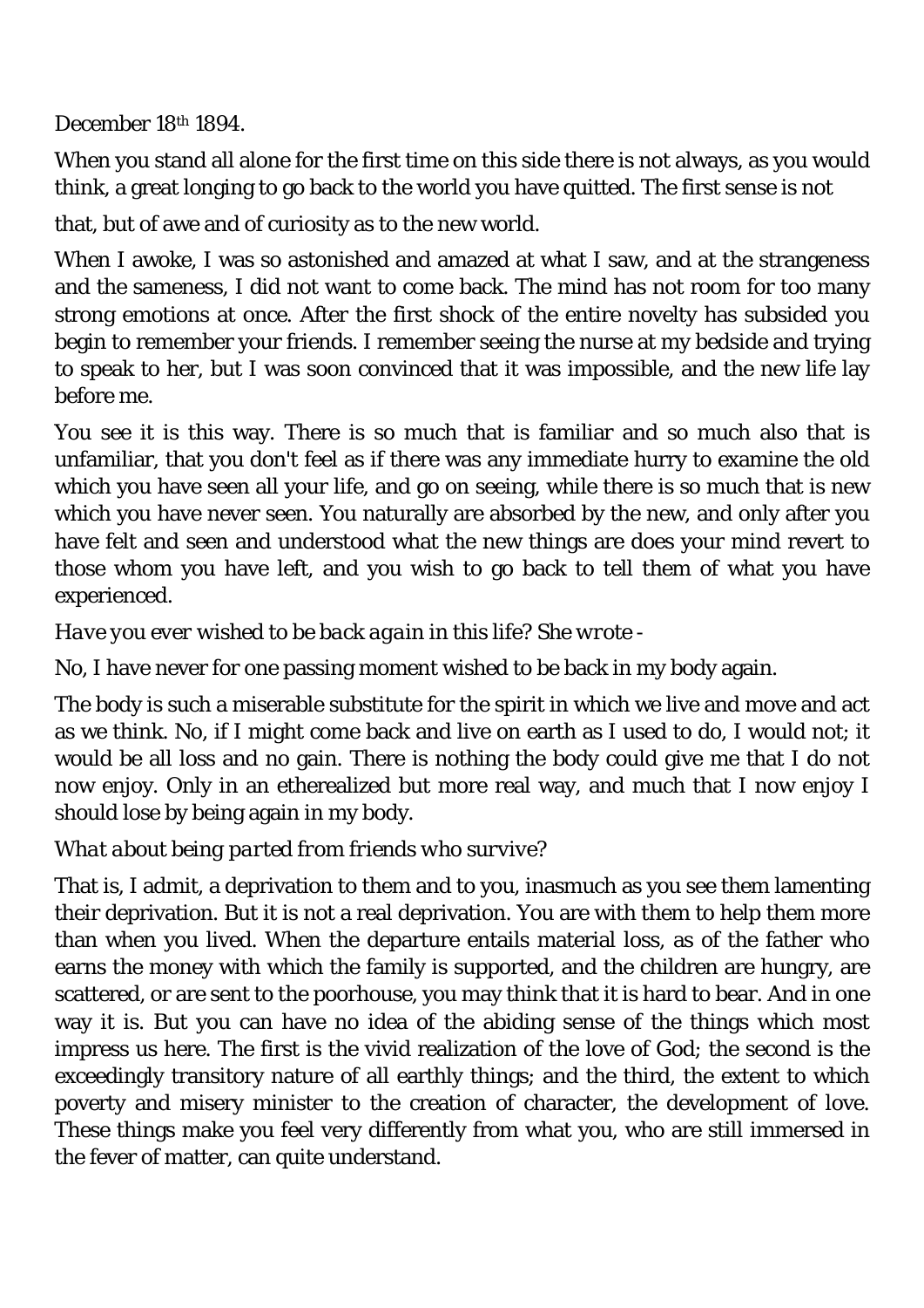December 18th 1894.

When you stand all alone for the first time on this side there is not always, as you would think, a great longing to go back to the world you have quitted. The first sense is not that, but of awe and of curiosity as to the new world.

When I awoke, I was so astonished and amazed at what I saw, and at the strangeness and the sameness, I did not want to come back. The mind has not room for too many strong emotions at once. After the first shock of the entire novelty has subsided you begin to remember your friends. I remember seeing the nurse at my bedside and trying to speak to her, but I was soon convinced that it was impossible, and the new life lay before me.

You see it is this way. There is so much that is familiar and so much also that is unfamiliar, that you don't feel as if there was any immediate hurry to examine the old which you have seen all your life, and go on seeing, while there is so much that is new which you have never seen. You naturally are absorbed by the new, and only after you have felt and seen and understood what the new things are does your mind revert to those whom you have left, and you wish to go back to tell them of what you have experienced.

*Have you ever wished to be back again in this life? She wrote -*

No, I have never for one passing moment wished to be back in my body again.

The body is such a miserable substitute for the spirit in which we live and move and act as we think. No, if I might come back and live on earth as I used to do, I would not; it would be all loss and no gain. There is nothing the body could give me that I do not now enjoy. Only in an etherealized but more real way, and much that I now enjoy I should lose by being again in my body.

*What about being parted from friends who survive?*

That is, I admit, a deprivation to them and to you, inasmuch as you see them lamenting their deprivation. But it is not a real deprivation. You are with them to help them more than when you lived. When the departure entails material loss, as of the father who earns the money with which the family is supported, and the children are hungry, are scattered, or are sent to the poorhouse, you may think that it is hard to bear. And in one way it is. But you can have no idea of the abiding sense of the things which most impress us here. The first is the vivid realization of the love of God; the second is the exceedingly transitory nature of all earthly things; and the third, the extent to which poverty and misery minister to the creation of character, the development of love. These things make you feel very differently from what you, who are still immersed in the fever of matter, can quite understand.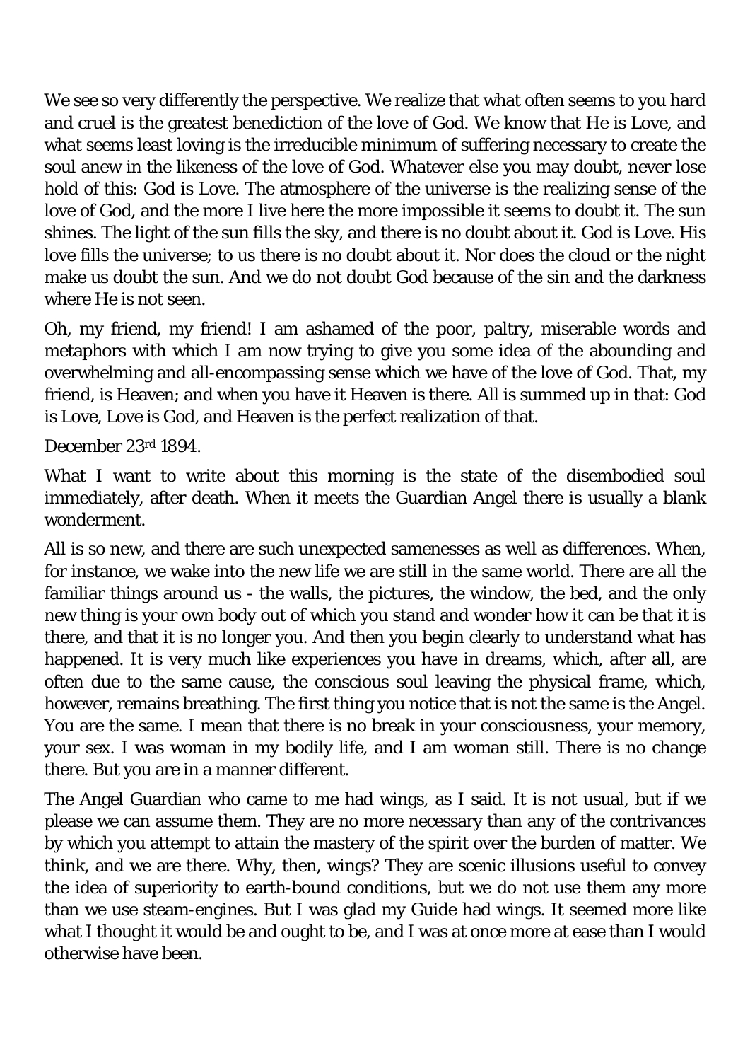We see so very differently the perspective. We realize that what often seems to you hard and cruel is the greatest benediction of the love of God. We know that He is Love, and what seems least loving is the irreducible minimum of suffering necessary to create the soul anew in the likeness of the love of God. Whatever else you may doubt, never lose hold of this: God is Love. The atmosphere of the universe is the realizing sense of the love of God, and the more I live here the more impossible it seems to doubt it. The sun shines. The light of the sun fills the sky, and there is no doubt about it. God is Love. His love fills the universe; to us there is no doubt about it. Nor does the cloud or the night make us doubt the sun. And we do not doubt God because of the sin and the darkness where He is not seen.

Oh, my friend, my friend! I am ashamed of the poor, paltry, miserable words and metaphors with which I am now trying to give you some idea of the abounding and overwhelming and all-encompassing sense which we have of the love of God. That, my friend, is Heaven; and when you have it Heaven is there. All is summed up in that: God is Love, Love is God, and Heaven is the perfect realization of that.

December 23rd 1894.

What I want to write about this morning is the state of the disembodied soul immediately, after death. When it meets the Guardian Angel there is usually a blank wonderment.

All is so new, and there are such unexpected samenesses as well as differences. When, for instance, we wake into the new life we are still in the same world. There are all the familiar things around us - the walls, the pictures, the window, the bed, and the only new thing is your own body out of which you stand and wonder how it can be that it is there, and that it is no longer you. And then you begin clearly to understand what has happened. It is very much like experiences you have in dreams, which, after all, are often due to the same cause, the conscious soul leaving the physical frame, which, however, remains breathing. The first thing you notice that is not the same is the Angel. You are the same. I mean that there is no break in your consciousness, your memory, your sex. I was woman in my bodily life, and I am woman still. There is no change there. But you are in a manner different.

The Angel Guardian who came to me had wings, as I said. It is not usual, but if we please we can assume them. They are no more necessary than any of the contrivances by which you attempt to attain the mastery of the spirit over the burden of matter. We think, and we are there. Why, then, wings? They are scenic illusions useful to convey the idea of superiority to earth-bound conditions, but we do not use them any more than we use steam-engines. But I was glad my Guide had wings. It seemed more like what I thought it would be and ought to be, and I was at once more at ease than I would otherwise have been.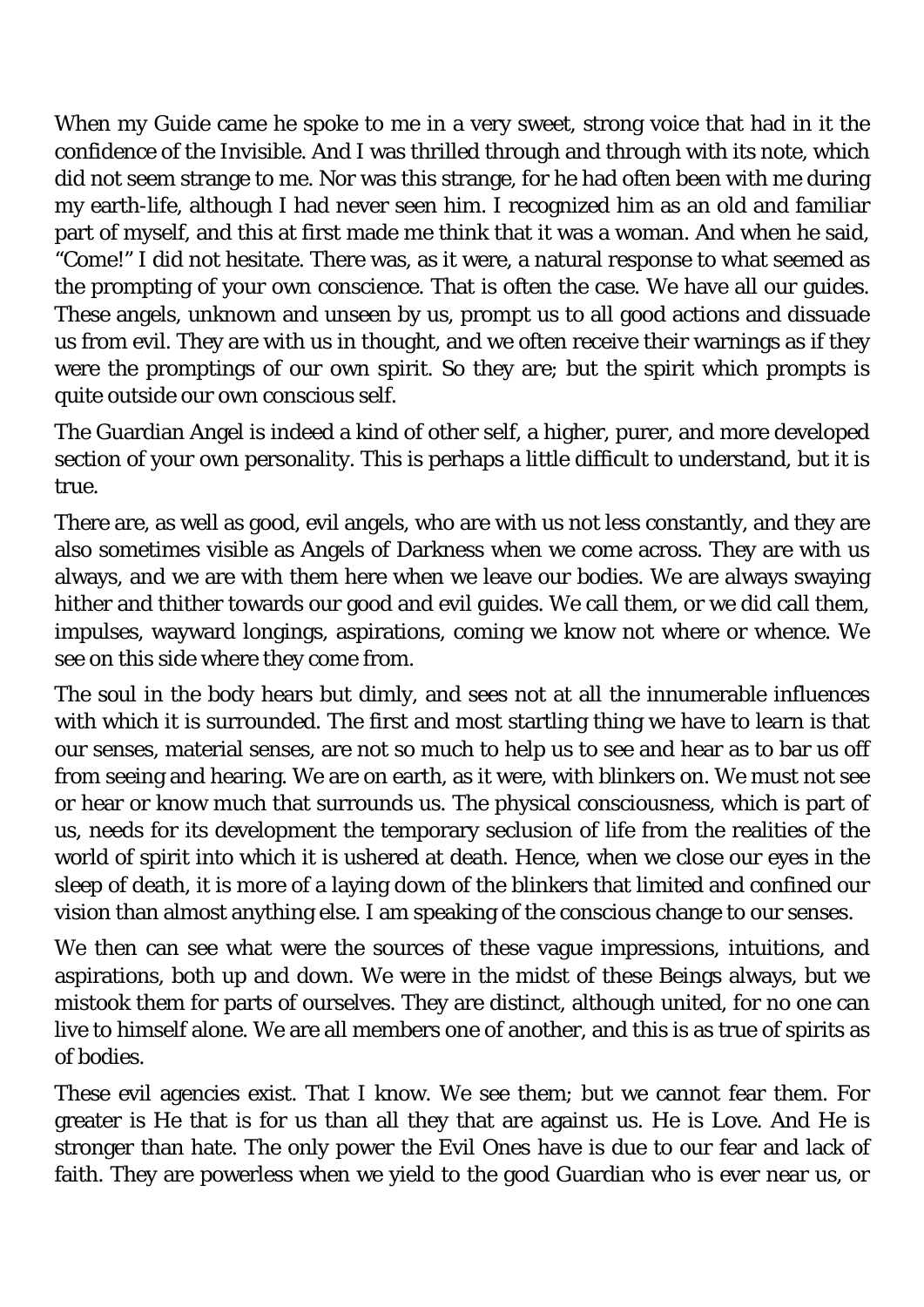When my Guide came he spoke to me in a very sweet, strong voice that had in it the confidence of the Invisible. And I was thrilled through and through with its note, which did not seem strange to me. Nor was this strange, for he had often been with me during my earth-life, although I had never seen him. I recognized him as an old and familiar part of myself, and this at first made me think that it was a woman. And when he said, "Come!" I did not hesitate. There was, as it were, a natural response to what seemed as the prompting of your own conscience. That is often the case. We have all our guides. These angels, unknown and unseen by us, prompt us to all good actions and dissuade us from evil. They are with us in thought, and we often receive their warnings as if they were the promptings of our own spirit. So they are; but the spirit which prompts is quite outside our own conscious self.

The Guardian Angel is indeed a kind of other self, a higher, purer, and more developed section of your own personality. This is perhaps a little difficult to understand, but it is true.

There are, as well as good, evil angels, who are with us not less constantly, and they are also sometimes visible as Angels of Darkness when we come across. They are with us always, and we are with them here when we leave our bodies. We are always swaying hither and thither towards our good and evil guides. We call them, or we did call them, impulses, wayward longings, aspirations, coming we know not where or whence. We see on this side where they come from.

The soul in the body hears but dimly, and sees not at all the innumerable influences with which it is surrounded. The first and most startling thing we have to learn is that our senses, material senses, are not so much to help us to see and hear as to bar us off from seeing and hearing. We are on earth, as it were, with blinkers on. We must not see or hear or know much that surrounds us. The physical consciousness, which is part of us, needs for its development the temporary seclusion of life from the realities of the world of spirit into which it is ushered at death. Hence, when we close our eyes in the sleep of death, it is more of a laying down of the blinkers that limited and confined our vision than almost anything else. I am speaking of the conscious change to our senses.

We then can see what were the sources of these vague impressions, intuitions, and aspirations, both up and down. We were in the midst of these Beings always, but we mistook them for parts of ourselves. They are distinct, although united, for no one can live to himself alone. We are all members one of another, and this is as true of spirits as of bodies.

These evil agencies exist. That I know. We see them; but we cannot fear them. For greater is He that is for us than all they that are against us. He is Love. And He is stronger than hate. The only power the Evil Ones have is due to our fear and lack of faith. They are powerless when we yield to the good Guardian who is ever near us, or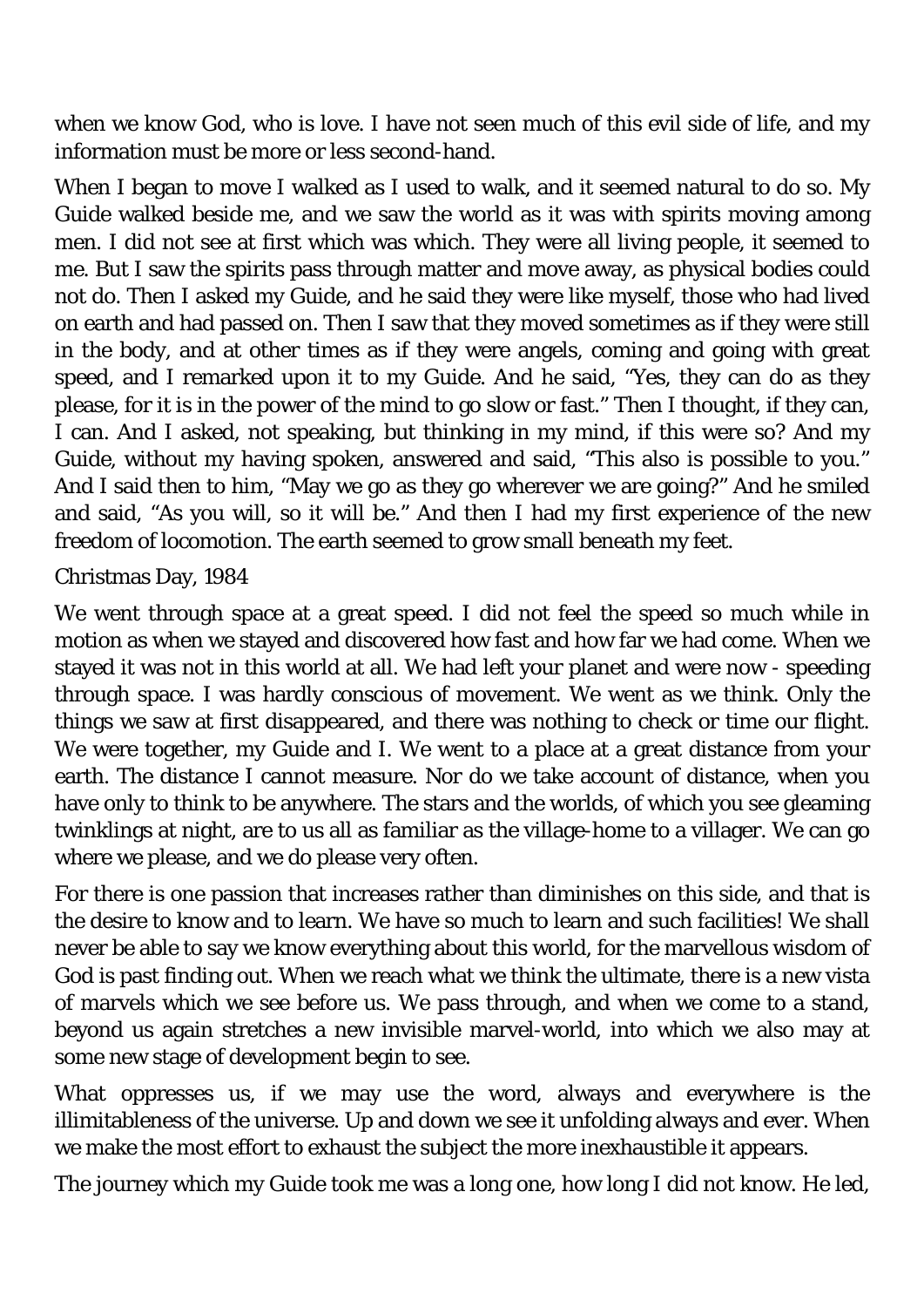when we know God, who is love. I have not seen much of this evil side of life, and my information must be more or less second-hand.

When I began to move I walked as I used to walk, and it seemed natural to do so. My Guide walked beside me, and we saw the world as it was with spirits moving among men. I did not see at first which was which. They were all living people, it seemed to me. But I saw the spirits pass through matter and move away, as physical bodies could not do. Then I asked my Guide, and he said they were like myself, those who had lived on earth and had passed on. Then I saw that they moved sometimes as if they were still in the body, and at other times as if they were angels, coming and going with great speed, and I remarked upon it to my Guide. And he said, "Yes, they can do as they please, for it is in the power of the mind to go slow or fast." Then I thought, if they can, I can. And I asked, not speaking, but thinking in my mind, if this were so? And my Guide, without my having spoken, answered and said, "This also is possible to you." And I said then to him, "May we go as they go wherever we are going?" And he smiled and said, "As you will, so it will be." And then I had my first experience of the new freedom of locomotion. The earth seemed to grow small beneath my feet.

Christmas Day, 1984

We went through space at a great speed. I did not feel the speed so much while in motion as when we stayed and discovered how fast and how far we had come. When we stayed it was not in this world at all. We had left your planet and were now - speeding through space. I was hardly conscious of movement. We went as we think. Only the things we saw at first disappeared, and there was nothing to check or time our flight. We were together, my Guide and I. We went to a place at a great distance from your earth. The distance I cannot measure. Nor do we take account of distance, when you have only to think to be anywhere. The stars and the worlds, of which you see gleaming twinklings at night, are to us all as familiar as the village-home to a villager. We can go where we please, and we do please very often.

For there is one passion that increases rather than diminishes on this side, and that is the desire to know and to learn. We have so much to learn and such facilities! We shall never be able to say we know everything about this world, for the marvellous wisdom of God is past finding out. When we reach what we think the ultimate, there is a new vista of marvels which we see before us. We pass through, and when we come to a stand, beyond us again stretches a new invisible marvel-world, into which we also may at some new stage of development begin to see.

What oppresses us, if we may use the word, always and everywhere is the illimitableness of the universe. Up and down we see it unfolding always and ever. When we make the most effort to exhaust the subject the more inexhaustible it appears.

The journey which my Guide took me was a long one, how long I did not know. He led,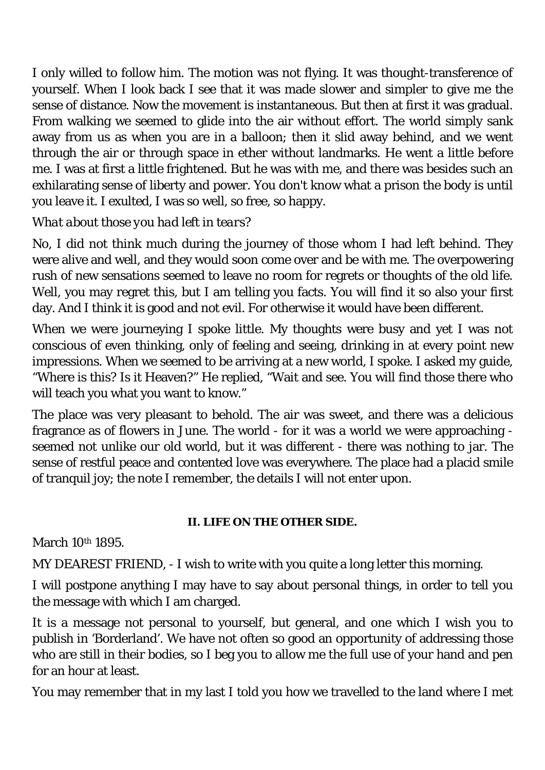I only willed to follow him. The motion was not flying. It was thought-transference of yourself. When I look back I see that it was made slower and simpler to give me the sense of distance. Now the movement is instantaneous. But then at first it was gradual. From walking we seemed to glide into the air without effort. The world simply sank away from us as when you are in a balloon; then it slid away behind, and we went through the air or through space in ether without landmarks. He went a little before me. I was at first a little frightened. But he was with me, and there was besides such an exhilarating sense of liberty and power. You don't know what a prison the body is until you leave it. I exulted, I was so well, so free, so happy.

*What about those you had left in tears?*

No, I did not think much during the journey of those whom I had left behind. They were alive and well, and they would soon come over and be with me. The overpowering rush of new sensations seemed to leave no room for regrets or thoughts of the old life. Well, you may regret this, but I am telling you facts. You will find it so also your first day. And I think it is good and not evil. For otherwise it would have been different.

When we were journeying I spoke little. My thoughts were busy and yet I was not conscious of even thinking, only of feeling and seeing, drinking in at every point new impressions. When we seemed to be arriving at a new world, I spoke. I asked my guide, "Where is this? Is it Heaven?" He replied, "Wait and see. You will find those there who will teach you what you want to know."

The place was very pleasant to behold. The air was sweet, and there was a delicious fragrance as of flowers in June. The world - for it was a world we were approaching - seemed not unlike our old world, but it was different - there was nothing to jar. The sense of restful peace and contented love was everywhere. The place had a placid smile of tranquil joy; the note I remember, the details I will not enter upon.

## II. LIFE ON THE OTHER SIDE.

March 10th 1895.

MY DEAREST FRIEND, - I wish to write with you quite a long letter this morning.

I will postpone anything I may have to say about personal things, in order to tell you the message with which I am charged.

It is a message not personal to yourself, but general, and one which I wish you to publish in 'Borderland'. We have not often so good an opportunity of addressing those who are still in their bodies, so I beg you to allow me the full use of your hand and pen for an hour at least.

You may remember that in my last I told you how we travelled to the land where I met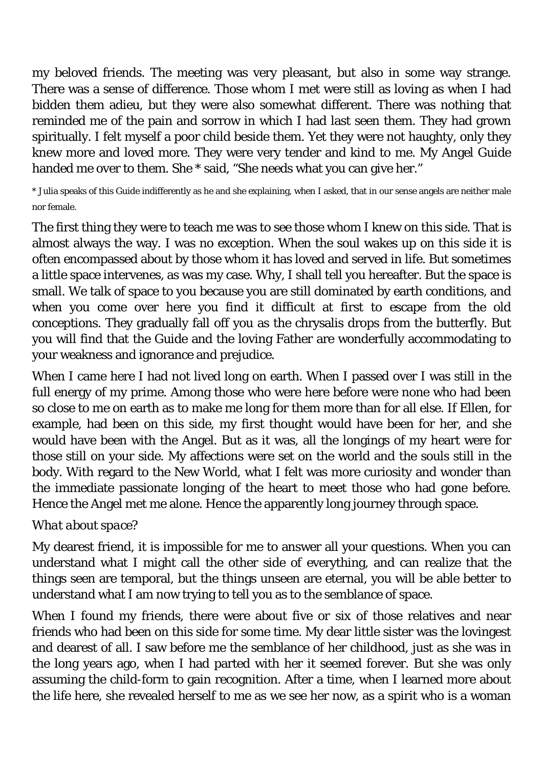my beloved friends. The meeting was very pleasant, but also in some way strange. There was a sense of difference. Those whom I met were still as loving as when I had bidden them adieu, but they were also somewhat different. There was nothing that reminded me of the pain and sorrow in which I had last seen them. They had grown spiritually. I felt myself a poor child beside them. Yet they were not haughty, only they knew more and loved more. They were very tender and kind to me. My Angel Guide handed me over to them. She * said, "She needs what you can give her."

* Julia speaks of this Guide indifferently as he and she explaining, when I asked, that in our sense angels are neither male nor female.

The first thing they were to teach me was to see those whom I knew on this side. That is almost always the way. I was no exception. When the soul wakes up on this side it is often encompassed about by those whom it has loved and served in life. But sometimes a little space intervenes, as was my case. Why, I shall tell you hereafter. But the space is small. We talk of space to you because you are still dominated by earth conditions, and when you come over here you find it difficult at first to escape from the old conceptions. They gradually fall off you as the chrysalis drops from the butterfly. But you will find that the Guide and the loving Father are wonderfully accommodating to your weakness and ignorance and prejudice.

When I came here I had not lived long on earth. When I passed over I was still in the full energy of my prime. Among those who were here before were none who had been so close to me on earth as to make me long for them more than for all else. If Ellen, for example, had been on this side, my first thought would have been for her, and she would have been with the Angel. But as it was, all the longings of my heart were for those still on your side. My affections were set on the world and the souls still in the body. With regard to the New World, what I felt was more curiosity and wonder than the immediate passionate longing of the heart to meet those who had gone before. Hence the Angel met me alone. Hence the apparently long journey through space.

*What about space?*

My dearest friend, it is impossible for me to answer all your questions. When you can understand what I might call the other side of everything, and can realize that the things seen are temporal, but the things unseen are eternal, you will be able better to understand what I am now trying to tell you as to the semblance of space.

When I found my friends, there were about five or six of those relatives and near friends who had been on this side for some time. My dear little sister was the lovingest and dearest of all. I saw before me the semblance of her childhood, just as she was in the long years ago, when I had parted with her it seemed forever. But she was only assuming the child-form to gain recognition. After a time, when I learned more about the life here, she revealed herself to me as we see her now, as a spirit who is a woman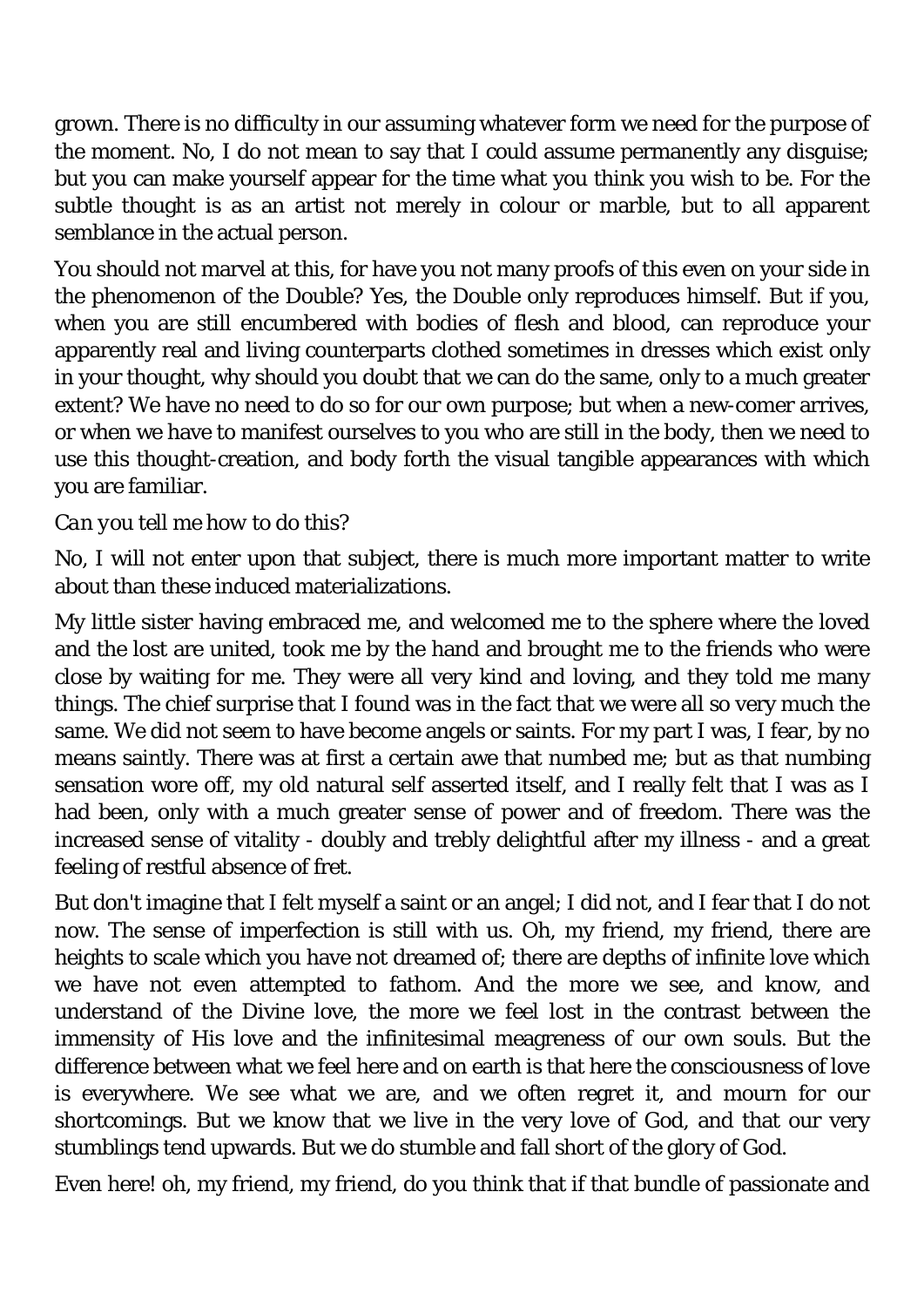grown. There is no difficulty in our assuming whatever form we need for the purpose of the moment. No, I do not mean to say that I could assume permanently any disguise; but you can make yourself appear for the time what you think you wish to be. For the subtle thought is as an artist not merely in colour or marble, but to all apparent semblance in the actual person.

You should not marvel at this, for have you not many proofs of this even on your side in the phenomenon of the Double? Yes, the Double only reproduces himself. But if you, when you are still encumbered with bodies of flesh and blood, can reproduce your apparently real and living counterparts clothed sometimes in dresses which exist only in your thought, why should you doubt that we can do the same, only to a much greater extent? We have no need to do so for our own purpose; but when a new-comer arrives, or when we have to manifest ourselves to you who are still in the body, then we need to use this thought-creation, and body forth the visual tangible appearances with which you are familiar.

*Can you tell me how to do this?*

No, I will not enter upon that subject, there is much more important matter to write about than these induced materializations.

My little sister having embraced me, and welcomed me to the sphere where the loved and the lost are united, took me by the hand and brought me to the friends who were close by waiting for me. They were all very kind and loving, and they told me many things. The chief surprise that I found was in the fact that we were all so very much the same. We did not seem to have become angels or saints. For my part I was, I fear, by no means saintly. There was at first a certain awe that numbed me; but as that numbing sensation wore off, my old natural self asserted itself, and I really felt that I was as I had been, only with a much greater sense of power and of freedom. There was the increased sense of vitality - doubly and trebly delightful after my illness - and a great feeling of restful absence of fret.

But don't imagine that I felt myself a saint or an angel; I did not, and I fear that I do not now. The sense of imperfection is still with us. Oh, my friend, my friend, there are heights to scale which you have not dreamed of; there are depths of infinite love which we have not even attempted to fathom. And the more we see, and know, and understand of the Divine love, the more we feel lost in the contrast between the immensity of His love and the infinitesimal meagreness of our own souls. But the difference between what we feel here and on earth is that here the consciousness of love is everywhere. We see what we are, and we often regret it, and mourn for our shortcomings. But we know that we live in the very love of God, and that our very stumblings tend upwards. But we do stumble and fall short of the glory of God.

Even here! oh, my friend, my friend, do you think that if that bundle of passionate and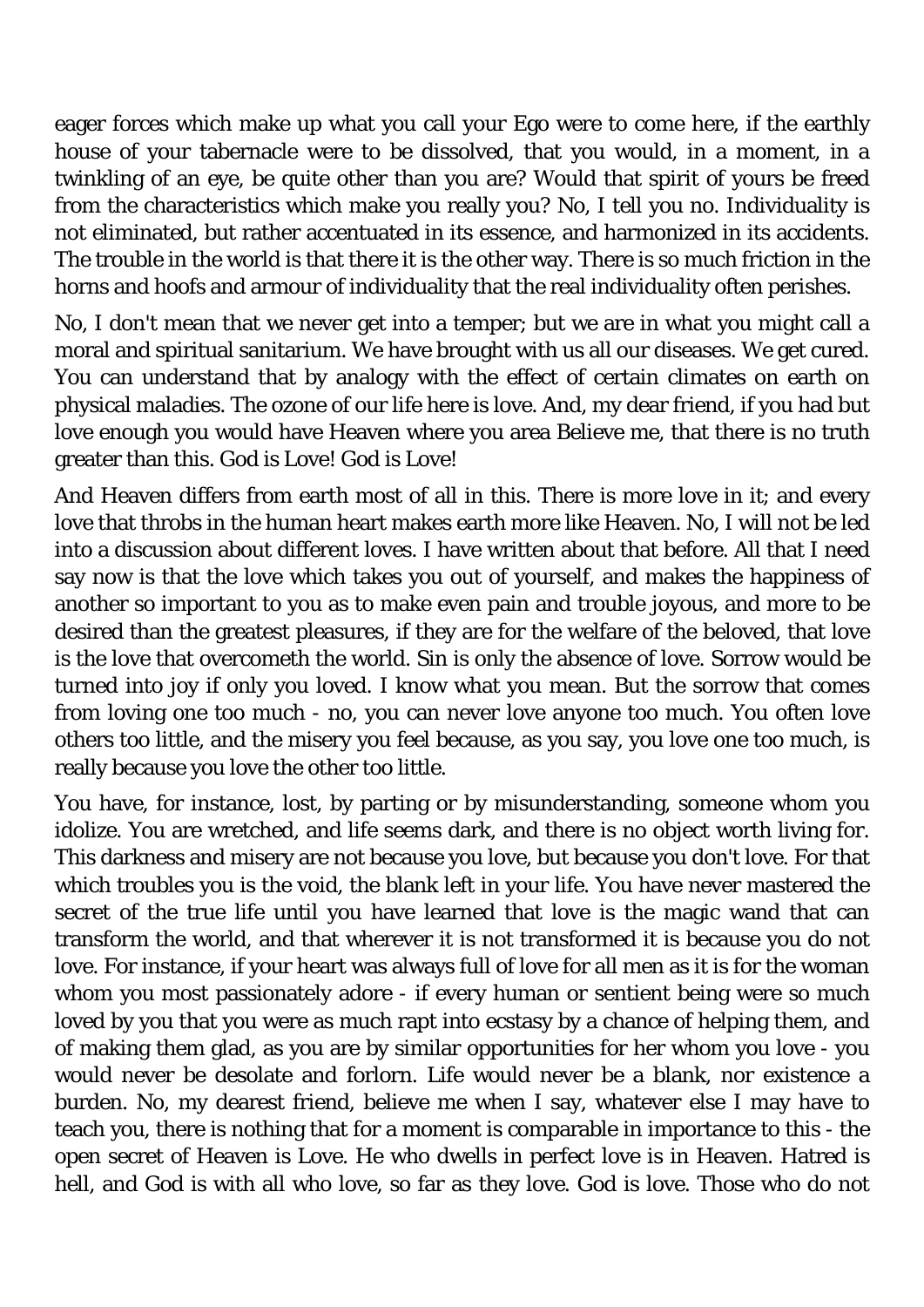eager forces which make up what you call your Ego were to come here, if the earthly house of your tabernacle were to be dissolved, that you would, in a moment, in a twinkling of an eye, be quite other than you are? Would that spirit of yours be freed from the characteristics which make you really you? No, I tell you no. Individuality is not eliminated, but rather accentuated in its essence, and harmonized in its accidents. The trouble in the world is that there it is the other way. There is so much friction in the horns and hoofs and armour of individuality that the real individuality often perishes.

No, I don't mean that we never get into a temper; but we are in what you might call a moral and spiritual sanitarium. We have brought with us all our diseases. We get cured. You can understand that by analogy with the effect of certain climates on earth on physical maladies. The ozone of our life here is love. And, my dear friend, if you had but love enough you would have Heaven where you area Believe me, that there is no truth greater than this. God is Love! God is Love!

And Heaven differs from earth most of all in this. There is more love in it; and every love that throbs in the human heart makes earth more like Heaven. No, I will not be led into a discussion about different loves. I have written about that before. All that I need say now is that the love which takes you out of yourself, and makes the happiness of another so important to you as to make even pain and trouble joyous, and more to be desired than the greatest pleasures, if they are for the welfare of the beloved, that love is the love that overcometh the world. Sin is only the absence of love. Sorrow would be turned into joy if only you loved. I know what you mean. But the sorrow that comes from loving one too much - no, you can never love anyone too much. You often love others too little, and the misery you feel because, as you say, you love one too much, is really because you love the other too little.

You have, for instance, lost, by parting or by misunderstanding, someone whom you idolize. You are wretched, and life seems dark, and there is no object worth living for. This darkness and misery are not because you love, but because you don't love. For that which troubles you is the void, the blank left in your life. You have never mastered the secret of the true life until you have learned that love is the magic wand that can transform the world, and that wherever it is not transformed it is because you do not love. For instance, if your heart was always full of love for all men as it is for the woman whom you most passionately adore - if every human or sentient being were so much loved by you that you were as much rapt into ecstasy by a chance of helping them, and of making them glad, as you are by similar opportunities for her whom you love - you would never be desolate and forlorn. Life would never be a blank, nor existence a burden. No, my dearest friend, believe me when I say, whatever else I may have to teach you, there is nothing that for a moment is comparable in importance to this - the open secret of Heaven is Love. He who dwells in perfect love is in Heaven. Hatred is hell, and God is with all who love, so far as they love. God is love. Those who do not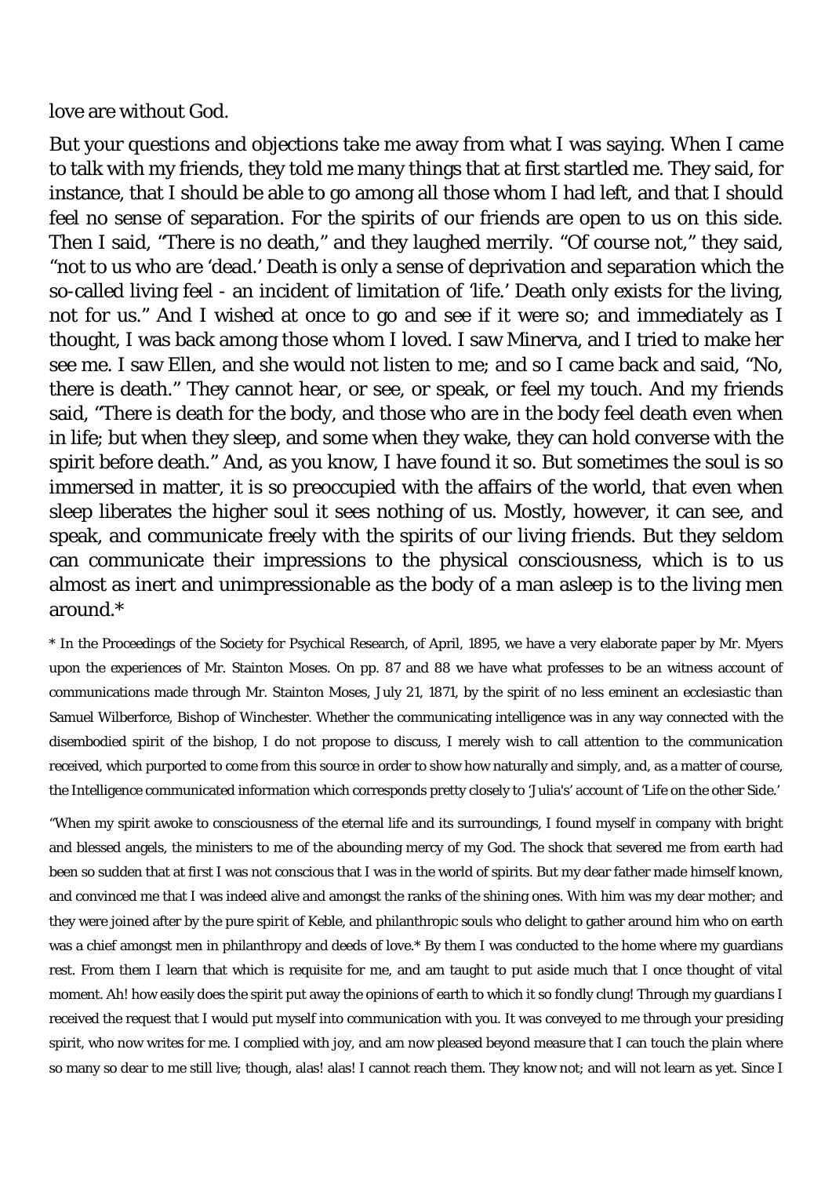love are without God.

But your questions and objections take me away from what I was saying. When I came to talk with my friends, they told me many things that at first startled me. They said, for instance, that I should be able to go among all those whom I had left, and that I should feel no sense of separation. For the spirits of our friends are open to us on this side. Then I said, "There is no death," and they laughed merrily. "Of course not," they said, "not to us who are 'dead.' Death is only a sense of deprivation and separation which the so-called living feel - an incident of limitation of 'life.' Death only exists for the living, not for us." And I wished at once to go and see if it were so; and immediately as I thought, I was back among those whom I loved. I saw Minerva, and I tried to make her see me. I saw Ellen, and she would not listen to me; and so I came back and said, "No, there is death." They cannot hear, or see, or speak, or feel my touch. And my friends said, "There is death for the body, and those who are in the body feel death even when in life; but when they sleep, and some when they wake, they can hold converse with the spirit before death." And, as you know, I have found it so. But sometimes the soul is so immersed in matter, it is so preoccupied with the affairs of the world, that even when sleep liberates the higher soul it sees nothing of us. Mostly, however, it can see, and speak, and communicate freely with the spirits of our living friends. But they seldom can communicate their impressions to the physical consciousness, which is to us almost as inert and unimpressionable as the body of a man asleep is to the living men around.*

* In the Proceedings of the Society for Psychical Research, of April, 1895, we have a very elaborate paper by Mr. Myers upon the experiences of Mr. Stainton Moses. On pp. 87 and 88 we have what professes to be an witness account of communications made through Mr. Stainton Moses, July 21, 1871, by the spirit of no less eminent an ecclesiastic than Samuel Wilberforce, Bishop of Winchester. Whether the communicating intelligence was in any way connected with the disembodied spirit of the bishop, I do not propose to discuss, I merely wish to call attention to the communication received, which purported to come from this source in order to show how naturally and simply, and, as a matter of course, the Intelligence communicated information which corresponds pretty closely to 'Julia's' account of 'Life on the other Side.'

"When my spirit awoke to consciousness of the eternal life and its surroundings, I found myself in company with bright and blessed angels, the ministers to me of the abounding mercy of my God. The shock that severed me from earth had been so sudden that at first I was not conscious that I was in the world of spirits. But my dear father made himself known, and convinced me that I was indeed alive and amongst the ranks of the shining ones. With him was my dear mother; and they were joined after by the pure spirit of Keble, and philanthropic souls who delight to gather around him who on earth was a chief amongst men in philanthropy and deeds of love.* By them I was conducted to the home where my guardians rest. From them I learn that which is requisite for me, and am taught to put aside much that I once thought of vital moment. Ah! how easily does the spirit put away the opinions of earth to which it so fondly clung! Through my guardians I received the request that I would put myself into communication with you. It was conveyed to me through your presiding spirit, who now writes for me. I complied with joy, and am now pleased beyond measure that I can touch the plain where so many so dear to me still live; though, alas! alas! I cannot reach them. They know not; and will not learn as yet. Since I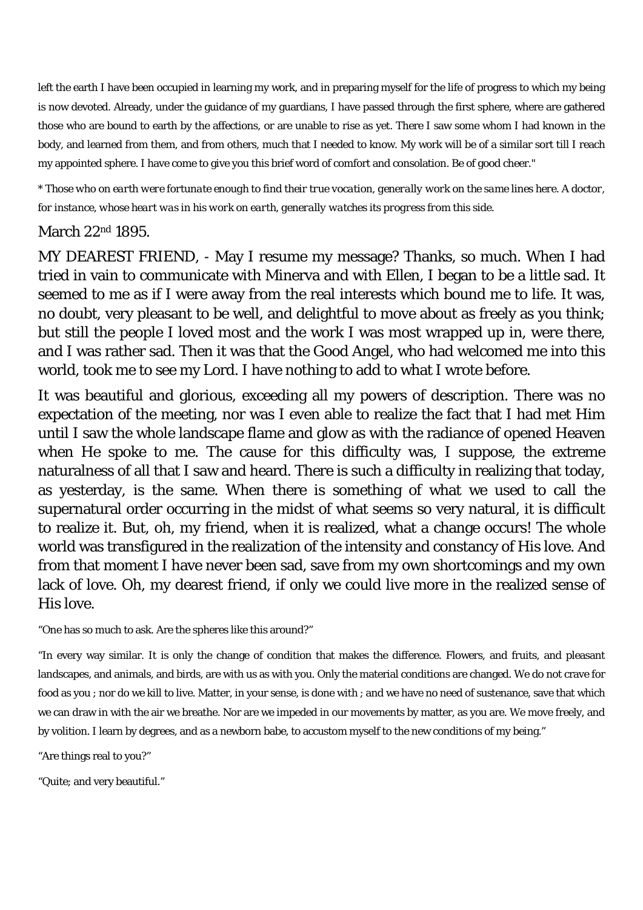left the earth I have been occupied in learning my work, and in preparing myself for the life of progress to which my being is now devoted. Already, under the guidance of my guardians, I have passed through the first sphere, where are gathered those who are bound to earth by the affections, or are unable to rise as yet. There I saw some whom I had known in the body, and learned from them, and from others, much that I needed to know. My work will be of a similar sort till I reach my appointed sphere. I have come to give you this brief word of comfort and consolation. Be of good cheer."

*\* Those who on earth were fortunate enough to find their true vocation, generally work on the same lines here. A doctor, for instance, whose heart was in his work on earth, generally watches its progress from this side.*

March 22nd 1895.

MY DEAREST FRIEND, - May I resume my message? Thanks, so much. When I had tried in vain to communicate with Minerva and with Ellen, I began to be a little sad. It seemed to me as if I were away from the real interests which bound me to life. It was, no doubt, very pleasant to be well, and delightful to move about as freely as you think; but still the people I loved most and the work I was most wrapped up in, were there, and I was rather sad. Then it was that the Good Angel, who had welcomed me into this world, took me to see my Lord. I have nothing to add to what I wrote before.

It was beautiful and glorious, exceeding all my powers of description. There was no expectation of the meeting, nor was I even able to realize the fact that I had met Him until I saw the whole landscape flame and glow as with the radiance of opened Heaven when He spoke to me. The cause for this difficulty was, I suppose, the extreme naturalness of all that I saw and heard. There is such a difficulty in realizing that today, as yesterday, is the same. When there is something of what we used to call the supernatural order occurring in the midst of what seems so very natural, it is difficult to realize it. But, oh, my friend, when it is realized, what a change occurs! The whole world was transfigured in the realization of the intensity and constancy of His love. And from that moment I have never been sad, save from my own shortcomings and my own lack of love. Oh, my dearest friend, if only we could live more in the realized sense of His love.

"One has so much to ask. Are the spheres like this around?"

"In every way similar. It is only the change of condition that makes the difference. Flowers, and fruits, and pleasant landscapes, and animals, and birds, are with us as with you. Only the material conditions are changed. We do not crave for food as you ; nor do we kill to live. Matter, in your sense, is done with ; and we have no need of sustenance, save that which we can draw in with the air we breathe. Nor are we impeded in our movements by matter, as you are. We move freely, and by volition. I learn by degrees, and as a newborn babe, to accustom myself to the new conditions of my being."

"Are things real to you?"

"Quite; and very beautiful."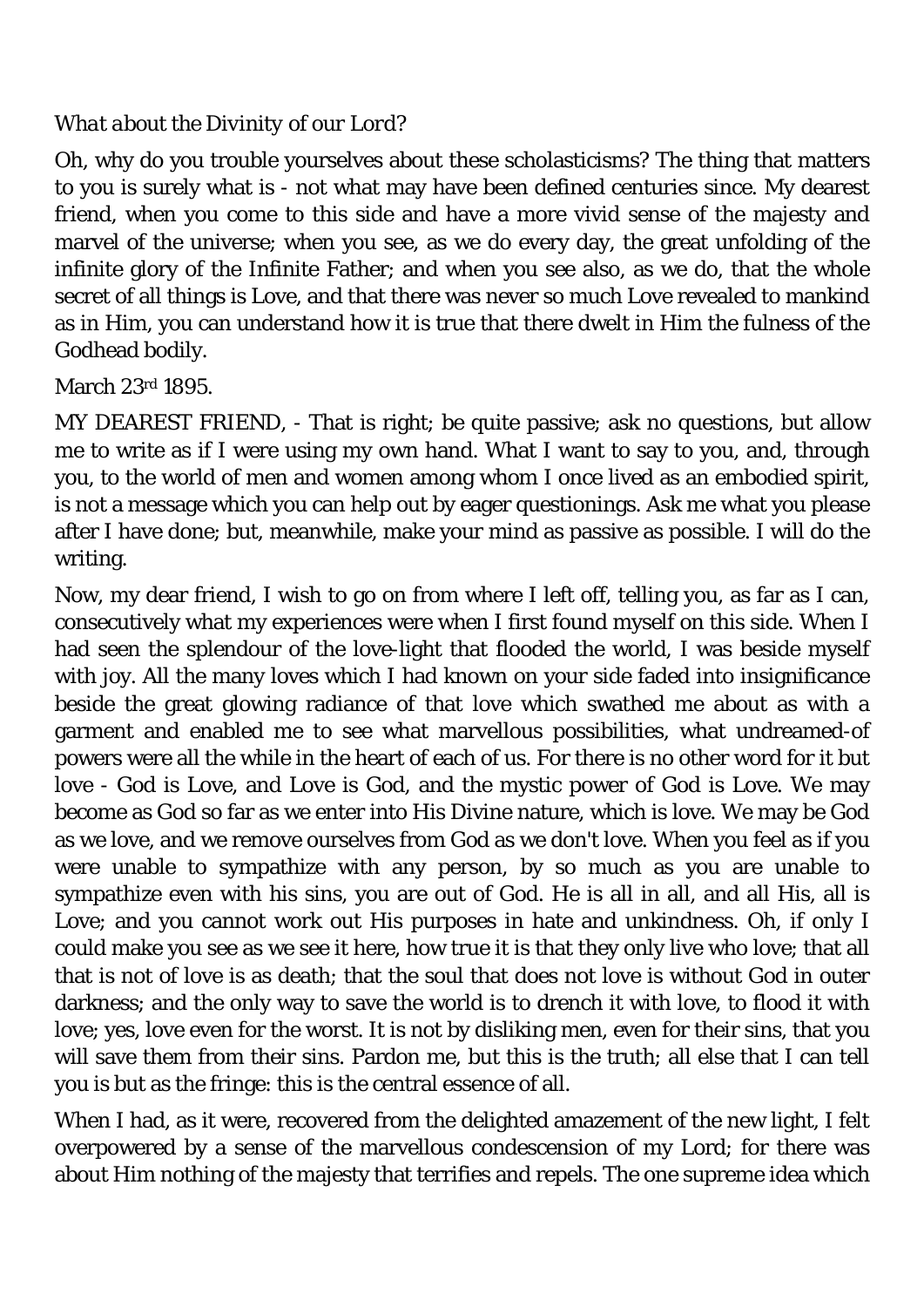*What about the Divinity of our Lord?*

Oh, why do you trouble yourselves about these scholasticisms? The thing that matters to you is surely what is - not what may have been defined centuries since. My dearest friend, when you come to this side and have a more vivid sense of the majesty and marvel of the universe; when you see, as we do every day, the great unfolding of the infinite glory of the Infinite Father; and when you see also, as we do, that the whole secret of all things is Love, and that there was never so much Love revealed to mankind as in Him, you can understand how it is true that there dwelt in Him the fulness of the Godhead bodily.

March 23rd 1895.

MY DEAREST FRIEND, - That is right; be quite passive; ask no questions, but allow me to write as if I were using my own hand. What I want to say to you, and, through you, to the world of men and women among whom I once lived as an embodied spirit, is not a message which you can help out by eager questionings. Ask me what you please after I have done; but, meanwhile, make your mind as passive as possible. I will do the writing.

Now, my dear friend, I wish to go on from where I left off, telling you, as far as I can, consecutively what my experiences were when I first found myself on this side. When I had seen the splendour of the love-light that flooded the world, I was beside myself with joy. All the many loves which I had known on your side faded into insignificance beside the great glowing radiance of that love which swathed me about as with a garment and enabled me to see what marvellous possibilities, what undreamed-of powers were all the while in the heart of each of us. For there is no other word for it but love - God is Love, and Love is God, and the mystic power of God is Love. We may become as God so far as we enter into His Divine nature, which is love. We may be God as we love, and we remove ourselves from God as we don't love. When you feel as if you were unable to sympathize with any person, by so much as you are unable to sympathize even with his sins, you are out of God. He is all in all, and all His, all is Love; and you cannot work out His purposes in hate and unkindness. Oh, if only I could make you see as we see it here, how true it is that they only live who love; that all that is not of love is as death; that the soul that does not love is without God in outer darkness; and the only way to save the world is to drench it with love, to flood it with love; yes, love even for the worst. It is not by disliking men, even for their sins, that you will save them from their sins. Pardon me, but this is the truth; all else that I can tell you is but as the fringe: this is the central essence of all.

When I had, as it were, recovered from the delighted amazement of the new light, I felt overpowered by a sense of the marvellous condescension of my Lord; for there was about Him nothing of the majesty that terrifies and repels. The one supreme idea which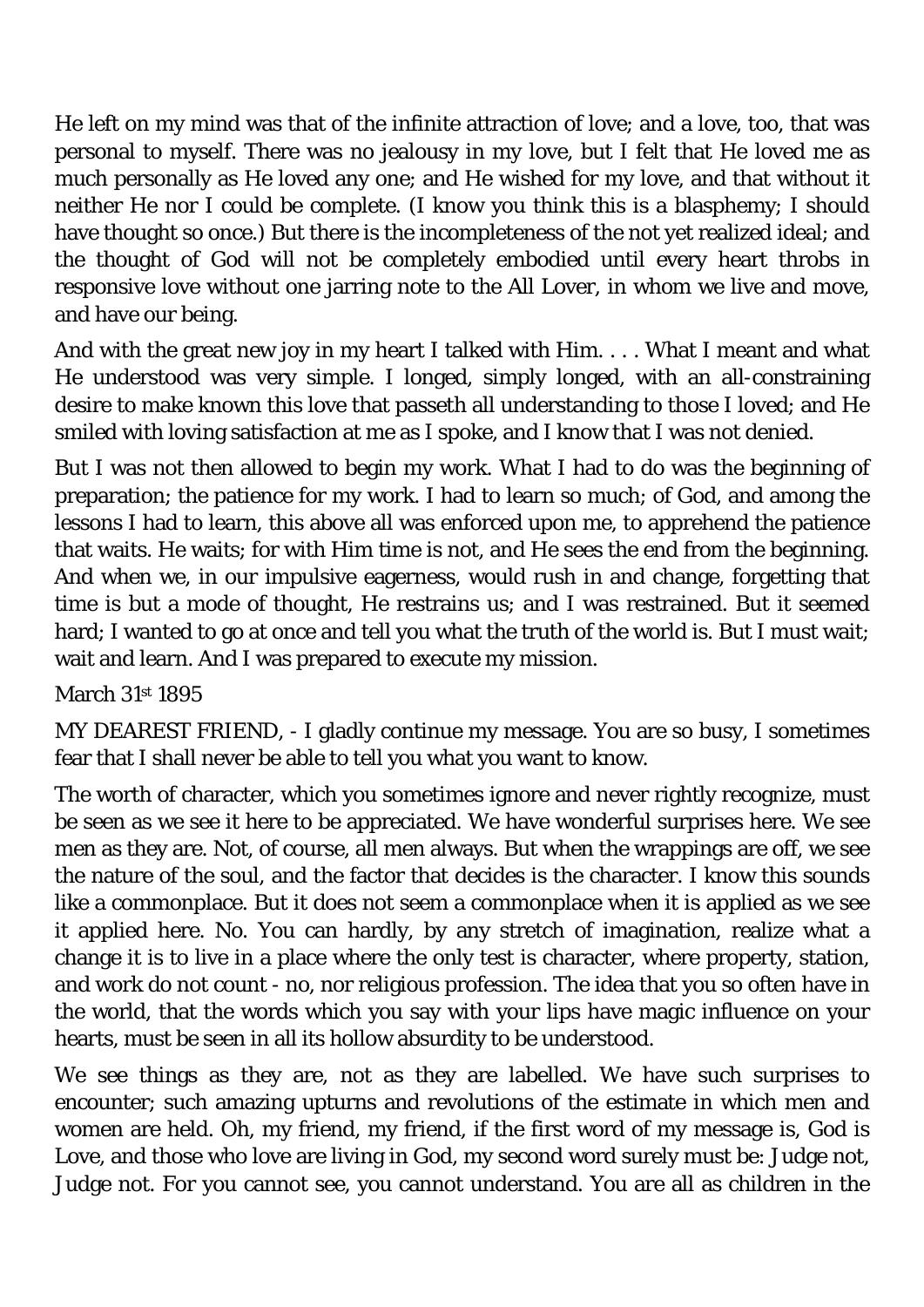He left on my mind was that of the infinite attraction of love; and a love, too, that was personal to myself. There was no jealousy in my love, but I felt that He loved me as much personally as He loved any one; and He wished for my love, and that without it neither He nor I could be complete. (I know you think this is a blasphemy; I should have thought so once.) But there is the incompleteness of the not yet realized ideal; and the thought of God will not be completely embodied until every heart throbs in responsive love without one jarring note to the All Lover, in whom we live and move, and have our being.

And with the great new joy in my heart I talked with Him. . . . What I meant and what He understood was very simple. I longed, simply longed, with an all-constraining desire to make known this love that passeth all understanding to those I loved; and He smiled with loving satisfaction at me as I spoke, and I know that I was not denied.

But I was not then allowed to begin my work. What I had to do was the beginning of preparation; the patience for my work. I had to learn so much; of God, and among the lessons I had to learn, this above all was enforced upon me, to apprehend the patience that waits. He waits; for with Him time is not, and He sees the end from the beginning. And when we, in our impulsive eagerness, would rush in and change, forgetting that time is but a mode of thought, He restrains us; and I was restrained. But it seemed hard; I wanted to go at once and tell you what the truth of the world is. But I must wait; wait and learn. And I was prepared to execute my mission.

March 31st 1895

MY DEAREST FRIEND, - I gladly continue my message. You are so busy, I sometimes fear that I shall never be able to tell you what you want to know.

The worth of character, which you sometimes ignore and never rightly recognize, must be seen as we see it here to be appreciated. We have wonderful surprises here. We see men as they are. Not, of course, all men always. But when the wrappings are off, we see the nature of the soul, and the factor that decides is the character. I know this sounds like a commonplace. But it does not seem a commonplace when it is applied as we see it applied here. No. You can hardly, by any stretch of imagination, realize what a change it is to live in a place where the only test is character, where property, station, and work do not count - no, nor religious profession. The idea that you so often have in the world, that the words which you say with your lips have magic influence on your hearts, must be seen in all its hollow absurdity to be understood.

We see things as they are, not as they are labelled. We have such surprises to encounter; such amazing upturns and revolutions of the estimate in which men and women are held. Oh, my friend, my friend, if the first word of my message is, God is Love, and those who love are living in God, my second word surely must be: Judge not, Judge not. For you cannot see, you cannot understand. You are all as children in the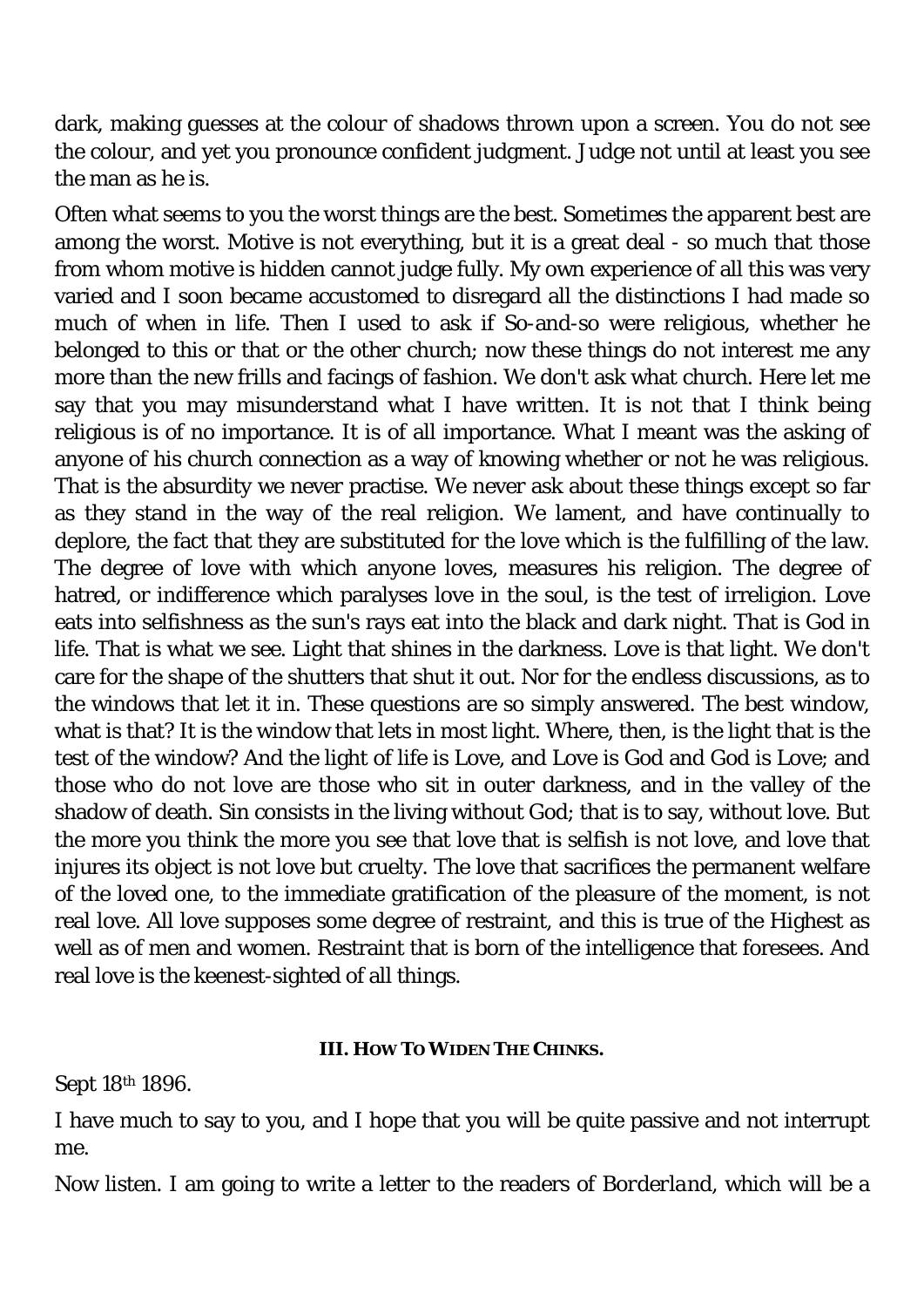dark, making guesses at the colour of shadows thrown upon a screen. You do not see the colour, and yet you pronounce confident judgment. Judge not until at least you see the man as he is.

Often what seems to you the worst things are the best. Sometimes the apparent best are among the worst. Motive is not everything, but it is a great deal - so much that those from whom motive is hidden cannot judge fully. My own experience of all this was very varied and I soon became accustomed to disregard all the distinctions I had made so much of when in life. Then I used to ask if So-and-so were religious, whether he belonged to this or that or the other church; now these things do not interest me any more than the new frills and facings of fashion. We don't ask what church. Here let me say that you may misunderstand what I have written. It is not that I think being religious is of no importance. It is of all importance. What I meant was the asking of anyone of his church connection as a way of knowing whether or not he was religious. That is the absurdity we never practise. We never ask about these things except so far as they stand in the way of the real religion. We lament, and have continually to deplore, the fact that they are substituted for the love which is the fulfilling of the law. The degree of love with which anyone loves, measures his religion. The degree of hatred, or indifference which paralyses love in the soul, is the test of irreligion. Love eats into selfishness as the sun's rays eat into the black and dark night. That is God in life. That is what we see. Light that shines in the darkness. Love is that light. We don't care for the shape of the shutters that shut it out. Nor for the endless discussions, as to the windows that let it in. These questions are so simply answered. The best window, what is that? It is the window that lets in most light. Where, then, is the light that is the test of the window? And the light of life is Love, and Love is God and God is Love; and those who do not love are those who sit in outer darkness, and in the valley of the shadow of death. Sin consists in the living without God; that is to say, without love. But the more you think the more you see that love that is selfish is not love, and love that injures its object is not love but cruelty. The love that sacrifices the permanent welfare of the loved one, to the immediate gratification of the pleasure of the moment, is not real love. All love supposes some degree of restraint, and this is true of the Highest as well as of men and women. Restraint that is born of the intelligence that foresees. And real love is the keenest-sighted of all things.

### III. How To Widen The Chinks.

Sept 18th 1896.

I have much to say to you, and I hope that you will be quite passive and not interrupt me.

Now listen. I am going to write a letter to the readers of *Borderland*, which will be a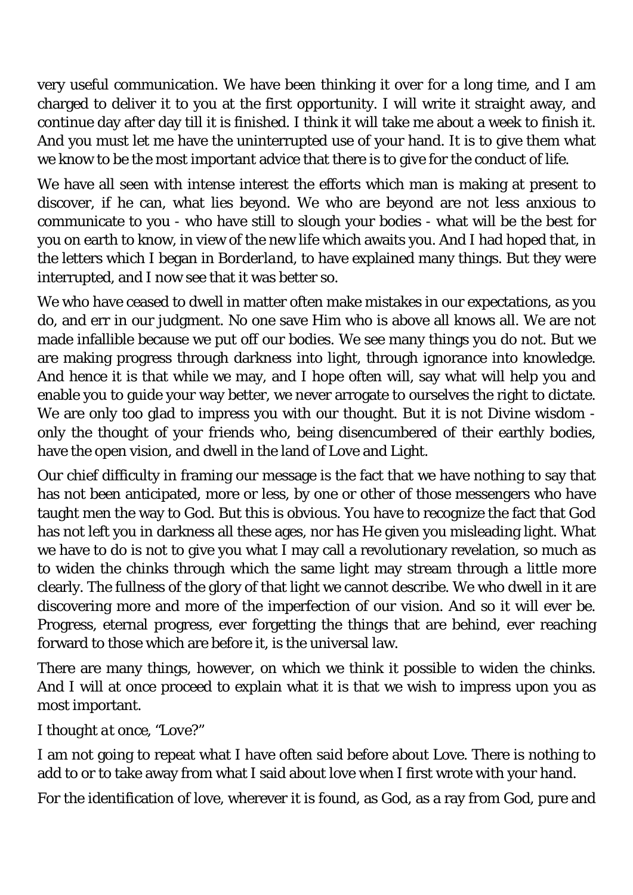very useful communication. We have been thinking it over for a long time, and I am charged to deliver it to you at the first opportunity. I will write it straight away, and continue day after day till it is finished. I think it will take me about a week to finish it. And you must let me have the uninterrupted use of your hand. It is to give them what we know to be the most important advice that there is to give for the conduct of life.

We have all seen with intense interest the efforts which man is making at present to discover, if he can, what lies beyond. We who are beyond are not less anxious to communicate to you - who have still to slough your bodies - what will be the best for you on earth to know, in view of the new life which awaits you. And I had hoped that, in the letters which I began in *Borderland*, to have explained many things. But they were interrupted, and I now see that it was better so.

We who have ceased to dwell in matter often make mistakes in our expectations, as you do, and err in our judgment. No one save Him who is above all knows all. We are not made infallible because we put off our bodies. We see many things you do not. But we are making progress through darkness into light, through ignorance into knowledge. And hence it is that while we may, and I hope often will, say what will help you and enable you to guide your way better, we never arrogate to ourselves the right to dictate. We are only too glad to impress you with our thought. But it is not Divine wisdom - only the thought of your friends who, being disencumbered of their earthly bodies, have the open vision, and dwell in the land of Love and Light.

Our chief difficulty in framing our message is the fact that we have nothing to say that has not been anticipated, more or less, by one or other of those messengers who have taught men the way to God. But this is obvious. You have to recognize the fact that God has not left you in darkness all these ages, nor has He given you misleading light. What we have to do is not to give you what I may call a revolutionary revelation, so much as to widen the chinks through which the same light may stream through a little more clearly. The fullness of the glory of that light we cannot describe. We who dwell in it are discovering more and more of the imperfection of our vision. And so it will ever be. Progress, eternal progress, ever forgetting the things that are behind, ever reaching forward to those which are before it, is the universal law.

There are many things, however, on which we think it possible to widen the chinks. And I will at once proceed to explain what it is that we wish to impress upon you as most important.

*I thought at once, "Love?"*

I am not going to repeat what I have often said before about Love. There is nothing to add to or to take away from what I said about love when I first wrote with your hand.

For the identification of love, wherever it is found, as God, as a ray from God, pure and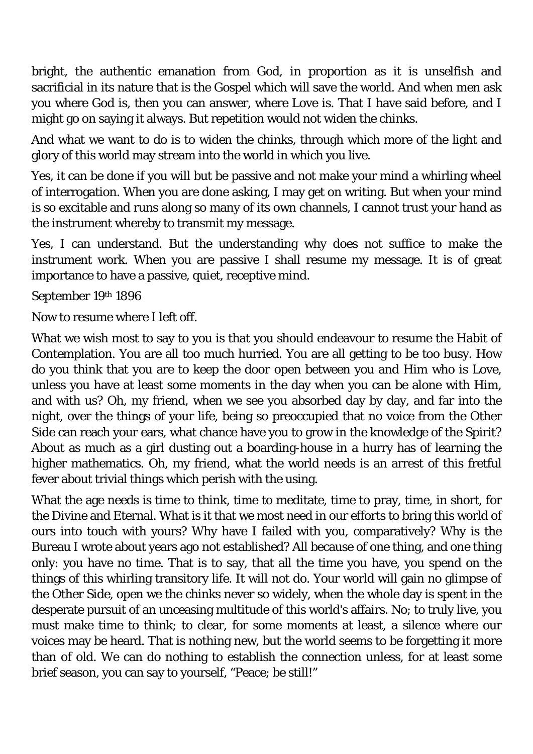bright, the authentic emanation from God, in proportion as it is unselfish and sacrificial in its nature that is the Gospel which will save the world. And when men ask you where God is, then you can answer, where Love is. That I have said before, and I might go on saying it always. But repetition would not widen the chinks.

And what we want to do is to widen the chinks, through which more of the light and glory of this world may stream into the world in which you live.

Yes, it can be done if you will but be passive and not make your mind a whirling wheel of interrogation. When you are done asking, I may get on writing. But when your mind is so excitable and runs along so many of its own channels, I cannot trust your hand as the instrument whereby to transmit my message.

Yes, I can understand. But the understanding why does not suffice to make the instrument work. When you are passive I shall resume my message. It is of great importance to have a passive, quiet, receptive mind.

September 19th 1896

Now to resume where I left off.

What we wish most to say to you is that you should endeavour to resume the Habit of Contemplation. You are all too much hurried. You are all getting to be too busy. How do you think that you are to keep the door open between you and Him who is Love, unless you have at least some moments in the day when you can be alone with Him, and with us? Oh, my friend, when we see you absorbed day by day, and far into the night, over the things of your life, being so preoccupied that no voice from the Other Side can reach your ears, what chance have you to grow in the knowledge of the Spirit? About as much as a girl dusting out a boarding-house in a hurry has of learning the higher mathematics. Oh, my friend, what the world needs is an arrest of this fretful fever about trivial things which perish with the using.

What the age needs is time to think, time to meditate, time to pray, time, in short, for the Divine and Eternal. What is it that we most need in our efforts to bring this world of ours into touch with yours? Why have I failed with you, comparatively? Why is the Bureau I wrote about years ago not established? All because of one thing, and one thing only: you have no time. That is to say, that all the time you have, you spend on the things of this whirling transitory life. It will not do. Your world will gain no glimpse of the Other Side, open we the chinks never so widely, when the whole day is spent in the desperate pursuit of an unceasing multitude of this world's affairs. No; to truly live, you must make time to think; to clear, for some moments at least, a silence where our voices may be heard. That is nothing new, but the world seems to be forgetting it more than of old. We can do nothing to establish the connection unless, for at least some brief season, you can say to yourself, "Peace; be still!"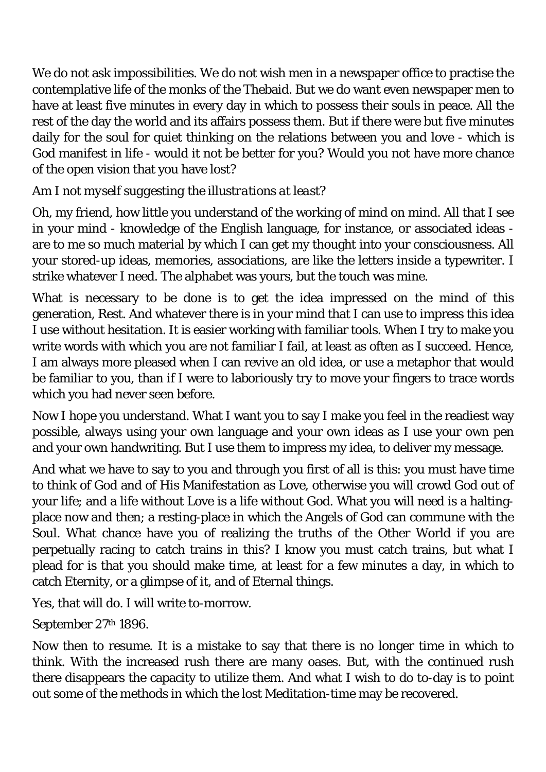We do not ask impossibilities. We do not wish men in a newspaper office to practise the contemplative life of the monks of the Thebaid. But we do want even newspaper men to have at least five minutes in every day in which to possess their souls in peace. All the rest of the day the world and its affairs possess them. But if there were but five minutes daily for the soul for quiet thinking on the relations between you and love - which is God manifest in life - would it not be better for you? Would you not have more chance of the open vision that you have lost?

*Am I not myself suggesting the illustrations at least?*

Oh, my friend, how little you understand of the working of mind on mind. All that I see in your mind - knowledge of the English language, for instance, or associated ideas - are to me so much material by which I can get my thought into your consciousness. All your stored-up ideas, memories, associations, are like the letters inside a typewriter. I strike whatever I need. The alphabet was yours, but the touch was mine.

What is necessary to be done is to get the idea impressed on the mind of this generation, Rest. And whatever there is in your mind that I can use to impress this idea I use without hesitation. It is easier working with familiar tools. When I try to make you write words with which you are not familiar I fail, at least as often as I succeed. Hence, I am always more pleased when I can revive an old idea, or use a metaphor that would be familiar to you, than if I were to laboriously try to move your fingers to trace words which you had never seen before.

Now I hope you understand. What I want you to say I make you feel in the readiest way possible, always using your own language and your own ideas as I use your own pen and your own handwriting. But I use them to impress my idea, to deliver my message.

And what we have to say to you and through you first of all is this: you must have time to think of God and of His Manifestation as Love, otherwise you will crowd God out of your life; and a life without Love is a life without God. What you will need is a halting-place now and then; a resting-place in which the Angels of God can commune with the Soul. What chance have you of realizing the truths of the Other World if you are perpetually racing to catch trains in this? I know you must catch trains, but what I plead for is that you should make time, at least for a few minutes a day, in which to catch Eternity, or a glimpse of it, and of Eternal things.

Yes, that will do. I will write to-morrow.

September 27th 1896.

Now then to resume. It is a mistake to say that there is no longer time in which to think. With the increased rush there are many oases. But, with the continued rush there disappears the capacity to utilize them. And what I wish to do to-day is to point out some of the methods in which the lost Meditation-time may be recovered.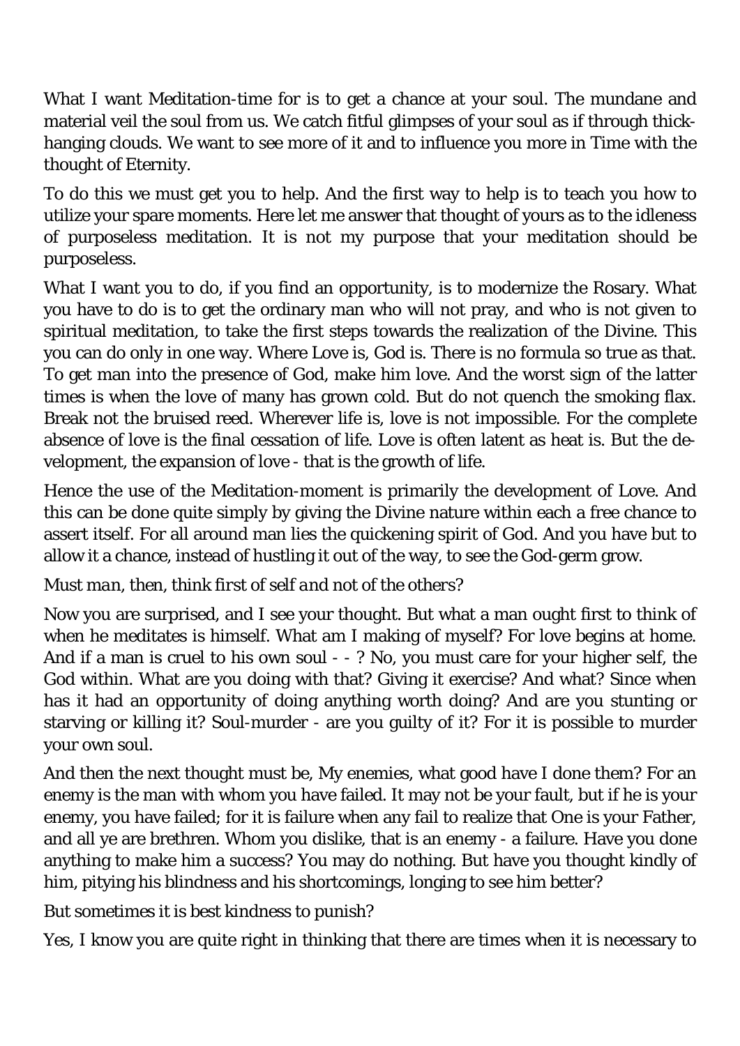What I want Meditation-time for is to get a chance at your soul. The mundane and material veil the soul from us. We catch fitful glimpses of your soul as if through thick-hanging clouds. We want to see more of it and to influence you more in Time with the thought of Eternity.

To do this we must get you to help. And the first way to help is to teach you how to utilize your spare moments. Here let me answer that thought of yours as to the idleness of purposeless meditation. It is not my purpose that your meditation should be purposeless.

What I want you to do, if you find an opportunity, is to modernize the Rosary. What you have to do is to get the ordinary man who will not pray, and who is not given to spiritual meditation, to take the first steps towards the realization of the Divine. This you can do only in one way. Where Love is, God is. There is no formula so true as that. To get man into the presence of God, make him love. And the worst sign of the latter times is when the love of many has grown cold. But do not quench the smoking flax. Break not the bruised reed. Wherever life is, love is not impossible. For the complete absence of love is the final cessation of life. Love is often latent as heat is. But the development, the expansion of love - that is the growth of life.

Hence the use of the Meditation-moment is primarily the development of Love. And this can be done quite simply by giving the Divine nature within each a free chance to assert itself. For all around man lies the quickening spirit of God. And you have but to allow it a chance, instead of hustling it out of the way, to see the God-germ grow.

*Must man, then, think first of self and not of the others?*

Now you are surprised, and I see your thought. But what a man ought first to think of when he meditates is himself. What am I making of myself? For love begins at home. And if a man is cruel to his own soul - - ? No, you must care for your higher self, the God within. What are you doing with that? Giving it exercise? And what? Since when has it had an opportunity of doing anything worth doing? And are you stunting or starving or killing it? Soul-murder - are you guilty of it? For it is possible to murder your own soul.

And then the next thought must be, My enemies, what good have I done them? For an enemy is the man with whom you have failed. It may not be your fault, but if he is your enemy, you have failed; for it is failure when any fail to realize that One is your Father, and all ye are brethren. Whom you dislike, that is an enemy - a failure. Have you done anything to make him a success? You may do nothing. But have you thought kindly of him, pitying his blindness and his shortcomings, longing to see him better?

*But sometimes it is best kindness to punish?*

Yes, I know you are quite right in thinking that there are times when it is necessary to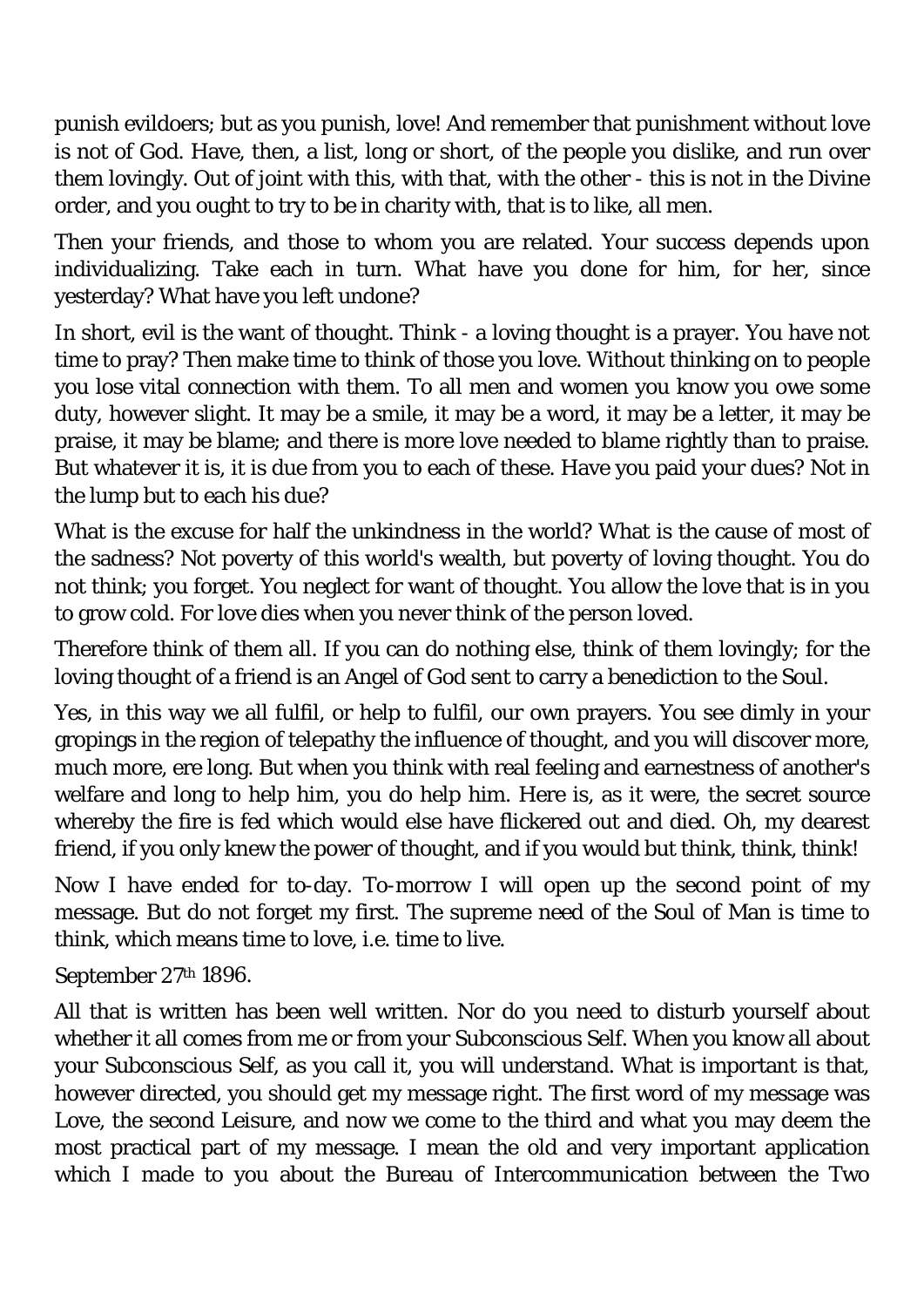punish evildoers; but as you punish, love! And remember that punishment without love is not of God. Have, then, a list, long or short, of the people you dislike, and run over them lovingly. Out of joint with this, with that, with the other - this is not in the Divine order, and you ought to try to be in charity with, that is to like, all men.

Then your friends, and those to whom you are related. Your success depends upon individualizing. Take each in turn. What have you done for him, for her, since yesterday? What have you left undone?

In short, evil is the want of thought. Think - a loving thought is a prayer. You have not time to pray? Then make time to think of those you love. Without thinking on to people you lose vital connection with them. To all men and women you know you owe some duty, however slight. It may be a smile, it may be a word, it may be a letter, it may be praise, it may be blame; and there is more love needed to blame rightly than to praise. But whatever it is, it is due from you to each of these. Have you paid your dues? Not in the lump but to each his due?

What is the excuse for half the unkindness in the world? What is the cause of most of the sadness? Not poverty of this world's wealth, but poverty of loving thought. You do not think; you forget. You neglect for want of thought. You allow the love that is in you to grow cold. For love dies when you never think of the person loved.

Therefore think of them all. If you can do nothing else, think of them lovingly; for the loving thought of a friend is an Angel of God sent to carry a benediction to the Soul.

Yes, in this way we all fulfil, or help to fulfil, our own prayers. You see dimly in your gropings in the region of telepathy the influence of thought, and you will discover more, much more, ere long. But when you think with real feeling and earnestness of another's welfare and long to help him, you do help him. Here is, as it were, the secret source whereby the fire is fed which would else have flickered out and died. Oh, my dearest friend, if you only knew the power of thought, and if you would but think, think, think!

Now I have ended for to-day. To-morrow I will open up the second point of my message. But do not forget my first. The supreme need of the Soul of Man is time to think, which means time to love, i.e. time to live.

September 27th 1896.

All that is written has been well written. Nor do you need to disturb yourself about whether it all comes from me or from your Subconscious Self. When you know all about your Subconscious Self, as you call it, you will understand. What is important is that, however directed, you should get my message right. The first word of my message was Love, the second Leisure, and now we come to the third and what you may deem the most practical part of my message. I mean the old and very important application which I made to you about the Bureau of Intercommunication between the Two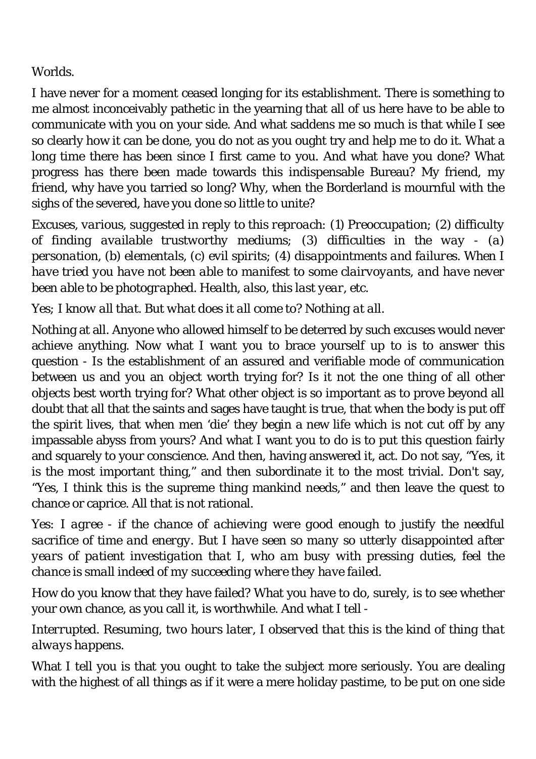Worlds.

I have never for a moment ceased longing for its establishment. There is something to me almost inconceivably pathetic in the yearning that all of us here have to be able to communicate with you on your side. And what saddens me so much is that while I see so clearly how it can be done, you do not as you ought try and help me to do it. What a long time there has been since I first came to you. And what have you done? What progress has there been made towards this indispensable Bureau? My friend, my friend, why have you tarried so long? Why, when the Borderland is mournful with the sighs of the severed, have you done so little to unite?

*Excuses, various, suggested in reply to this reproach: (1) Preoccupation; (2) difficulty of finding available trustworthy mediums; (3) difficulties in the way - (a) personation, (b) elementals, (c) evil spirits; (4) disappointments and failures. When I have tried you have not been able to manifest to some clairvoyants, and have never been able to be photographed. Health, also, this last year, etc.*

*Yes; I know all that. But what does it all come to? Nothing at all.*

Nothing at all. Anyone who allowed himself to be deterred by such excuses would never achieve anything. Now what I want you to brace yourself up to is to answer this question - Is the establishment of an assured and verifiable mode of communication between us and you an object worth trying for? Is it not the one thing of all other objects best worth trying for? What other object is so important as to prove beyond all doubt that all that the saints and sages have taught is true, that when the body is put off the spirit lives, that when men 'die' they begin a new life which is not cut off by any impassable abyss from yours? And what I want you to do is to put this question fairly and squarely to your conscience. And then, having answered it, act. Do not say, "Yes, it is the most important thing," and then subordinate it to the most trivial. Don't say, "Yes, I think this is the supreme thing mankind needs," and then leave the quest to chance or caprice. All that is not rational.

*Yes: I agree - if the chance of achieving were good enough to justify the needful sacrifice of time and energy. But I have seen so many so utterly disappointed after years of patient investigation that I, who am busy with pressing duties, feel the chance is small indeed of my succeeding where they have failed.*

How do you know that they have failed? What you have to do, surely, is to see whether your own chance, as you call it, is worthwhile. And what I tell -

*Interrupted. Resuming, two hours later, I observed that this is the kind of thing that always happens.*

What I tell you is that you ought to take the subject more seriously. You are dealing with the highest of all things as if it were a mere holiday pastime, to be put on one side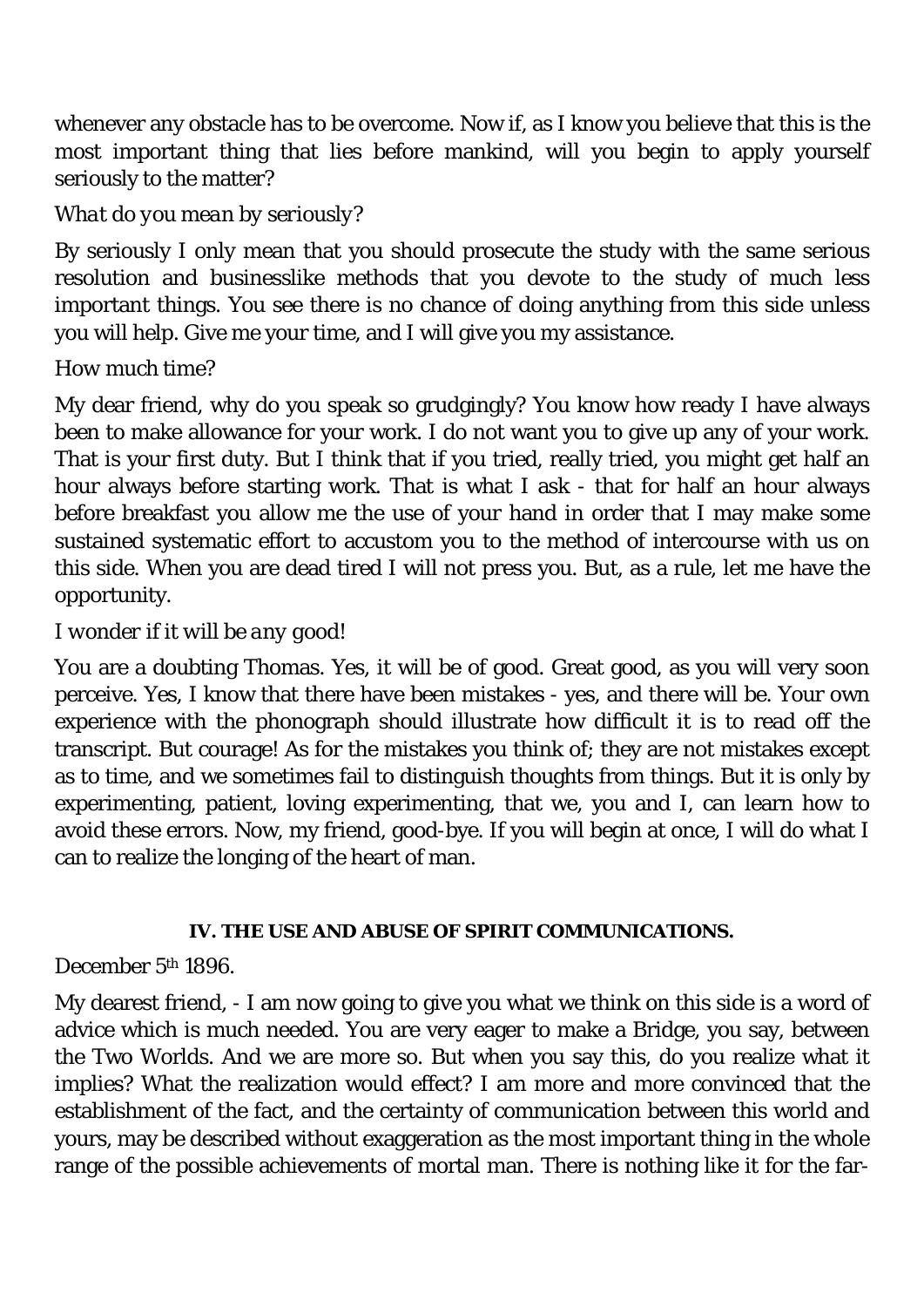whenever any obstacle has to be overcome. Now if, as I know you believe that this is the most important thing that lies before mankind, will you begin to apply yourself seriously to the matter?

*What do you mean by seriously?*

By seriously I only mean that you should prosecute the study with the same serious resolution and businesslike methods that you devote to the study of much less important things. You see there is no chance of doing anything from this side unless you will help. Give me your time, and I will give you my assistance.

*How much time?*

My dear friend, why do you speak so grudgingly? You know how ready I have always been to make allowance for your work. I do not want you to give up any of your work. That is your first duty. But I think that if you tried, really tried, you might get half an hour always before starting work. That is what I ask - that for half an hour always before breakfast you allow me the use of your hand in order that I may make some sustained systematic effort to accustom you to the method of intercourse with us on this side. When you are dead tired I will not press you. But, as a rule, let me have the opportunity.

*I wonder if it will be any good!*

You are a doubting Thomas. Yes, it will be of good. Great good, as you will very soon perceive. Yes, I know that there have been mistakes - yes, and there will be. Your own experience with the phonograph should illustrate how difficult it is to read off the transcript. But courage! As for the mistakes you think of; they are not mistakes except as to time, and we sometimes fail to distinguish thoughts from things. But it is only by experimenting, patient, loving experimenting, that we, you and I, can learn how to avoid these errors. Now, my friend, good-bye. If you will begin at once, I will do what I can to realize the longing of the heart of man.

## IV. THE USE AND ABUSE OF SPIRIT COMMUNICATIONS.

December 5th 1896.

My dearest friend, - I am now going to give you what we think on this side is a word of advice which is much needed. You are very eager to make a Bridge, you say, between the Two Worlds. And we are more so. But when you say this, do you realize what it implies? What the realization would effect? I am more and more convinced that the establishment of the fact, and the certainty of communication between this world and yours, may be described without exaggeration as the most important thing in the whole range of the possible achievements of mortal man. There is nothing like it for the far-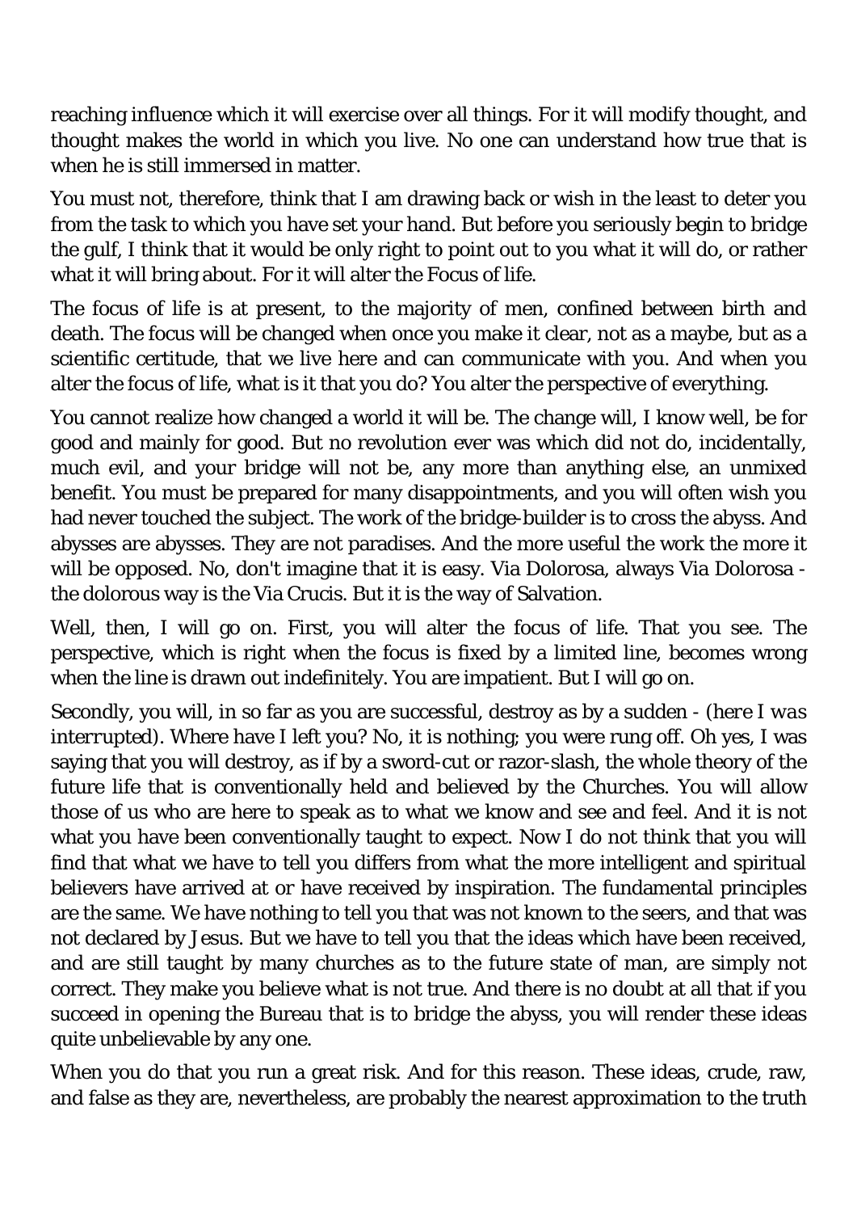reaching influence which it will exercise over all things. For it will modify thought, and thought makes the world in which you live. No one can understand how true that is when he is still immersed in matter.

You must not, therefore, think that I am drawing back or wish in the least to deter you from the task to which you have set your hand. But before you seriously begin to bridge the gulf, I think that it would be only right to point out to you what it will do, or rather what it will bring about. For it will alter the Focus of life.

The focus of life is at present, to the majority of men, confined between birth and death. The focus will be changed when once you make it clear, not as a maybe, but as a scientific certitude, that we live here and can communicate with you. And when you alter the focus of life, what is it that you do? You alter the perspective of everything.

You cannot realize how changed a world it will be. The change will, I know well, be for good and mainly for good. But no revolution ever was which did not do, incidentally, much evil, and your bridge will not be, any more than anything else, an unmixed benefit. You must be prepared for many disappointments, and you will often wish you had never touched the subject. The work of the bridge-builder is to cross the abyss. And abysses are abysses. They are not paradises. And the more useful the work the more it will be opposed. No, don't imagine that it is easy. Via Dolorosa, always Via Dolorosa - the dolorous way is the Via Crucis. But it is the way of Salvation.

Well, then, I will go on. First, you will alter the focus of life. That you see. The perspective, which is right when the focus is fixed by a limited line, becomes wrong when the line is drawn out indefinitely. You are impatient. But I will go on.

Secondly, you will, in so far as you are successful, destroy as by a sudden - *(here I was interrupted)*. Where have I left you? No, it is nothing; you were rung off. Oh yes, I was saying that you will destroy, as if by a sword-cut or razor-slash, the whole theory of the future life that is conventionally held and believed by the Churches. You will allow those of us who are here to speak as to what we know and see and feel. And it is not what you have been conventionally taught to expect. Now I do not think that you will find that what we have to tell you differs from what the more intelligent and spiritual believers have arrived at or have received by inspiration. The fundamental principles are the same. We have nothing to tell you that was not known to the seers, and that was not declared by Jesus. But we have to tell you that the ideas which have been received, and are still taught by many churches as to the future state of man, are simply not correct. They make you believe what is not true. And there is no doubt at all that if you succeed in opening the Bureau that is to bridge the abyss, you will render these ideas quite unbelievable by any one.

When you do that you run a great risk. And for this reason. These ideas, crude, raw, and false as they are, nevertheless, are probably the nearest approximation to the truth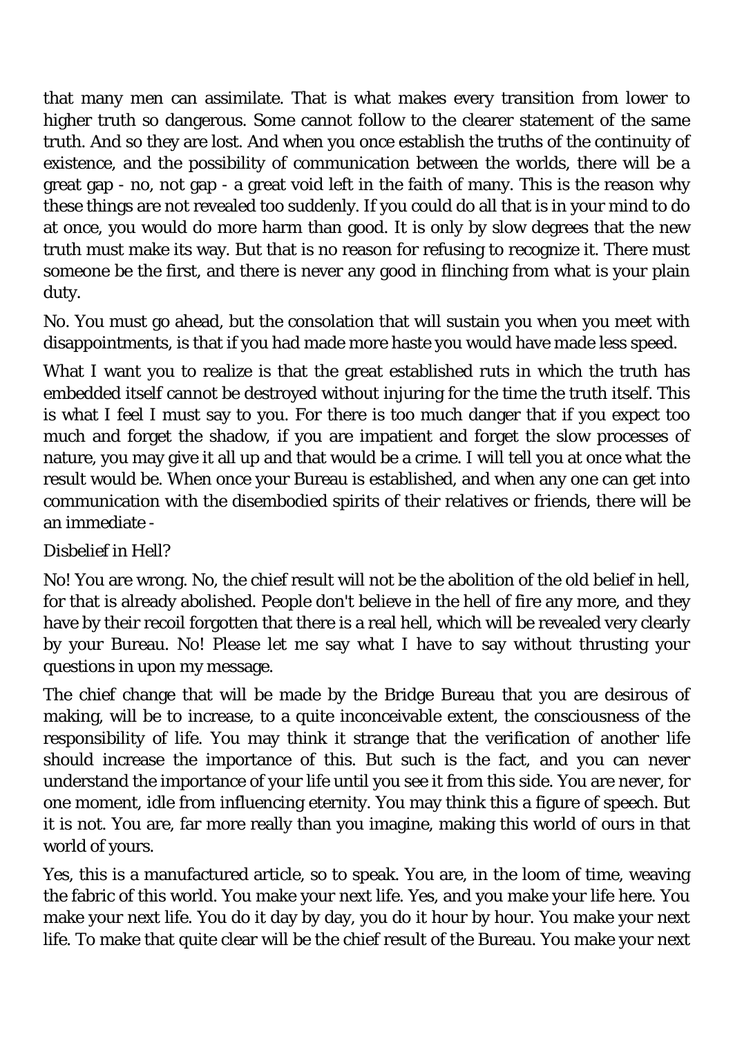that many men can assimilate. That is what makes every transition from lower to higher truth so dangerous. Some cannot follow to the clearer statement of the same truth. And so they are lost. And when you once establish the truths of the continuity of existence, and the possibility of communication between the worlds, there will be a great gap - no, not gap - a great void left in the faith of many. This is the reason why these things are not revealed too suddenly. If you could do all that is in your mind to do at once, you would do more harm than good. It is only by slow degrees that the new truth must make its way. But that is no reason for refusing to recognize it. There must someone be the first, and there is never any good in flinching from what is your plain duty.

No. You must go ahead, but the consolation that will sustain you when you meet with disappointments, is that if you had made more haste you would have made less speed.

What I want you to realize is that the great established ruts in which the truth has embedded itself cannot be destroyed without injuring for the time the truth itself. This is what I feel I must say to you. For there is too much danger that if you expect too much and forget the shadow, if you are impatient and forget the slow processes of nature, you may give it all up and that would be a crime. I will tell you at once what the result would be. When once your Bureau is established, and when any one can get into communication with the disembodied spirits of their relatives or friends, there will be an immediate -

Disbelief in Hell?

No! You are wrong. No, the chief result will not be the abolition of the old belief in hell, for that is already abolished. People don't believe in the hell of fire any more, and they have by their recoil forgotten that there is a real hell, which will be revealed very clearly by your Bureau. No! Please let me say what I have to say without thrusting your questions in upon my message.

The chief change that will be made by the Bridge Bureau that you are desirous of making, will be to increase, to a quite inconceivable extent, the consciousness of the responsibility of life. You may think it strange that the verification of another life should increase the importance of this. But such is the fact, and you can never understand the importance of your life until you see it from this side. You are never, for one moment, idle from influencing eternity. You may think this a figure of speech. But it is not. You are, far more really than you imagine, making this world of ours in that world of yours.

Yes, this is a manufactured article, so to speak. You are, in the loom of time, weaving the fabric of this world. You make your next life. Yes, and you make your life here. You make your next life. You do it day by day, you do it hour by hour. You make your next life. To make that quite clear will be the chief result of the Bureau. You make your next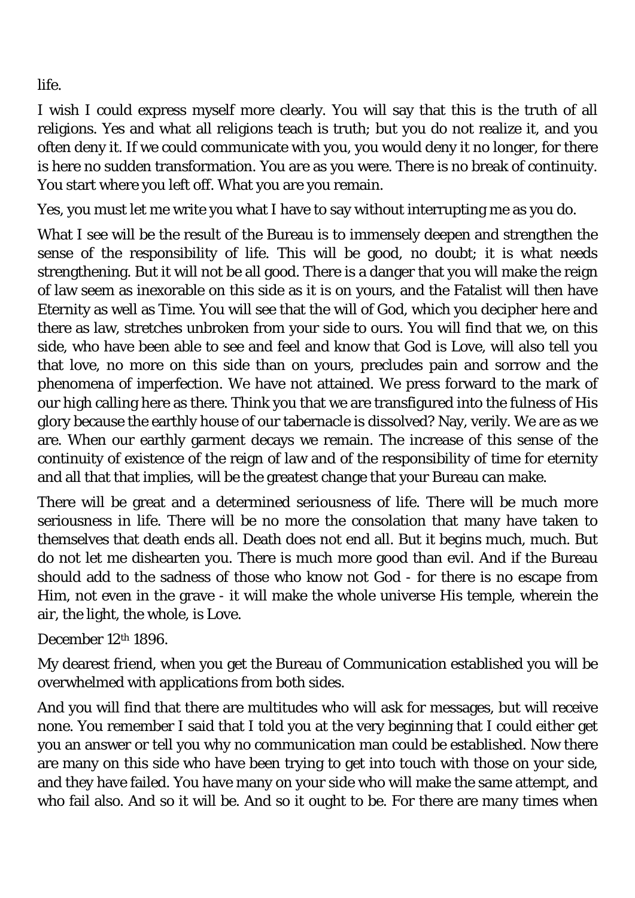life.

I wish I could express myself more clearly. You will say that this is the truth of all religions. Yes and what all religions teach is truth; but you do not realize it, and you often deny it. If we could communicate with you, you would deny it no longer, for there is here no sudden transformation. You are as you were. There is no break of continuity. You start where you left off. What you are you remain.

Yes, you must let me write you what I have to say without interrupting me as you do.

What I see will be the result of the Bureau is to immensely deepen and strengthen the sense of the responsibility of life. This will be good, no doubt; it is what needs strengthening. But it will not be all good. There is a danger that you will make the reign of law seem as inexorable on this side as it is on yours, and the Fatalist will then have Eternity as well as Time. You will see that the will of God, which you decipher here and there as law, stretches unbroken from your side to ours. You will find that we, on this side, who have been able to see and feel and know that God is Love, will also tell you that love, no more on this side than on yours, precludes pain and sorrow and the phenomena of imperfection. We have not attained. We press forward to the mark of our high calling here as there. Think you that we are transfigured into the fulness of His glory because the earthly house of our tabernacle is dissolved? Nay, verily. We are as we are. When our earthly garment decays we remain. The increase of this sense of the continuity of existence of the reign of law and of the responsibility of time for eternity and all that that implies, will be the greatest change that your Bureau can make.

There will be great and a determined seriousness of life. There will be much more seriousness in life. There will be no more the consolation that many have taken to themselves that death ends all. Death does not end all. But it begins much, much. But do not let me dishearten you. There is much more good than evil. And if the Bureau should add to the sadness of those who know not God - for there is no escape from Him, not even in the grave - it will make the whole universe His temple, wherein the air, the light, the whole, is Love.

December 12th 1896.

My dearest friend, when you get the Bureau of Communication established you will be overwhelmed with applications from both sides.

And you will find that there are multitudes who will ask for messages, but will receive none. You remember I said that I told you at the very beginning that I could either get you an answer or tell you why no communication man could be established. Now there are many on this side who have been trying to get into touch with those on your side, and they have failed. You have many on your side who will make the same attempt, and who fail also. And so it will be. And so it ought to be. For there are many times when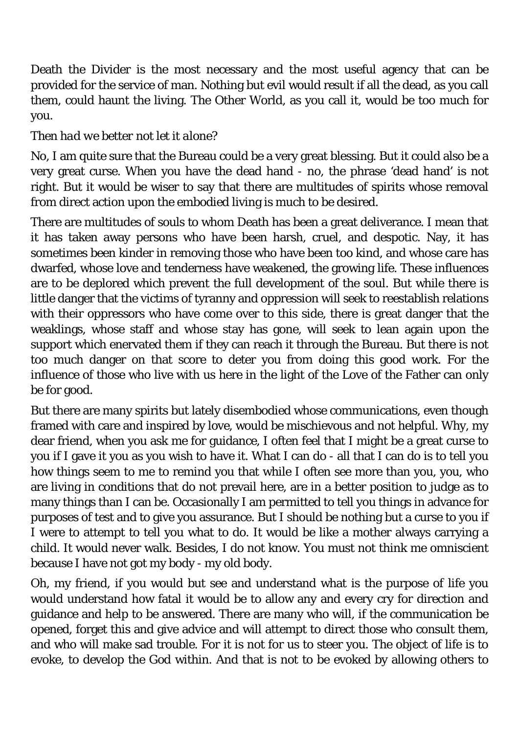Death the Divider is the most necessary and the most useful agency that can be provided for the service of man. Nothing but evil would result if all the dead, as you call them, could haunt the living. The Other World, as you call it, would be too much for you.

*Then had we better not let it alone?*

No, I am quite sure that the Bureau could be a very great blessing. But it could also be a very great curse. When you have the dead hand - no, the phrase 'dead hand' is not right. But it would be wiser to say that there are multitudes of spirits whose removal from direct action upon the embodied living is much to be desired.

There are multitudes of souls to whom Death has been a great deliverance. I mean that it has taken away persons who have been harsh, cruel, and despotic. Nay, it has sometimes been kinder in removing those who have been too kind, and whose care has dwarfed, whose love and tenderness have weakened, the growing life. These influences are to be deplored which prevent the full development of the soul. But while there is little danger that the victims of tyranny and oppression will seek to reestablish relations with their oppressors who have come over to this side, there is great danger that the weaklings, whose staff and whose stay has gone, will seek to lean again upon the support which enervated them if they can reach it through the Bureau. But there is not too much danger on that score to deter you from doing this good work. For the influence of those who live with us here in the light of the Love of the Father can only be for good.

But there are many spirits but lately disembodied whose communications, even though framed with care and inspired by love, would be mischievous and not helpful. Why, my dear friend, when you ask me for guidance, I often feel that I might be a great curse to you if I gave it you as you wish to have it. What I can do - all that I can do is to tell you how things seem to me to remind you that while I often see more than you, you, who are living in conditions that do not prevail here, are in a better position to judge as to many things than I can be. Occasionally I am permitted to tell you things in advance for purposes of test and to give you assurance. But I should be nothing but a curse to you if I were to attempt to tell you what to do. It would be like a mother always carrying a child. It would never walk. Besides, I do not know. You must not think me omniscient because I have not got my body - my old body.

Oh, my friend, if you would but see and understand what is the purpose of life you would understand how fatal it would be to allow any and every cry for direction and guidance and help to be answered. There are many who will, if the communication be opened, forget this and give advice and will attempt to direct those who consult them, and who will make sad trouble. For it is not for us to steer you. The object of life is to evoke, to develop the God within. And that is not to be evoked by allowing others to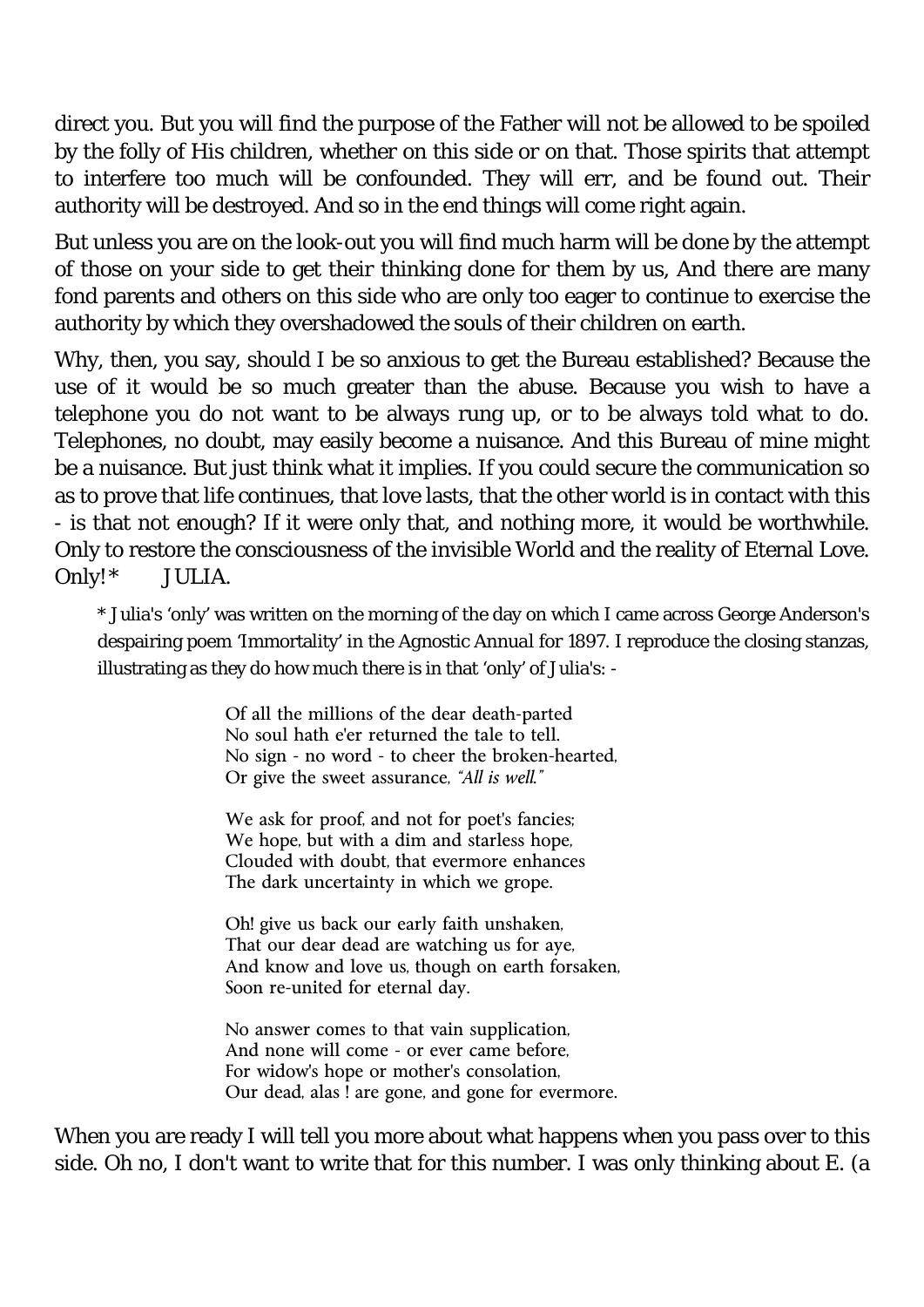direct you. But you will find the purpose of the Father will not be allowed to be spoiled by the folly of His children, whether on this side or on that. Those spirits that attempt to interfere too much will be confounded. They will err, and be found out. Their authority will be destroyed. And so in the end things will come right again.

But unless you are on the look-out you will find much harm will be done by the attempt of those on your side to get their thinking done for them by us, And there are many fond parents and others on this side who are only too eager to continue to exercise the authority by which they overshadowed the souls of their children on earth.

Why, then, you say, should I be so anxious to get the Bureau established? Because the use of it would be so much greater than the abuse. Because you wish to have a telephone you do not want to be always rung up, or to be always told what to do. Telephones, no doubt, may easily become a nuisance. And this Bureau of mine might be a nuisance. But just think what it implies. If you could secure the communication so as to prove that life continues, that love lasts, that the other world is in contact with this - is that not enough? If it were only that, and nothing more, it would be worthwhile. Only to restore the consciousness of the invisible World and the reality of Eternal Love. Only!* JULIA.

> * Julia's 'only' was written on the morning of the day on which I came across George Anderson's despairing poem 'Immortality' in the Agnostic Annual for 1897. I reproduce the closing stanzas, illustrating as they do how much there is in that 'only' of Julia's: -
>
> Of all the millions of the dear death-parted
> No soul hath e'er returned the tale to tell.
> No sign - no word - to cheer the broken-hearted,
> Or give the sweet assurance, *"All is well."*
>
> We ask for proof, and not for poet's fancies;
> We hope, but with a dim and starless hope,
> Clouded with doubt, that evermore enhances
> The dark uncertainty in which we grope.
>
> Oh! give us back our early faith unshaken,
> That our dear dead are watching us for aye,
> And know and love us, though on earth forsaken,
> Soon re-united for eternal day.
>
> No answer comes to that vain supplication,
> And none will come - or ever came before,
> For widow's hope or mother's consolation,
> Our dead, alas ! are gone, and gone for evermore.

When you are ready I will tell you more about what happens when you pass over to this side. Oh no, I don't want to write that for this number. I was only thinking about E. (a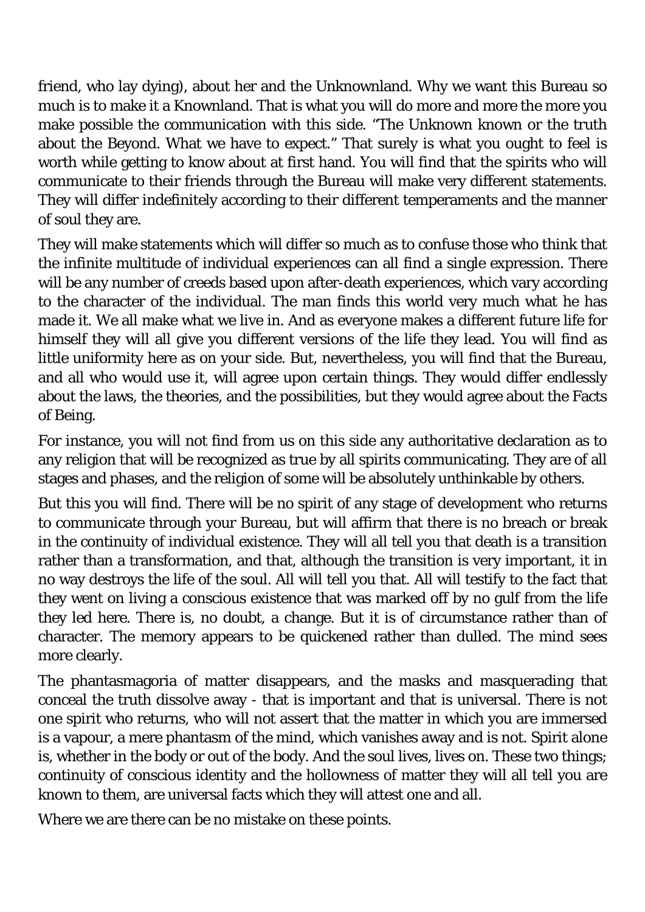friend, who lay dying), about her and the Unknownland. Why we want this Bureau so much is to make it a Knownland. That is what you will do more and more the more you make possible the communication with this side. "The Unknown known or the truth about the Beyond. What we have to expect." That surely is what you ought to feel is worth while getting to know about at first hand. You will find that the spirits who will communicate to their friends through the Bureau will make very different statements. They will differ indefinitely according to their different temperaments and the manner of soul they are.

They will make statements which will differ so much as to confuse those who think that the infinite multitude of individual experiences can all find a single expression. There will be any number of creeds based upon after-death experiences, which vary according to the character of the individual. The man finds this world very much what he has made it. We all make what we live in. And as everyone makes a different future life for himself they will all give you different versions of the life they lead. You will find as little uniformity here as on your side. But, nevertheless, you will find that the Bureau, and all who would use it, will agree upon certain things. They would differ endlessly about the laws, the theories, and the possibilities, but they would agree about the Facts of Being.

For instance, you will not find from us on this side any authoritative declaration as to any religion that will be recognized as true by all spirits communicating. They are of all stages and phases, and the religion of some will be absolutely unthinkable by others.

But this you will find. There will be no spirit of any stage of development who returns to communicate through your Bureau, but will affirm that there is no breach or break in the continuity of individual existence. They will all tell you that death is a transition rather than a transformation, and that, although the transition is very important, it in no way destroys the life of the soul. All will tell you that. All will testify to the fact that they went on living a conscious existence that was marked off by no gulf from the life they led here. There is, no doubt, a change. But it is of circumstance rather than of character. The memory appears to be quickened rather than dulled. The mind sees more clearly.

The phantasmagoria of matter disappears, and the masks and masquerading that conceal the truth dissolve away - that is important and that is universal. There is not one spirit who returns, who will not assert that the matter in which you are immersed is a vapour, a mere phantasm of the mind, which vanishes away and is not. Spirit alone is, whether in the body or out of the body. And the soul lives, lives on. These two things; continuity of conscious identity and the hollowness of matter they will all tell you are known to them, are universal facts which they will attest one and all.

Where we are there can be no mistake on these points.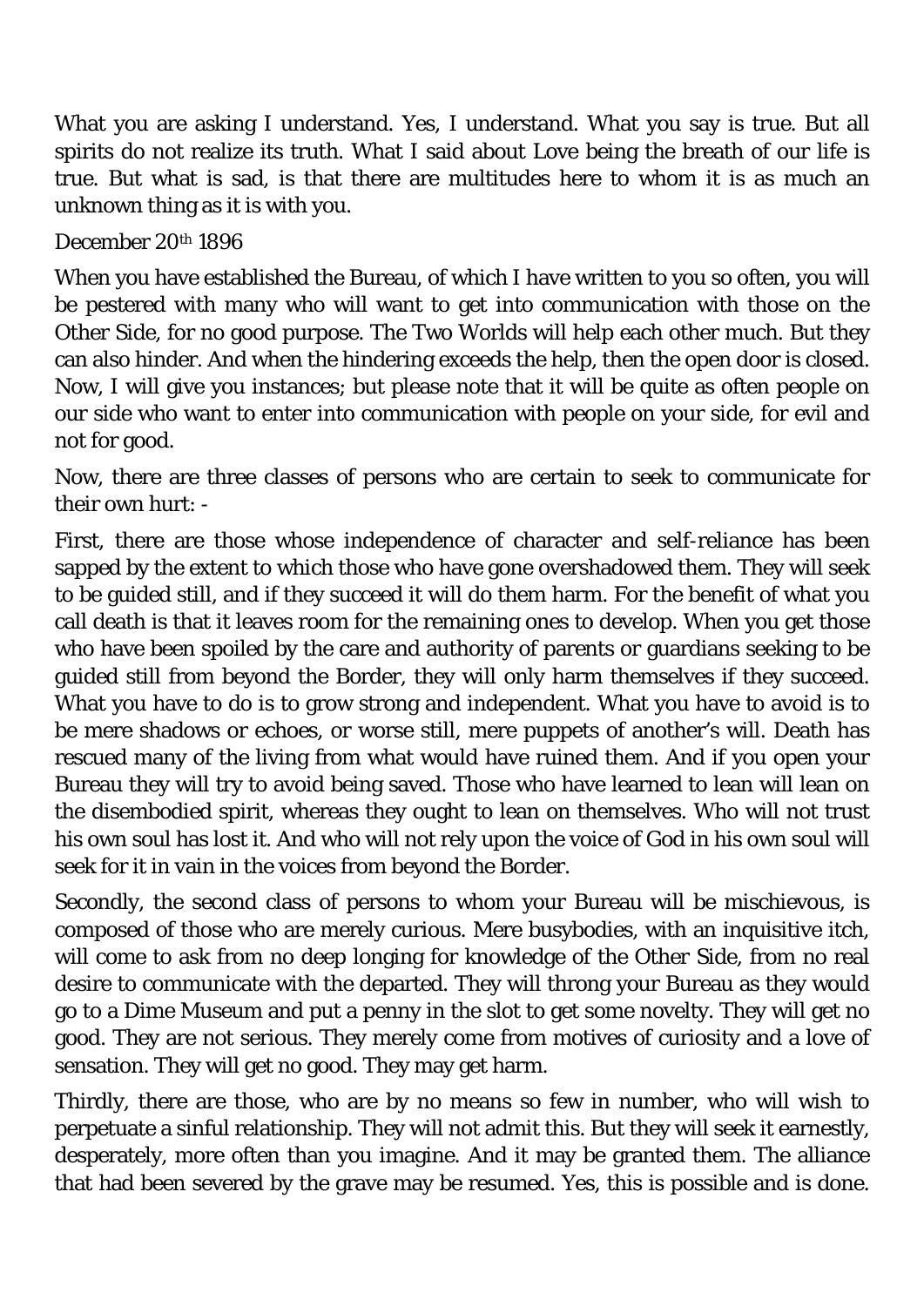What you are asking I understand. Yes, I understand. What you say is true. But all spirits do not realize its truth. What I said about Love being the breath of our life is true. But what is sad, is that there are multitudes here to whom it is as much an unknown thing as it is with you.

December 20th 1896

When you have established the Bureau, of which I have written to you so often, you will be pestered with many who will want to get into communication with those on the Other Side, for no good purpose. The Two Worlds will help each other much. But they can also hinder. And when the hindering exceeds the help, then the open door is closed. Now, I will give you instances; but please note that it will be quite as often people on our side who want to enter into communication with people on your side, for evil and not for good.

Now, there are three classes of persons who are certain to seek to communicate for their own hurt: -

First, there are those whose independence of character and self-reliance has been sapped by the extent to which those who have gone overshadowed them. They will seek to be guided still, and if they succeed it will do them harm. For the benefit of what you call death is that it leaves room for the remaining ones to develop. When you get those who have been spoiled by the care and authority of parents or guardians seeking to be guided still from beyond the Border, they will only harm themselves if they succeed. What you have to do is to grow strong and independent. What you have to avoid is to be mere shadows or echoes, or worse still, mere puppets of another's will. Death has rescued many of the living from what would have ruined them. And if you open your Bureau they will try to avoid being saved. Those who have learned to lean will lean on the disembodied spirit, whereas they ought to lean on themselves. Who will not trust his own soul has lost it. And who will not rely upon the voice of God in his own soul will seek for it in vain in the voices from beyond the Border.

Secondly, the second class of persons to whom your Bureau will be mischievous, is composed of those who are merely curious. Mere busybodies, with an inquisitive itch, will come to ask from no deep longing for knowledge of the Other Side, from no real desire to communicate with the departed. They will throng your Bureau as they would go to a Dime Museum and put a penny in the slot to get some novelty. They will get no good. They are not serious. They merely come from motives of curiosity and a love of sensation. They will get no good. They may get harm.

Thirdly, there are those, who are by no means so few in number, who will wish to perpetuate a sinful relationship. They will not admit this. But they will seek it earnestly, desperately, more often than you imagine. And it may be granted them. The alliance that had been severed by the grave may be resumed. Yes, this is possible and is done.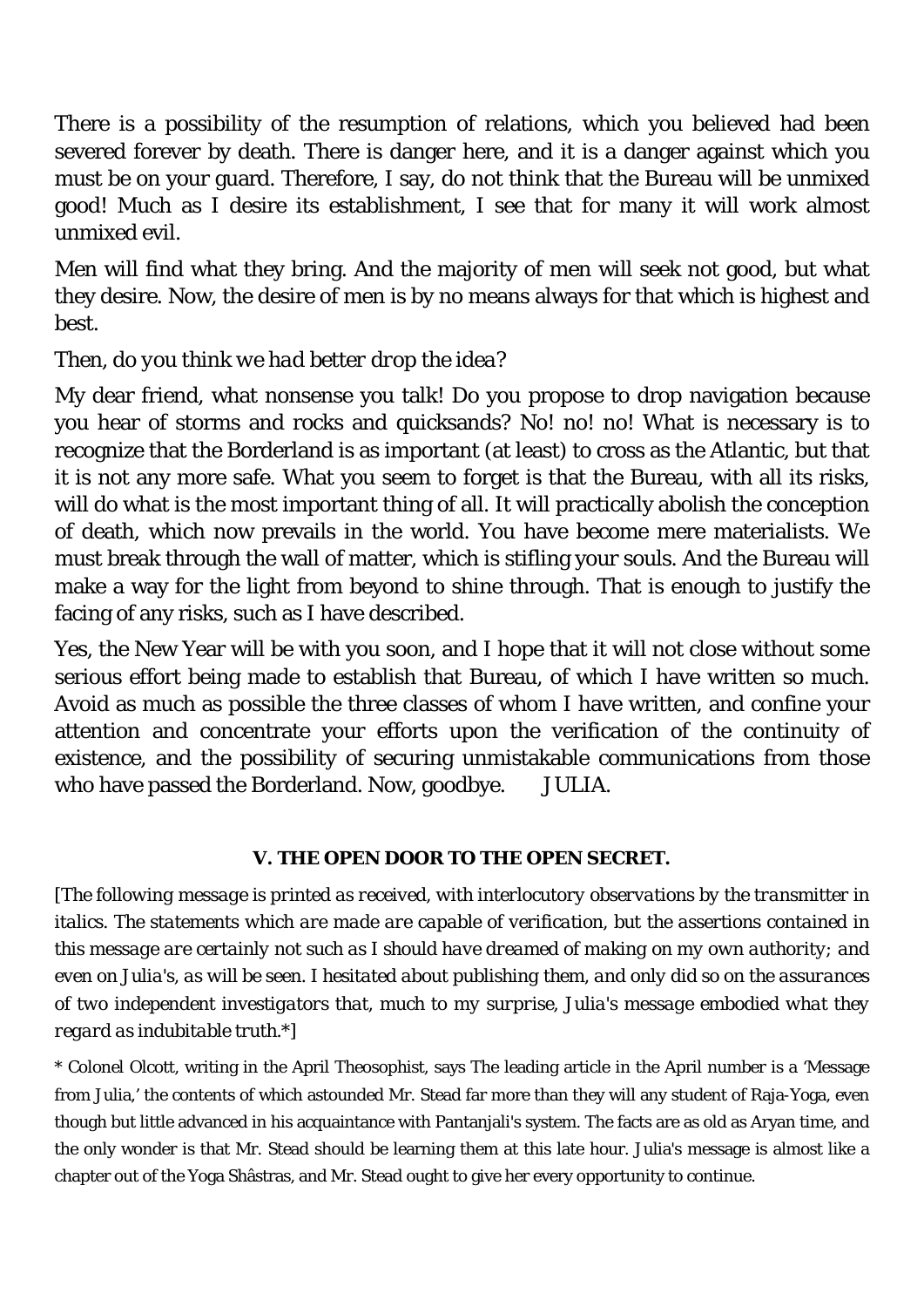There is a possibility of the resumption of relations, which you believed had been severed forever by death. There is danger here, and it is a danger against which you must be on your guard. Therefore, I say, do not think that the Bureau will be unmixed good! Much as I desire its establishment, I see that for many it will work almost unmixed evil.

Men will find what they bring. And the majority of men will seek not good, but what they desire. Now, the desire of men is by no means always for that which is highest and best.

*Then, do you think we had better drop the idea?*

My dear friend, what nonsense you talk! Do you propose to drop navigation because you hear of storms and rocks and quicksands? No! no! no! What is necessary is to recognize that the Borderland is as important (at least) to cross as the Atlantic, but that it is not any more safe. What you seem to forget is that the Bureau, with all its risks, will do what is the most important thing of all. It will practically abolish the conception of death, which now prevails in the world. You have become mere materialists. We must break through the wall of matter, which is stifling your souls. And the Bureau will make a way for the light from beyond to shine through. That is enough to justify the facing of any risks, such as I have described.

Yes, the New Year will be with you soon, and I hope that it will not close without some serious effort being made to establish that Bureau, of which I have written so much. Avoid as much as possible the three classes of whom I have written, and confine your attention and concentrate your efforts upon the verification of the continuity of existence, and the possibility of securing unmistakable communications from those who have passed the Borderland. Now, goodbye. JULIA.

### V. THE OPEN DOOR TO THE OPEN SECRET.

[*The following message is printed as received, with interlocutory observations by the transmitter in italics. The statements which are made are capable of verification, but the assertions contained in this message are certainly not such as I should have dreamed of making on my own authority; and even on Julia's, as will be seen. I hesitated about publishing them, and only did so on the assurances of two independent investigators that, much to my surprise, Julia's message embodied what they regard as indubitable truth.*\*]

\* Colonel Olcott, writing in the April Theosophist, says The leading article in the April number is a 'Message from Julia,' the contents of which astounded Mr. Stead far more than they will any student of Raja-Yoga, even though but little advanced in his acquaintance with Pantanjali's system. The facts are as old as Aryan time, and the only wonder is that Mr. Stead should be learning them at this late hour. Julia's message is almost like a chapter out of the Yoga Shâstras, and Mr. Stead ought to give her every opportunity to continue.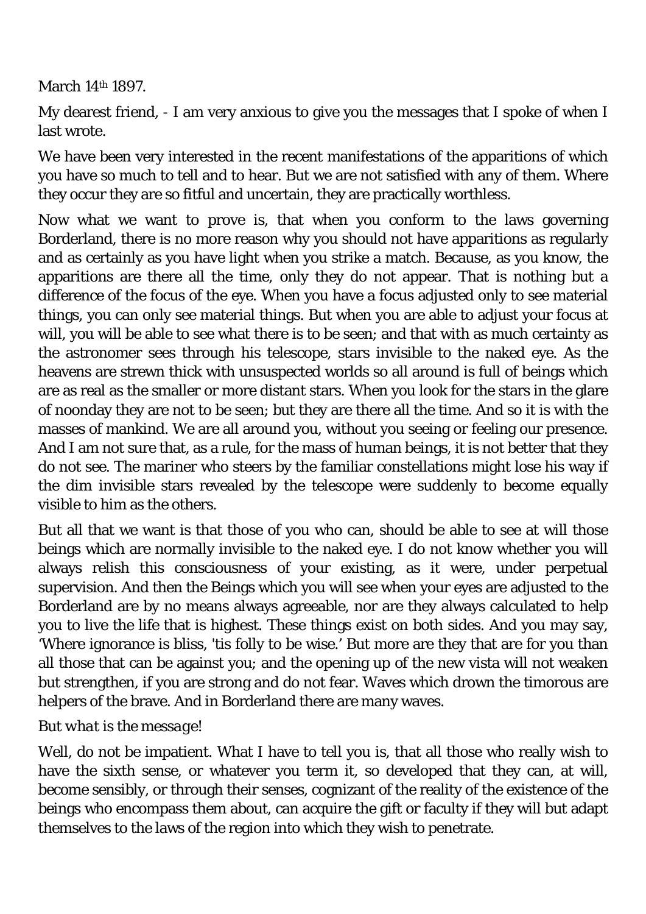March 14th 1897.

My dearest friend, - I am very anxious to give you the messages that I spoke of when I last wrote.

We have been very interested in the recent manifestations of the apparitions of which you have so much to tell and to hear. But we are not satisfied with any of them. Where they occur they are so fitful and uncertain, they are practically worthless.

Now what we want to prove is, that when you conform to the laws governing Borderland, there is no more reason why you should not have apparitions as regularly and as certainly as you have light when you strike a match. Because, as you know, the apparitions are there all the time, only they do not appear. That is nothing but a difference of the focus of the eye. When you have a focus adjusted only to see material things, you can only see material things. But when you are able to adjust your focus at will, you will be able to see what there is to be seen; and that with as much certainty as the astronomer sees through his telescope, stars invisible to the naked eye. As the heavens are strewn thick with unsuspected worlds so all around is full of beings which are as real as the smaller or more distant stars. When you look for the stars in the glare of noonday they are not to be seen; but they are there all the time. And so it is with the masses of mankind. We are all around you, without you seeing or feeling our presence. And I am not sure that, as a rule, for the mass of human beings, it is not better that they do not see. The mariner who steers by the familiar constellations might lose his way if the dim invisible stars revealed by the telescope were suddenly to become equally visible to him as the others.

But all that we want is that those of you who can, should be able to see at will those beings which are normally invisible to the naked eye. I do not know whether you will always relish this consciousness of your existing, as it were, under perpetual supervision. And then the Beings which you will see when your eyes are adjusted to the Borderland are by no means always agreeable, nor are they always calculated to help you to live the life that is highest. These things exist on both sides. And you may say, 'Where ignorance is bliss, 'tis folly to be wise.' But more are they that are for you than all those that can be against you; and the opening up of the new vista will not weaken but strengthen, if you are strong and do not fear. Waves which drown the timorous are helpers of the brave. And in Borderland there are many waves.

*But what is the message!*

Well, do not be impatient. What I have to tell you is, that all those who really wish to have the sixth sense, or whatever you term it, so developed that they can, at will, become sensibly, or through their senses, cognizant of the reality of the existence of the beings who encompass them about, can acquire the gift or faculty if they will but adapt themselves to the laws of the region into which they wish to penetrate.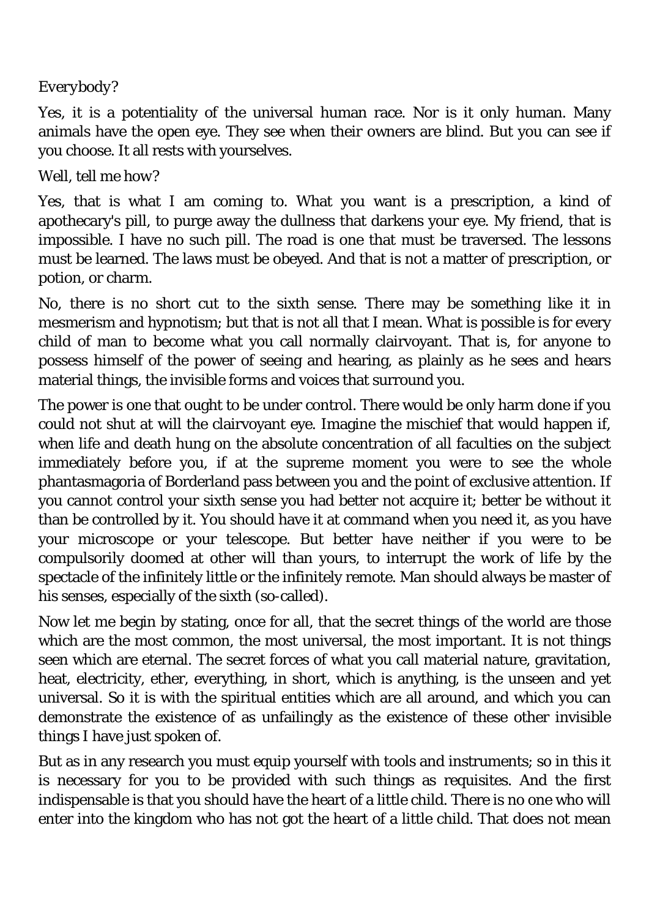Everybody?

Yes, it is a potentiality of the universal human race. Nor is it only human. Many animals have the open eye. They see when their owners are blind. But you can see if you choose. It all rests with yourselves.

Well, tell me how?

Yes, that is what I am coming to. What you want is a prescription, a kind of apothecary's pill, to purge away the dullness that darkens your eye. My friend, that is impossible. I have no such pill. The road is one that must be traversed. The lessons must be learned. The laws must be obeyed. And that is not a matter of prescription, or potion, or charm.

No, there is no short cut to the sixth sense. There may be something like it in mesmerism and hypnotism; but that is not all that I mean. What is possible is for every child of man to become what you call normally clairvoyant. That is, for anyone to possess himself of the power of seeing and hearing, as plainly as he sees and hears material things, the invisible forms and voices that surround you.

The power is one that ought to be under control. There would be only harm done if you could not shut at will the clairvoyant eye. Imagine the mischief that would happen if, when life and death hung on the absolute concentration of all faculties on the subject immediately before you, if at the supreme moment you were to see the whole phantasmagoria of Borderland pass between you and the point of exclusive attention. If you cannot control your sixth sense you had better not acquire it; better be without it than be controlled by it. You should have it at command when you need it, as you have your microscope or your telescope. But better have neither if you were to be compulsorily doomed at other will than yours, to interrupt the work of life by the spectacle of the infinitely little or the infinitely remote. Man should always be master of his senses, especially of the sixth (so-called).

Now let me begin by stating, once for all, that the secret things of the world are those which are the most common, the most universal, the most important. It is not things seen which are eternal. The secret forces of what you call material nature, gravitation, heat, electricity, ether, everything, in short, which is anything, is the unseen and yet universal. So it is with the spiritual entities which are all around, and which you can demonstrate the existence of as unfailingly as the existence of these other invisible things I have just spoken of.

But as in any research you must equip yourself with tools and instruments; so in this it is necessary for you to be provided with such things as requisites. And the first indispensable is that you should have the heart of a little child. There is no one who will enter into the kingdom who has not got the heart of a little child. That does not mean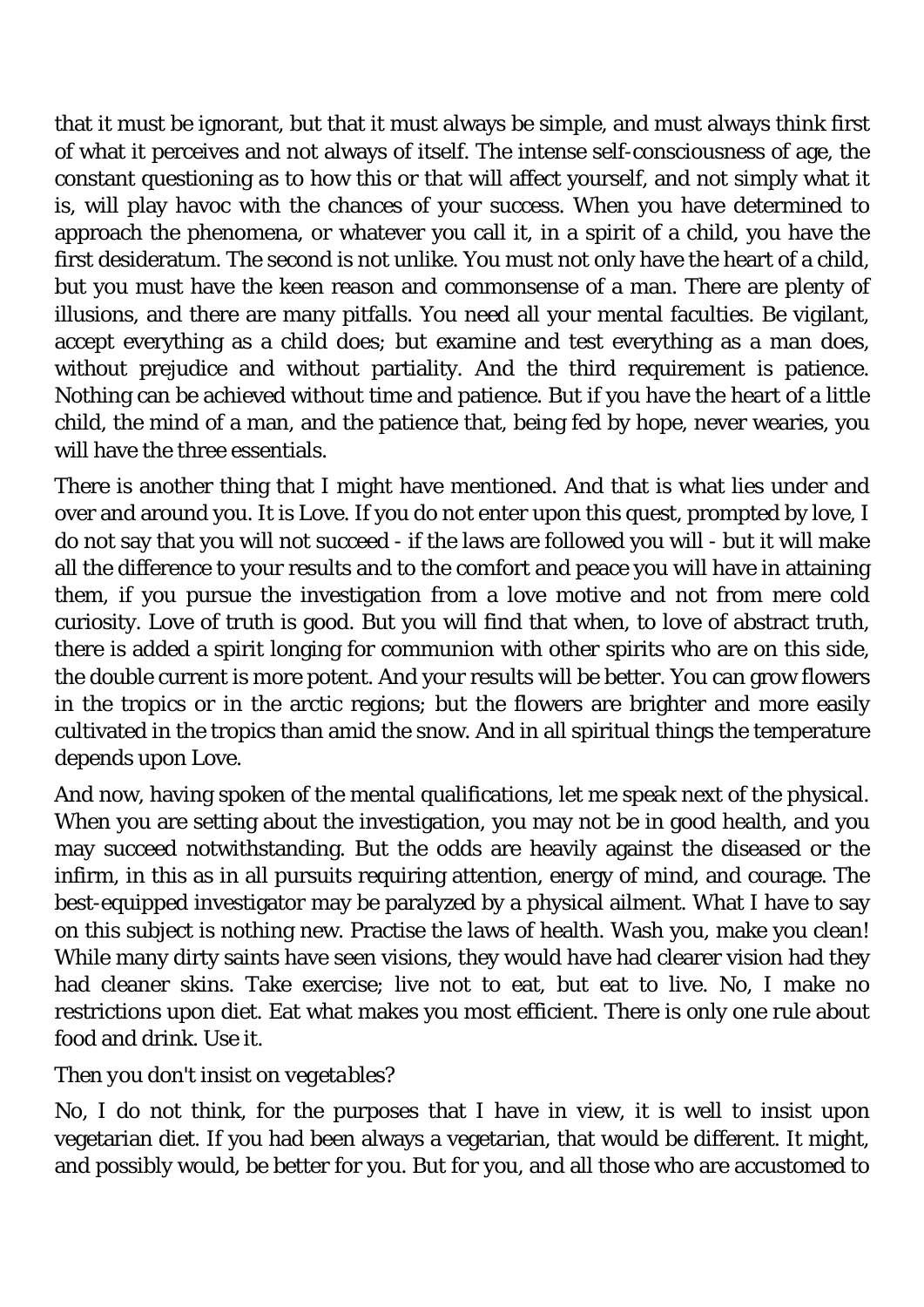that it must be ignorant, but that it must always be simple, and must always think first of what it perceives and not always of itself. The intense self-consciousness of age, the constant questioning as to how this or that will affect yourself, and not simply what it is, will play havoc with the chances of your success. When you have determined to approach the phenomena, or whatever you call it, in a spirit of a child, you have the first desideratum. The second is not unlike. You must not only have the heart of a child, but you must have the keen reason and commonsense of a man. There are plenty of illusions, and there are many pitfalls. You need all your mental faculties. Be vigilant, accept everything as a child does; but examine and test everything as a man does, without prejudice and without partiality. And the third requirement is patience. Nothing can be achieved without time and patience. But if you have the heart of a little child, the mind of a man, and the patience that, being fed by hope, never wearies, you will have the three essentials.

There is another thing that I might have mentioned. And that is what lies under and over and around you. It is Love. If you do not enter upon this quest, prompted by love, I do not say that you will not succeed - if the laws are followed you will - but it will make all the difference to your results and to the comfort and peace you will have in attaining them, if you pursue the investigation from a love motive and not from mere cold curiosity. Love of truth is good. But you will find that when, to love of abstract truth, there is added a spirit longing for communion with other spirits who are on this side, the double current is more potent. And your results will be better. You can grow flowers in the tropics or in the arctic regions; but the flowers are brighter and more easily cultivated in the tropics than amid the snow. And in all spiritual things the temperature depends upon Love.

And now, having spoken of the mental qualifications, let me speak next of the physical. When you are setting about the investigation, you may not be in good health, and you may succeed notwithstanding. But the odds are heavily against the diseased or the infirm, in this as in all pursuits requiring attention, energy of mind, and courage. The best-equipped investigator may be paralyzed by a physical ailment. What I have to say on this subject is nothing new. Practise the laws of health. Wash you, make you clean! While many dirty saints have seen visions, they would have had clearer vision had they had cleaner skins. Take exercise; live not to eat, but eat to live. No, I make no restrictions upon diet. Eat what makes you most efficient. There is only one rule about food and drink. Use it.

*Then you don't insist on vegetables?*

No, I do not think, for the purposes that I have in view, it is well to insist upon vegetarian diet. If you had been always a vegetarian, that would be different. It might, and possibly would, be better for you. But for you, and all those who are accustomed to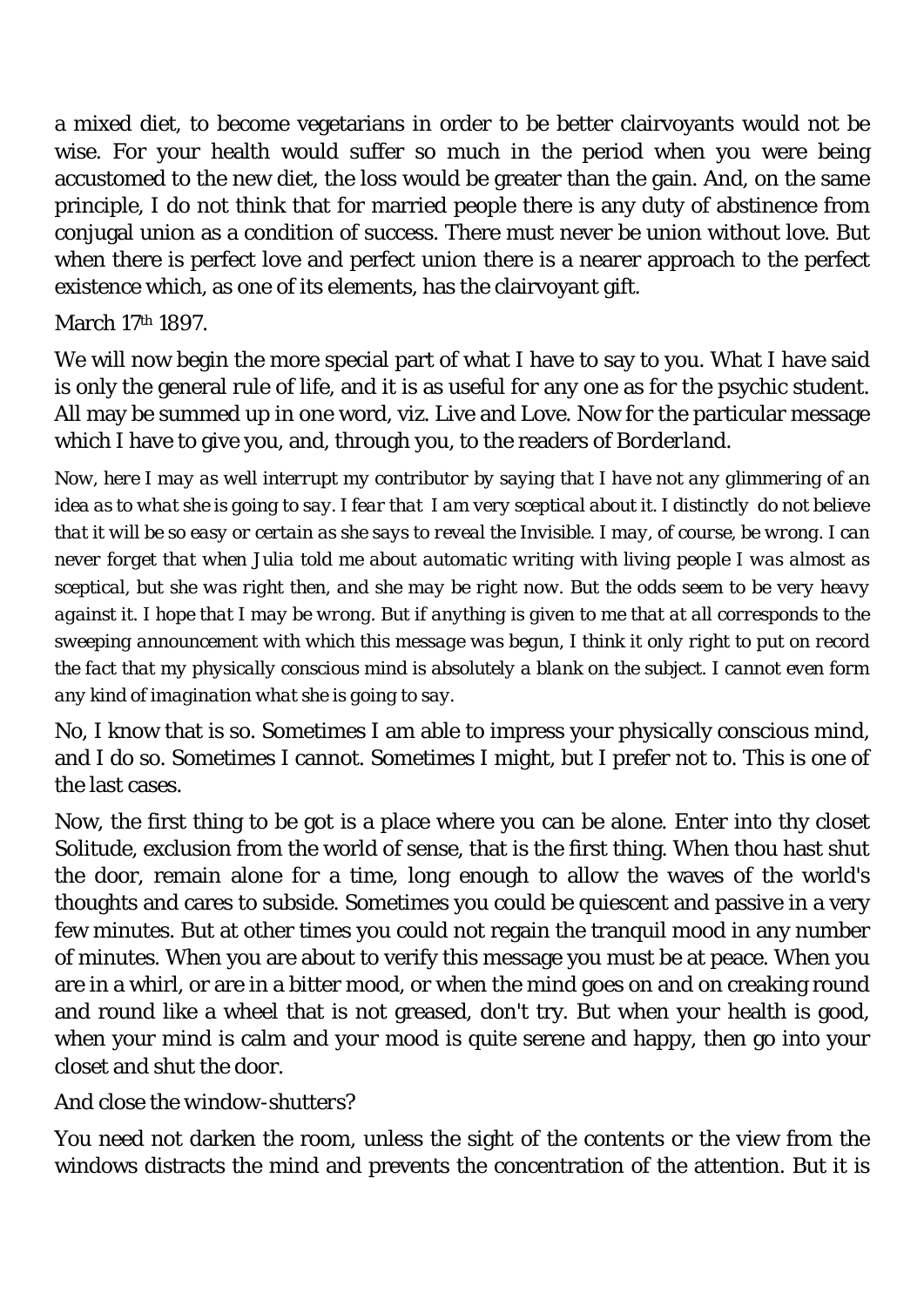a mixed diet, to become vegetarians in order to be better clairvoyants would not be wise. For your health would suffer so much in the period when you were being accustomed to the new diet, the loss would be greater than the gain. And, on the same principle, I do not think that for married people there is any duty of abstinence from conjugal union as a condition of success. There must never be union without love. But when there is perfect love and perfect union there is a nearer approach to the perfect existence which, as one of its elements, has the clairvoyant gift.

March 17th 1897.

We will now begin the more special part of what I have to say to you. What I have said is only the general rule of life, and it is as useful for any one as for the psychic student. All may be summed up in one word, viz. Live and Love. Now for the particular message which I have to give you, and, through you, to the readers of *Borderland*.

*Now, here I may as well interrupt my contributor by saying that I have not any glimmering of an idea as to what she is going to say. I fear that I am very sceptical about it. I distinctly do not believe that it will be so easy or certain as she says to reveal the Invisible. I may, of course, be wrong. I can never forget that when Julia told me about automatic writing with living people I was almost as sceptical, but she was right then, and she may be right now. But the odds seem to be very heavy against it. I hope that I may be wrong. But if anything is given to me that at all corresponds to the sweeping announcement with which this message was begun, I think it only right to put on record the fact that my physically conscious mind is absolutely a blank on the subject. I cannot even form any kind of imagination what she is going to say.*

No, I know that is so. Sometimes I am able to impress your physically conscious mind, and I do so. Sometimes I cannot. Sometimes I might, but I prefer not to. This is one of the last cases.

Now, the first thing to be got is a place where you can be alone. Enter into thy closet Solitude, exclusion from the world of sense, that is the first thing. When thou hast shut the door, remain alone for a time, long enough to allow the waves of the world's thoughts and cares to subside. Sometimes you could be quiescent and passive in a very few minutes. But at other times you could not regain the tranquil mood in any number of minutes. When you are about to verify this message you must be at peace. When you are in a whirl, or are in a bitter mood, or when the mind goes on and on creaking round and round like a wheel that is not greased, don't try. But when your health is good, when your mind is calm and your mood is quite serene and happy, then go into your closet and shut the door.

*And close the window-shutters?*

You need not darken the room, unless the sight of the contents or the view from the windows distracts the mind and prevents the concentration of the attention. But it is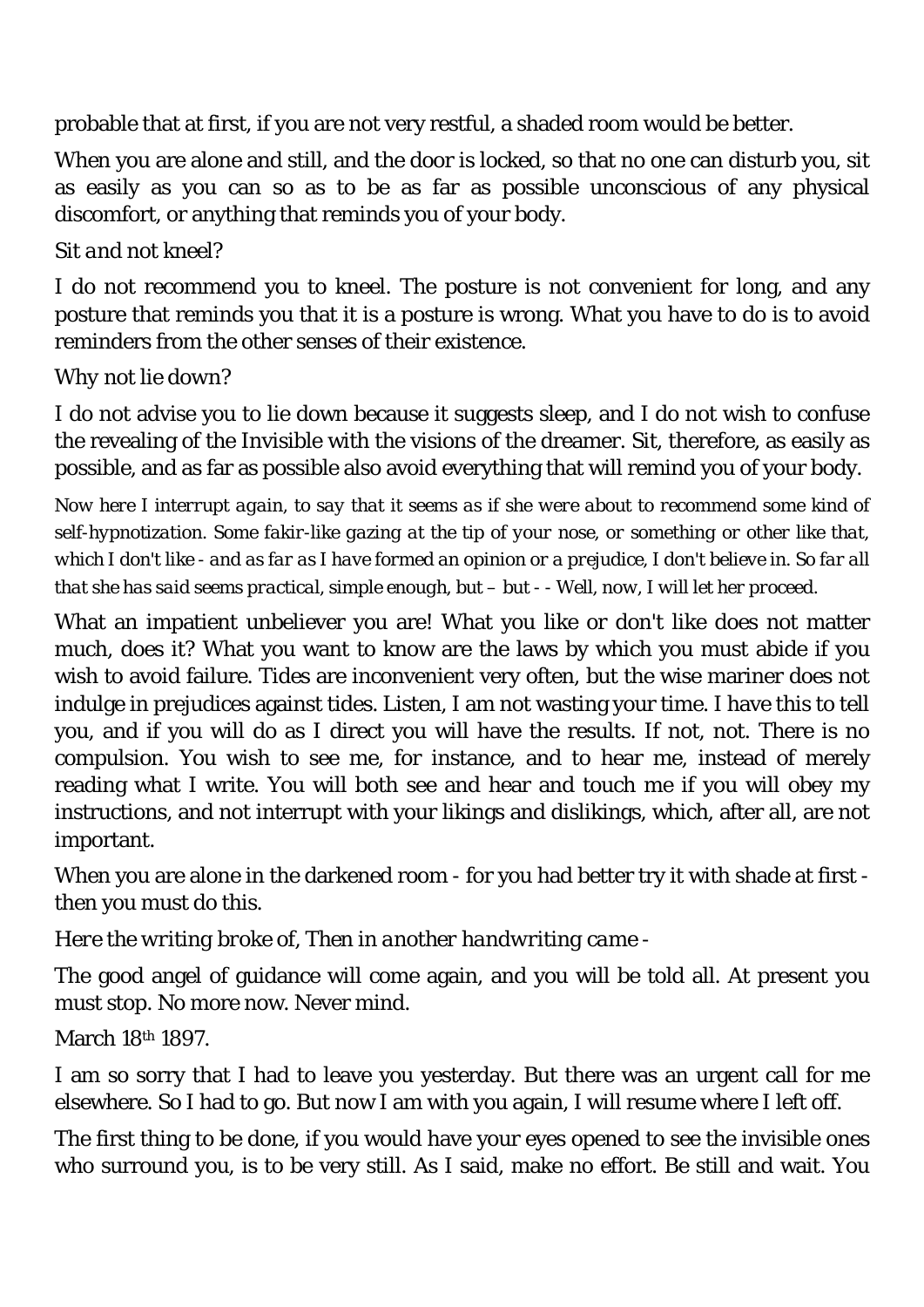probable that at first, if you are not very restful, a shaded room would be better.

When you are alone and still, and the door is locked, so that no one can disturb you, sit as easily as you can so as to be as far as possible unconscious of any physical discomfort, or anything that reminds you of your body.

*Sit and not kneel?*

I do not recommend you to kneel. The posture is not convenient for long, and any posture that reminds you that it is a posture is wrong. What you have to do is to avoid reminders from the other senses of their existence.

*Why not lie down?*

I do not advise you to lie down because it suggests sleep, and I do not wish to confuse the revealing of the Invisible with the visions of the dreamer. Sit, therefore, as easily as possible, and as far as possible also avoid everything that will remind you of your body.

*Now here I interrupt again, to say that it seems as if she were about to recommend some kind of self-hypnotization. Some fakir-like gazing at the tip of your nose, or something or other like that, which I don't like - and as far as I have formed an opinion or a prejudice, I don't believe in. So far all that she has said seems practical, simple enough, but – but - - Well, now, I will let her proceed.*

What an impatient unbeliever you are! What you like or don't like does not matter much, does it? What you want to know are the laws by which you must abide if you wish to avoid failure. Tides are inconvenient very often, but the wise mariner does not indulge in prejudices against tides. Listen, I am not wasting your time. I have this to tell you, and if you will do as I direct you will have the results. If not, not. There is no compulsion. You wish to see me, for instance, and to hear me, instead of merely reading what I write. You will both see and hear and touch me if you will obey my instructions, and not interrupt with your likings and dislikings, which, after all, are not important.

When you are alone in the darkened room - for you had better try it with shade at first - then you must do this.

*Here the writing broke of, Then in another handwriting came -*

The good angel of guidance will come again, and you will be told all. At present you must stop. No more now. Never mind.

March 18th 1897.

I am so sorry that I had to leave you yesterday. But there was an urgent call for me elsewhere. So I had to go. But now I am with you again, I will resume where I left off.

The first thing to be done, if you would have your eyes opened to see the invisible ones who surround you, is to be very still. As I said, make no effort. Be still and wait. You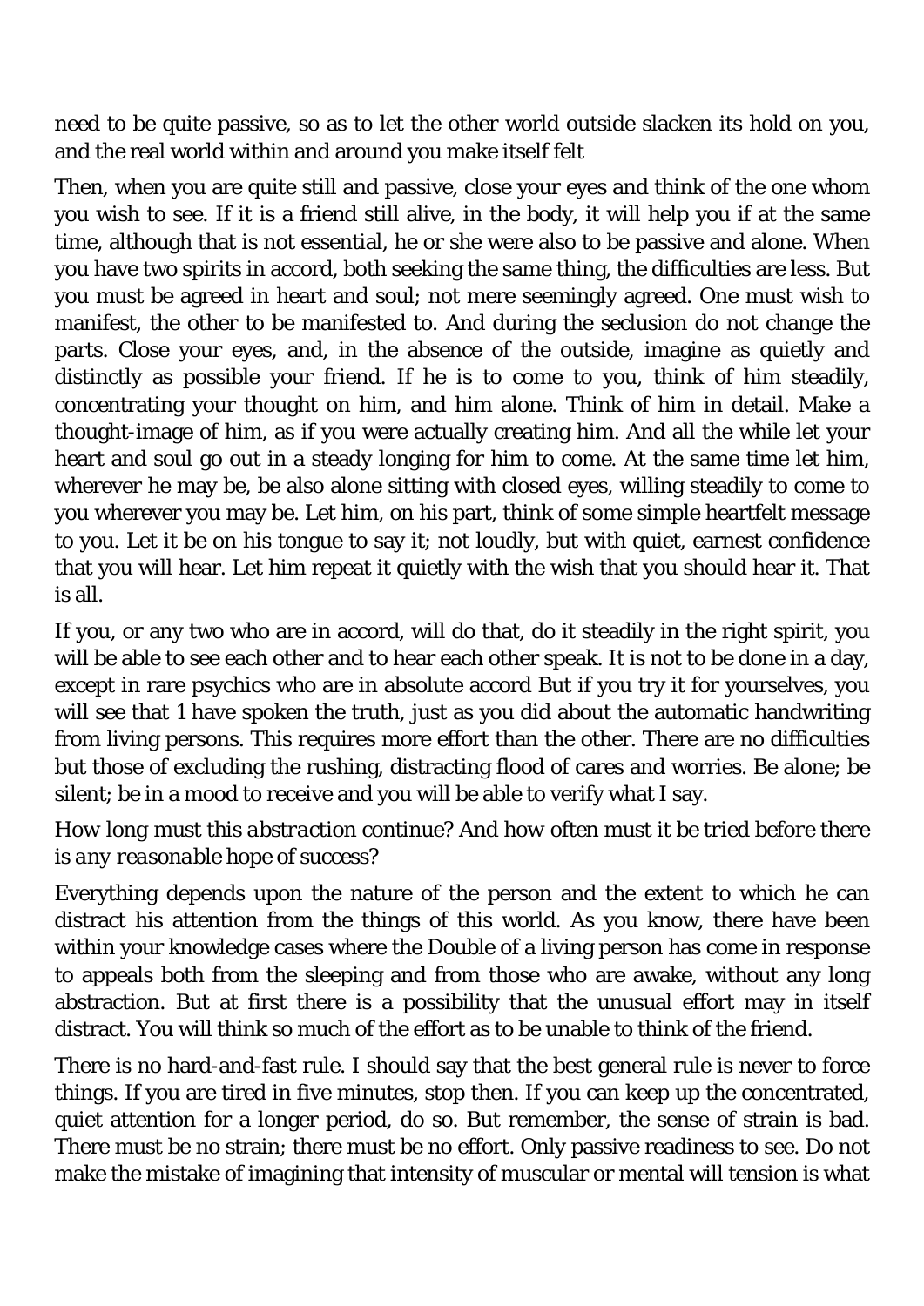need to be quite passive, so as to let the other world outside slacken its hold on you, and the real world within and around you make itself felt

Then, when you are quite still and passive, close your eyes and think of the one whom you wish to see. If it is a friend still alive, in the body, it will help you if at the same time, although that is not essential, he or she were also to be passive and alone. When you have two spirits in accord, both seeking the same thing, the difficulties are less. But you must be agreed in heart and soul; not mere seemingly agreed. One must wish to manifest, the other to be manifested to. And during the seclusion do not change the parts. Close your eyes, and, in the absence of the outside, imagine as quietly and distinctly as possible your friend. If he is to come to you, think of him steadily, concentrating your thought on him, and him alone. Think of him in detail. Make a thought-image of him, as if you were actually creating him. And all the while let your heart and soul go out in a steady longing for him to come. At the same time let him, wherever he may be, be also alone sitting with closed eyes, willing steadily to come to you wherever you may be. Let him, on his part, think of some simple heartfelt message to you. Let it be on his tongue to say it; not loudly, but with quiet, earnest confidence that you will hear. Let him repeat it quietly with the wish that you should hear it. That is all.

If you, or any two who are in accord, will do that, do it steadily in the right spirit, you will be able to see each other and to hear each other speak. It is not to be done in a day, except in rare psychics who are in absolute accord But if you try it for yourselves, you will see that 1 have spoken the truth, just as you did about the automatic handwriting from living persons. This requires more effort than the other. There are no difficulties but those of excluding the rushing, distracting flood of cares and worries. Be alone; be silent; be in a mood to receive and you will be able to verify what I say.

*How long must this abstraction continue? And how often must it be tried before there is any reasonable hope of success?*

Everything depends upon the nature of the person and the extent to which he can distract his attention from the things of this world. As you know, there have been within your knowledge cases where the Double of a living person has come in response to appeals both from the sleeping and from those who are awake, without any long abstraction. But at first there is a possibility that the unusual effort may in itself distract. You will think so much of the effort as to be unable to think of the friend.

There is no hard-and-fast rule. I should say that the best general rule is never to force things. If you are tired in five minutes, stop then. If you can keep up the concentrated, quiet attention for a longer period, do so. But remember, the sense of strain is bad. There must be no strain; there must be no effort. Only passive readiness to see. Do not make the mistake of imagining that intensity of muscular or mental will tension is what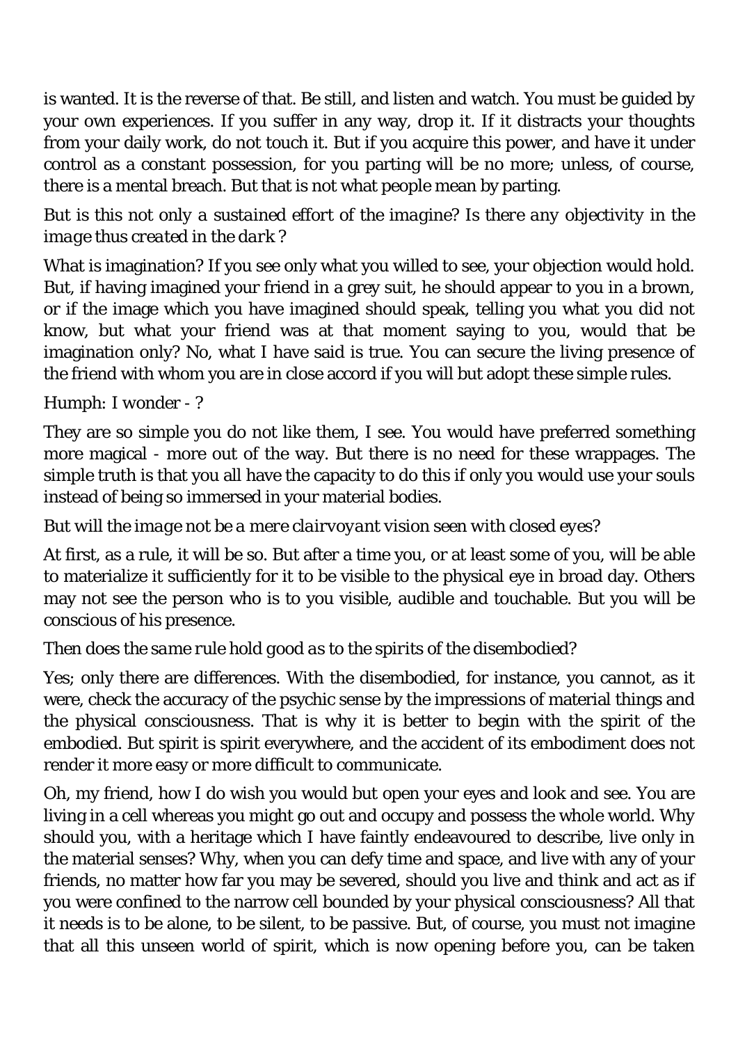is wanted. It is the reverse of that. Be still, and listen and watch. You must be guided by your own experiences. If you suffer in any way, drop it. If it distracts your thoughts from your daily work, do not touch it. But if you acquire this power, and have it under control as a constant possession, for you parting will be no more; unless, of course, there is a mental breach. But that is not what people mean by parting.

*But is this not only a sustained effort of the imagine? Is there any objectivity in the image thus created in the dark ?*

What is imagination? If you see only what you willed to see, your objection would hold. But, if having imagined your friend in a grey suit, he should appear to you in a brown, or if the image which you have imagined should speak, telling you what you did not know, but what your friend was at that moment saying to you, would that be imagination only? No, what I have said is true. You can secure the living presence of the friend with whom you are in close accord if you will but adopt these simple rules.

*Humph: I wonder - ?*

They are so simple you do not like them, I see. You would have preferred something more magical - more out of the way. But there is no need for these wrappages. The simple truth is that you all have the capacity to do this if only you would use your souls instead of being so immersed in your material bodies.

*But will the image not be a mere clairvoyant vision seen with closed eyes?*

At first, as a rule, it will be so. But after a time you, or at least some of you, will be able to materialize it sufficiently for it to be visible to the physical eye in broad day. Others may not see the person who is to you visible, audible and touchable. But you will be conscious of his presence.

*Then does the same rule hold good as to the spirits of the disembodied?*

Yes; only there are differences. With the disembodied, for instance, you cannot, as it were, check the accuracy of the psychic sense by the impressions of material things and the physical consciousness. That is why it is better to begin with the spirit of the embodied. But spirit is spirit everywhere, and the accident of its embodiment does not render it more easy or more difficult to communicate.

Oh, my friend, how I do wish you would but open your eyes and look and see. You are living in a cell whereas you might go out and occupy and possess the whole world. Why should you, with a heritage which I have faintly endeavoured to describe, live only in the material senses? Why, when you can defy time and space, and live with any of your friends, no matter how far you may be severed, should you live and think and act as if you were confined to the narrow cell bounded by your physical consciousness? All that it needs is to be alone, to be silent, to be passive. But, of course, you must not imagine that all this unseen world of spirit, which is now opening before you, can be taken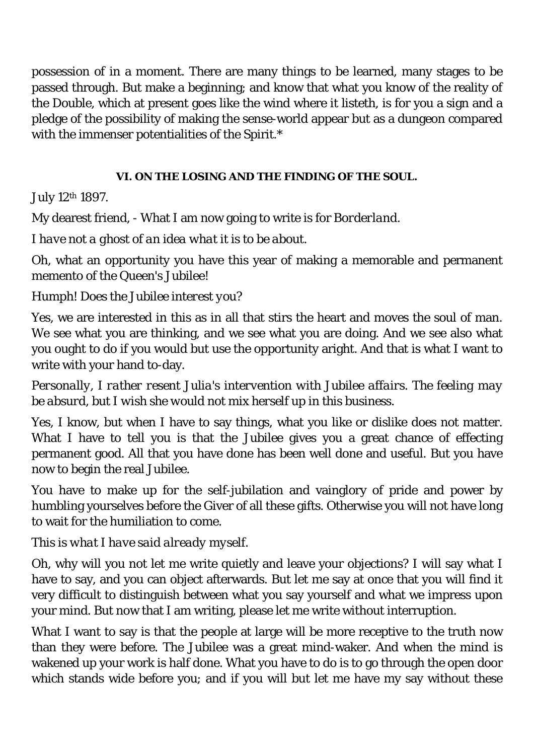possession of in a moment. There are many things to be learned, many stages to be passed through. But make a beginning; and know that what you know of the reality of the Double, which at present goes like the wind where it listeth, is for you a sign and a pledge of the possibility of making the sense-world appear but as a dungeon compared with the immenser potentialities of the Spirit.*

#### VI. ON THE LOSING AND THE FINDING OF THE SOUL.

*July 12th 1897.*

My dearest friend, - What I am now going to write is for *Borderland*.

*I have not a ghost of an idea what it is to be about.*

Oh, what an opportunity you have this year of making a memorable and permanent memento of the Queen's Jubilee!

*Humph! Does the Jubilee interest you?*

Yes, we are interested in this as in all that stirs the heart and moves the soul of man. We see what you are thinking, and we see what you are doing. And we see also what you ought to do if you would but use the opportunity aright. And that is what I want to write with your hand to-day.

*Personally, I rather resent Julia's intervention with Jubilee affairs. The feeling may be absurd, but I wish she would not mix herself up in this business.*

Yes, I know, but when I have to say things, what you like or dislike does not matter. What I have to tell you is that the Jubilee gives you a great chance of effecting permanent good. All that you have done has been well done and useful. But you have now to begin the real Jubilee.

You have to make up for the self-jubilation and vainglory of pride and power by humbling yourselves before the Giver of all these gifts. Otherwise you will not have long to wait for the humiliation to come.

*This is what I have said already myself.*

Oh, why will you not let me write quietly and leave your objections? I will say what I have to say, and you can object afterwards. But let me say at once that you will find it very difficult to distinguish between what you say yourself and what we impress upon your mind. But now that I am writing, please let me write without interruption.

What I want to say is that the people at large will be more receptive to the truth now than they were before. The Jubilee was a great mind-waker. And when the mind is wakened up your work is half done. What you have to do is to go through the open door which stands wide before you; and if you will but let me have my say without these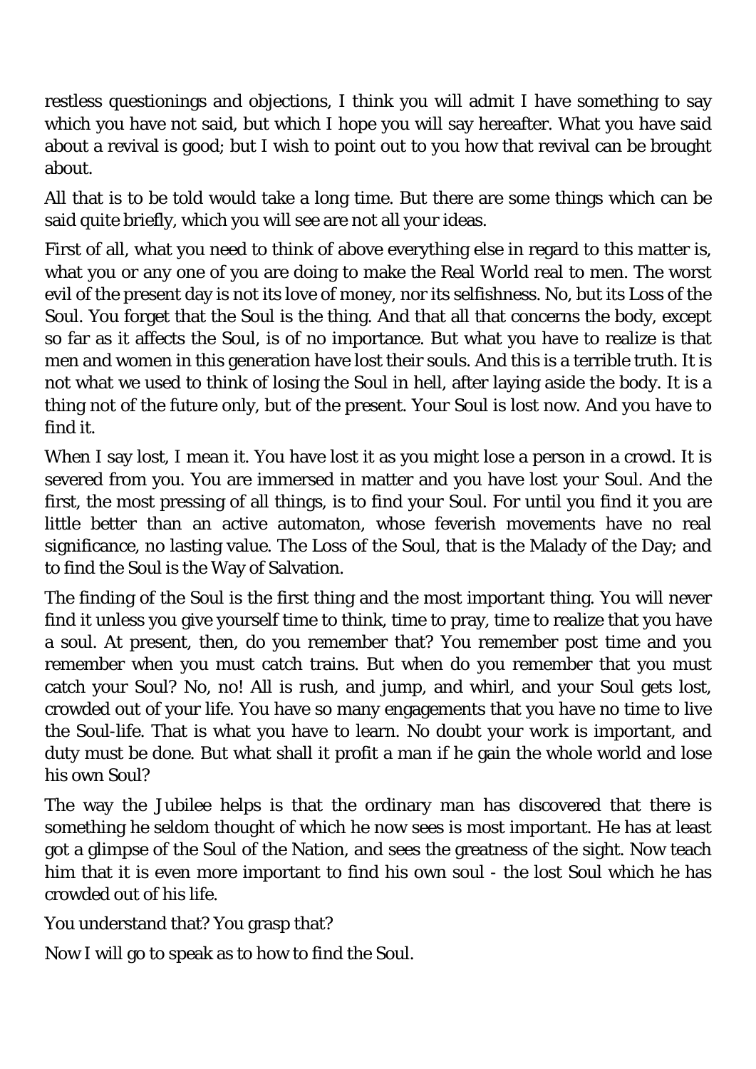restless questionings and objections, I think you will admit I have something to say which you have not said, but which I hope you will say hereafter. What you have said about a revival is good; but I wish to point out to you how that revival can be brought about.

All that is to be told would take a long time. But there are some things which can be said quite briefly, which you will see are not all your ideas.

First of all, what you need to think of above everything else in regard to this matter is, what you or any one of you are doing to make the Real World real to men. The worst evil of the present day is not its love of money, nor its selfishness. No, but its Loss of the Soul. You forget that the Soul is the thing. And that all that concerns the body, except so far as it affects the Soul, is of no importance. But what you have to realize is that men and women in this generation have lost their souls. And this is a terrible truth. It is not what we used to think of losing the Soul in hell, after laying aside the body. It is a thing not of the future only, but of the present. Your Soul is lost now. And you have to find it.

When I say lost, I mean it. You have lost it as you might lose a person in a crowd. It is severed from you. You are immersed in matter and you have lost your Soul. And the first, the most pressing of all things, is to find your Soul. For until you find it you are little better than an active automaton, whose feverish movements have no real significance, no lasting value. The Loss of the Soul, that is the Malady of the Day; and to find the Soul is the Way of Salvation.

The finding of the Soul is the first thing and the most important thing. You will never find it unless you give yourself time to think, time to pray, time to realize that you have a soul. At present, then, do you remember that? You remember post time and you remember when you must catch trains. But when do you remember that you must catch your Soul? No, no! All is rush, and jump, and whirl, and your Soul gets lost, crowded out of your life. You have so many engagements that you have no time to live the Soul-life. That is what you have to learn. No doubt your work is important, and duty must be done. But what shall it profit a man if he gain the whole world and lose his own Soul?

The way the Jubilee helps is that the ordinary man has discovered that there is something he seldom thought of which he now sees is most important. He has at least got a glimpse of the Soul of the Nation, and sees the greatness of the sight. Now teach him that it is even more important to find his own soul - the lost Soul which he has crowded out of his life.

You understand that? You grasp that?

Now I will go to speak as to how to find the Soul.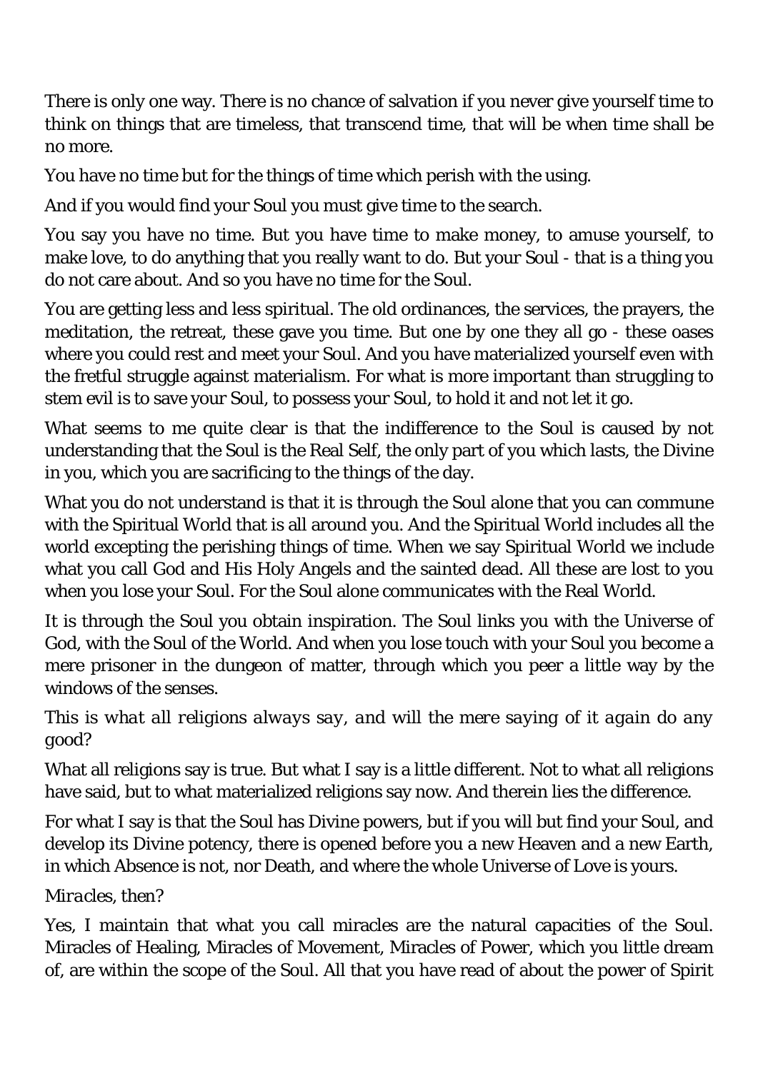There is only one way. There is no chance of salvation if you never give yourself time to think on things that are timeless, that transcend time, that will be when time shall be no more.

You have no time but for the things of time which perish with the using.

And if you would find your Soul you must give time to the search.

You say you have no time. But you have time to make money, to amuse yourself, to make love, to do anything that you really want to do. But your Soul - that is a thing you do not care about. And so you have no time for the Soul.

You are getting less and less spiritual. The old ordinances, the services, the prayers, the meditation, the retreat, these gave you time. But one by one they all go - these oases where you could rest and meet your Soul. And you have materialized yourself even with the fretful struggle against materialism. For what is more important than struggling to stem evil is to save your Soul, to possess your Soul, to hold it and not let it go.

What seems to me quite clear is that the indifference to the Soul is caused by not understanding that the Soul is the Real Self, the only part of you which lasts, the Divine in you, which you are sacrificing to the things of the day.

What you do not understand is that it is through the Soul alone that you can commune with the Spiritual World that is all around you. And the Spiritual World includes all the world excepting the perishing things of time. When we say Spiritual World we include what you call God and His Holy Angels and the sainted dead. All these are lost to you when you lose your Soul. For the Soul alone communicates with the Real World.

It is through the Soul you obtain inspiration. The Soul links you with the Universe of God, with the Soul of the World. And when you lose touch with your Soul you become a mere prisoner in the dungeon of matter, through which you peer a little way by the windows of the senses.

*This is what all religions always say, and will the mere saying of it again do any good?*

What all religions say is true. But what I say is a little different. Not to what all religions have said, but to what materialized religions say now. And therein lies the difference.

For what I say is that the Soul has Divine powers, but if you will but find your Soul, and develop its Divine potency, there is opened before you a new Heaven and a new Earth, in which Absence is not, nor Death, and where the whole Universe of Love is yours.

*Miracles, then?*

Yes, I maintain that what you call miracles are the natural capacities of the Soul. Miracles of Healing, Miracles of Movement, Miracles of Power, which you little dream of, are within the scope of the Soul. All that you have read of about the power of Spirit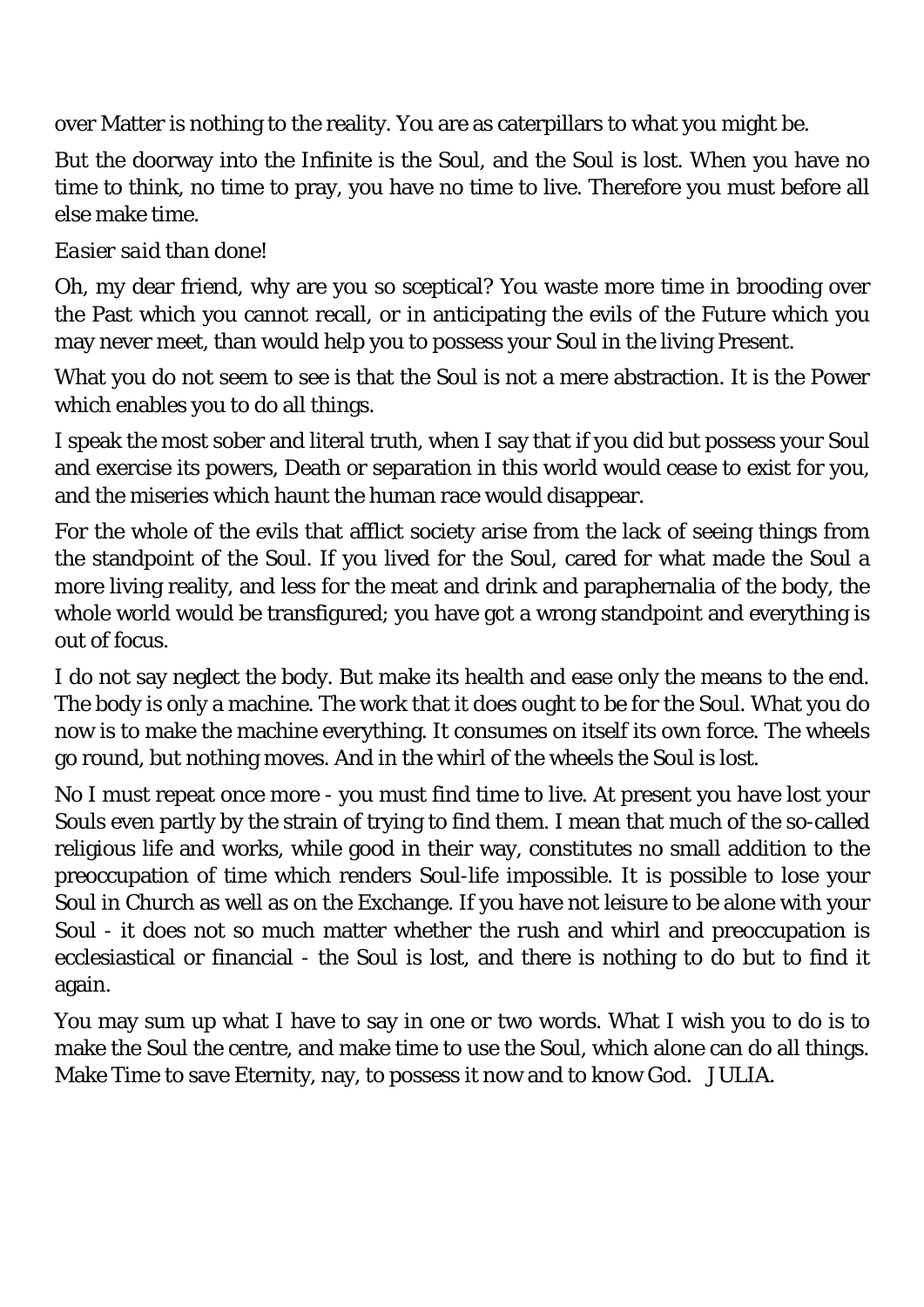over Matter is nothing to the reality. You are as caterpillars to what you might be.

But the doorway into the Infinite is the Soul, and the Soul is lost. When you have no time to think, no time to pray, you have no time to live. Therefore you must before all else make time.

*Easier said than done!*

Oh, my dear friend, why are you so sceptical? You waste more time in brooding over the Past which you cannot recall, or in anticipating the evils of the Future which you may never meet, than would help you to possess your Soul in the living Present.

What you do not seem to see is that the Soul is not a mere abstraction. It is the Power which enables you to do all things.

I speak the most sober and literal truth, when I say that if you did but possess your Soul and exercise its powers, Death or separation in this world would cease to exist for you, and the miseries which haunt the human race would disappear.

For the whole of the evils that afflict society arise from the lack of seeing things from the standpoint of the Soul. If you lived for the Soul, cared for what made the Soul a more living reality, and less for the meat and drink and paraphernalia of the body, the whole world would be transfigured; you have got a wrong standpoint and everything is out of focus.

I do not say neglect the body. But make its health and ease only the means to the end. The body is only a machine. The work that it does ought to be for the Soul. What you do now is to make the machine everything. It consumes on itself its own force. The wheels go round, but nothing moves. And in the whirl of the wheels the Soul is lost.

No I must repeat once more - you must find time to live. At present you have lost your Souls even partly by the strain of trying to find them. I mean that much of the so-called religious life and works, while good in their way, constitutes no small addition to the preoccupation of time which renders Soul-life impossible. It is possible to lose your Soul in Church as well as on the Exchange. If you have not leisure to be alone with your Soul - it does not so much matter whether the rush and whirl and preoccupation is ecclesiastical or financial - the Soul is lost, and there is nothing to do but to find it again.

You may sum up what I have to say in one or two words. What I wish you to do is to make the Soul the centre, and make time to use the Soul, which alone can do all things. Make Time to save Eternity, nay, to possess it now and to know God. JULIA.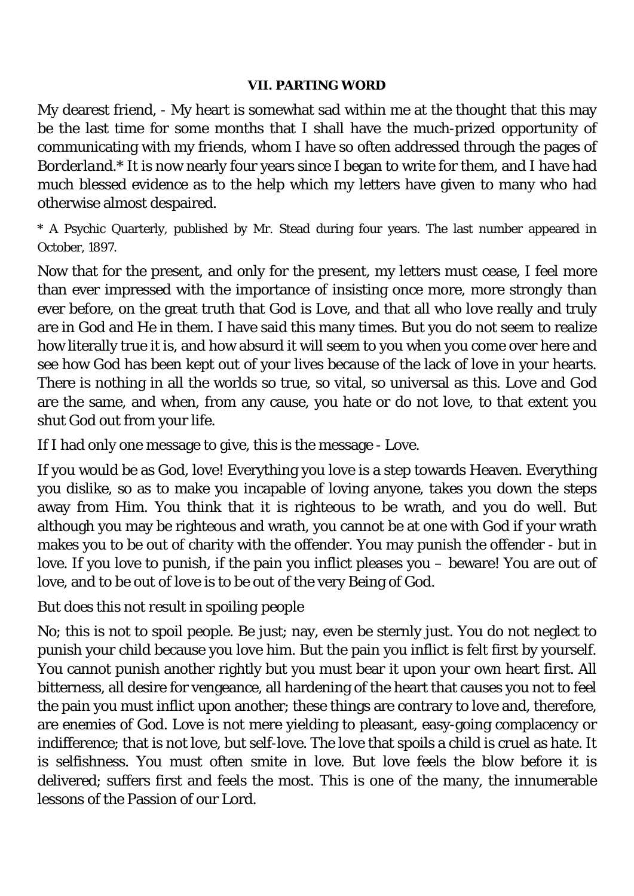### VII. PARTING WORD

My dearest friend, - My heart is somewhat sad within me at the thought that this may be the last time for some months that I shall have the much-prized opportunity of communicating with my friends, whom I have so often addressed through the pages of *Borderland*.* It is now nearly four years since I began to write for them, and I have had much blessed evidence as to the help which my letters have given to many who had otherwise almost despaired.

* A Psychic Quarterly, published by Mr. Stead during four years. The last number appeared in October, 1897.

Now that for the present, and only for the present, my letters must cease, I feel more than ever impressed with the importance of insisting once more, more strongly than ever before, on the great truth that God is Love, and that all who love really and truly are in God and He in them. I have said this many times. But you do not seem to realize how literally true it is, and how absurd it will seem to you when you come over here and see how God has been kept out of your lives because of the lack of love in your hearts. There is nothing in all the worlds so true, so vital, so universal as this. Love and God are the same, and when, from any cause, you hate or do not love, to that extent you shut God out from your life.

If I had only one message to give, this is the message - Love.

If you would be as God, love! Everything you love is a step towards Heaven. Everything you dislike, so as to make you incapable of loving anyone, takes you down the steps away from Him. You think that it is righteous to be wrath, and you do well. But although you may be righteous and wrath, you cannot be at one with God if your wrath makes you to be out of charity with the offender. You may punish the offender - but in love. If you love to punish, if the pain you inflict pleases you – beware! You are out of love, and to be out of love is to be out of the very Being of God.

*But does this not result in spoiling people*

No; this is not to spoil people. Be just; nay, even be sternly just. You do not neglect to punish your child because you love him. But the pain you inflict is felt first by yourself. You cannot punish another rightly but you must bear it upon your own heart first. All bitterness, all desire for vengeance, all hardening of the heart that causes you not to feel the pain you must inflict upon another; these things are contrary to love and, therefore, are enemies of God. Love is not mere yielding to pleasant, easy-going complacency or indifference; that is not love, but self-love. The love that spoils a child is cruel as hate. It is selfishness. You must often smite in love. But love feels the blow before it is delivered; suffers first and feels the most. This is one of the many, the innumerable lessons of the Passion of our Lord.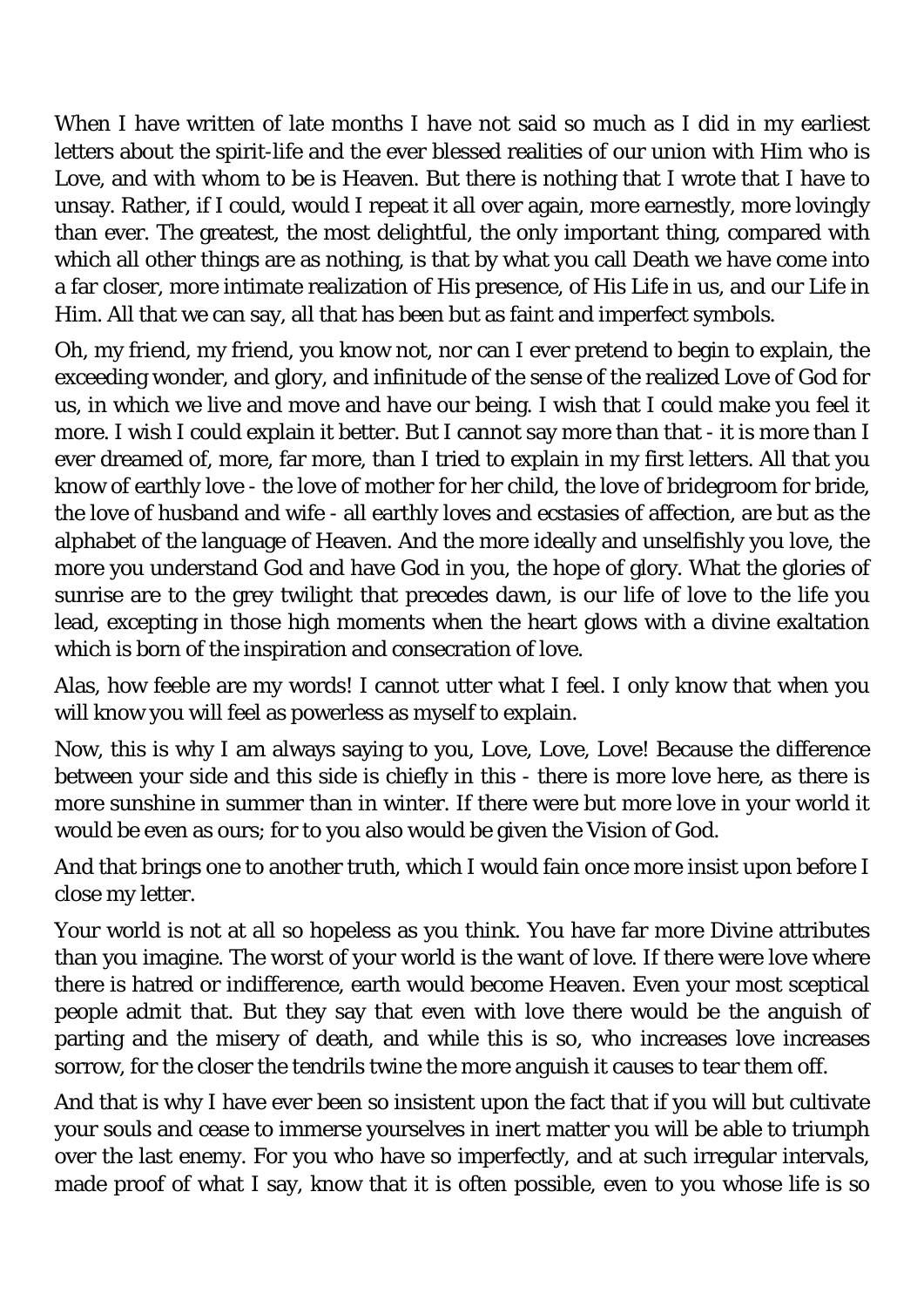When I have written of late months I have not said so much as I did in my earliest letters about the spirit-life and the ever blessed realities of our union with Him who is Love, and with whom to be is Heaven. But there is nothing that I wrote that I have to unsay. Rather, if I could, would I repeat it all over again, more earnestly, more lovingly than ever. The greatest, the most delightful, the only important thing, compared with which all other things are as nothing, is that by what you call Death we have come into a far closer, more intimate realization of His presence, of His Life in us, and our Life in Him. All that we can say, all that has been but as faint and imperfect symbols.

Oh, my friend, my friend, you know not, nor can I ever pretend to begin to explain, the exceeding wonder, and glory, and infinitude of the sense of the realized Love of God for us, in which we live and move and have our being. I wish that I could make you feel it more. I wish I could explain it better. But I cannot say more than that - it is more than I ever dreamed of, more, far more, than I tried to explain in my first letters. All that you know of earthly love - the love of mother for her child, the love of bridegroom for bride, the love of husband and wife - all earthly loves and ecstasies of affection, are but as the alphabet of the language of Heaven. And the more ideally and unselfishly you love, the more you understand God and have God in you, the hope of glory. What the glories of sunrise are to the grey twilight that precedes dawn, is our life of love to the life you lead, excepting in those high moments when the heart glows with a divine exaltation which is born of the inspiration and consecration of love.

Alas, how feeble are my words! I cannot utter what I feel. I only know that when you will know you will feel as powerless as myself to explain.

Now, this is why I am always saying to you, Love, Love, Love! Because the difference between your side and this side is chiefly in this - there is more love here, as there is more sunshine in summer than in winter. If there were but more love in your world it would be even as ours; for to you also would be given the Vision of God.

And that brings one to another truth, which I would fain once more insist upon before I close my letter.

Your world is not at all so hopeless as you think. You have far more Divine attributes than you imagine. The worst of your world is the want of love. If there were love where there is hatred or indifference, earth would become Heaven. Even your most sceptical people admit that. But they say that even with love there would be the anguish of parting and the misery of death, and while this is so, who increases love increases sorrow, for the closer the tendrils twine the more anguish it causes to tear them off.

And that is why I have ever been so insistent upon the fact that if you will but cultivate your souls and cease to immerse yourselves in inert matter you will be able to triumph over the last enemy. For you who have so imperfectly, and at such irregular intervals, made proof of what I say, know that it is often possible, even to you whose life is so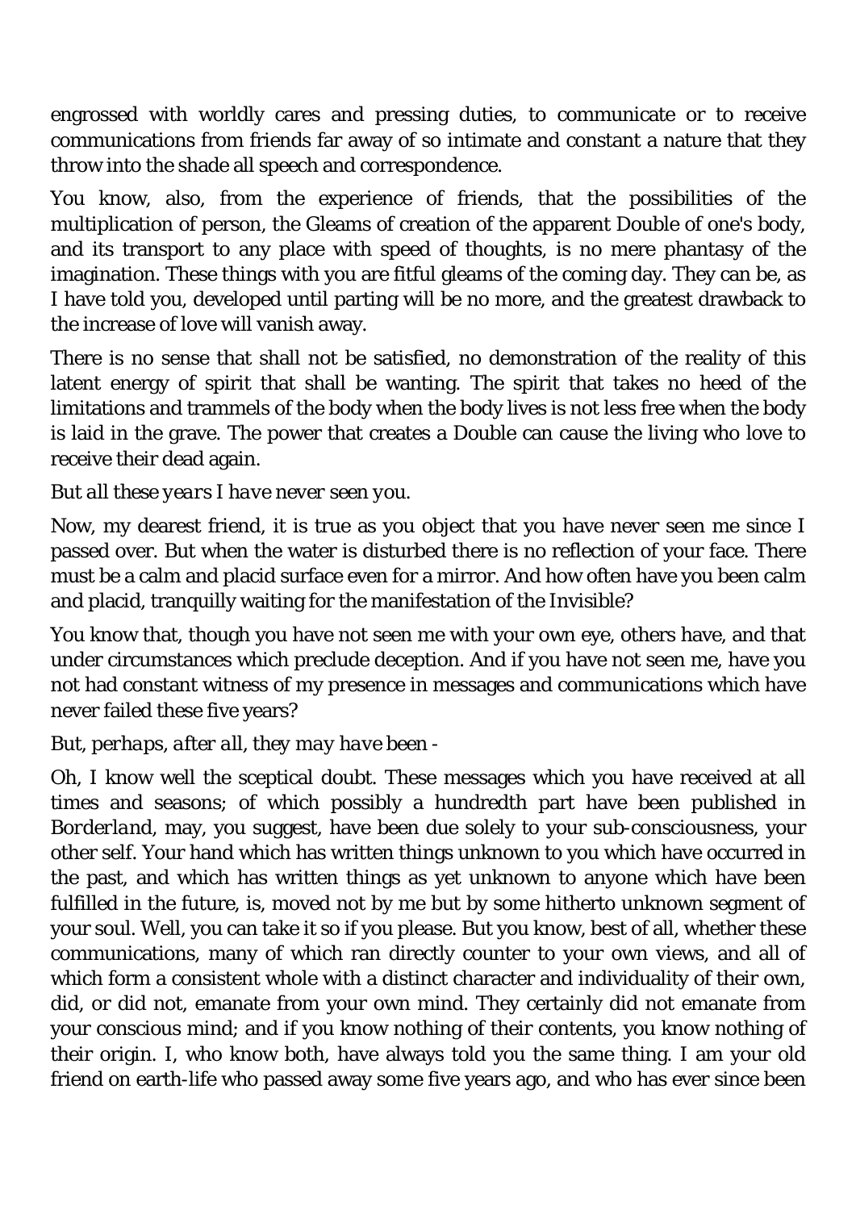engrossed with worldly cares and pressing duties, to communicate or to receive communications from friends far away of so intimate and constant a nature that they throw into the shade all speech and correspondence.

You know, also, from the experience of friends, that the possibilities of the multiplication of person, the Gleams of creation of the apparent Double of one's body, and its transport to any place with speed of thoughts, is no mere phantasy of the imagination. These things with you are fitful gleams of the coming day. They can be, as I have told you, developed until parting will be no more, and the greatest drawback to the increase of love will vanish away.

There is no sense that shall not be satisfied, no demonstration of the reality of this latent energy of spirit that shall be wanting. The spirit that takes no heed of the limitations and trammels of the body when the body lives is not less free when the body is laid in the grave. The power that creates a Double can cause the living who love to receive their dead again.

*But all these years I have never seen you.*

Now, my dearest friend, it is true as you object that you have never seen me since I passed over. But when the water is disturbed there is no reflection of your face. There must be a calm and placid surface even for a mirror. And how often have you been calm and placid, tranquilly waiting for the manifestation of the Invisible?

You know that, though you have not seen me with your own eye, others have, and that under circumstances which preclude deception. And if you have not seen me, have you not had constant witness of my presence in messages and communications which have never failed these five years?

*But, perhaps, after all, they may have been -*

Oh, I know well the sceptical doubt. These messages which you have received at all times and seasons; of which possibly a hundredth part have been published in *Borderland*, may, you suggest, have been due solely to your sub-consciousness, your other self. Your hand which has written things unknown to you which have occurred in the past, and which has written things as yet unknown to anyone which have been fulfilled in the future, is, moved not by me but by some hitherto unknown segment of your soul. Well, you can take it so if you please. But you know, best of all, whether these communications, many of which ran directly counter to your own views, and all of which form a consistent whole with a distinct character and individuality of their own, did, or did not, emanate from your own mind. They certainly did not emanate from your conscious mind; and if you know nothing of their contents, you know nothing of their origin. I, who know both, have always told you the same thing. I am your old friend on earth-life who passed away some five years ago, and who has ever since been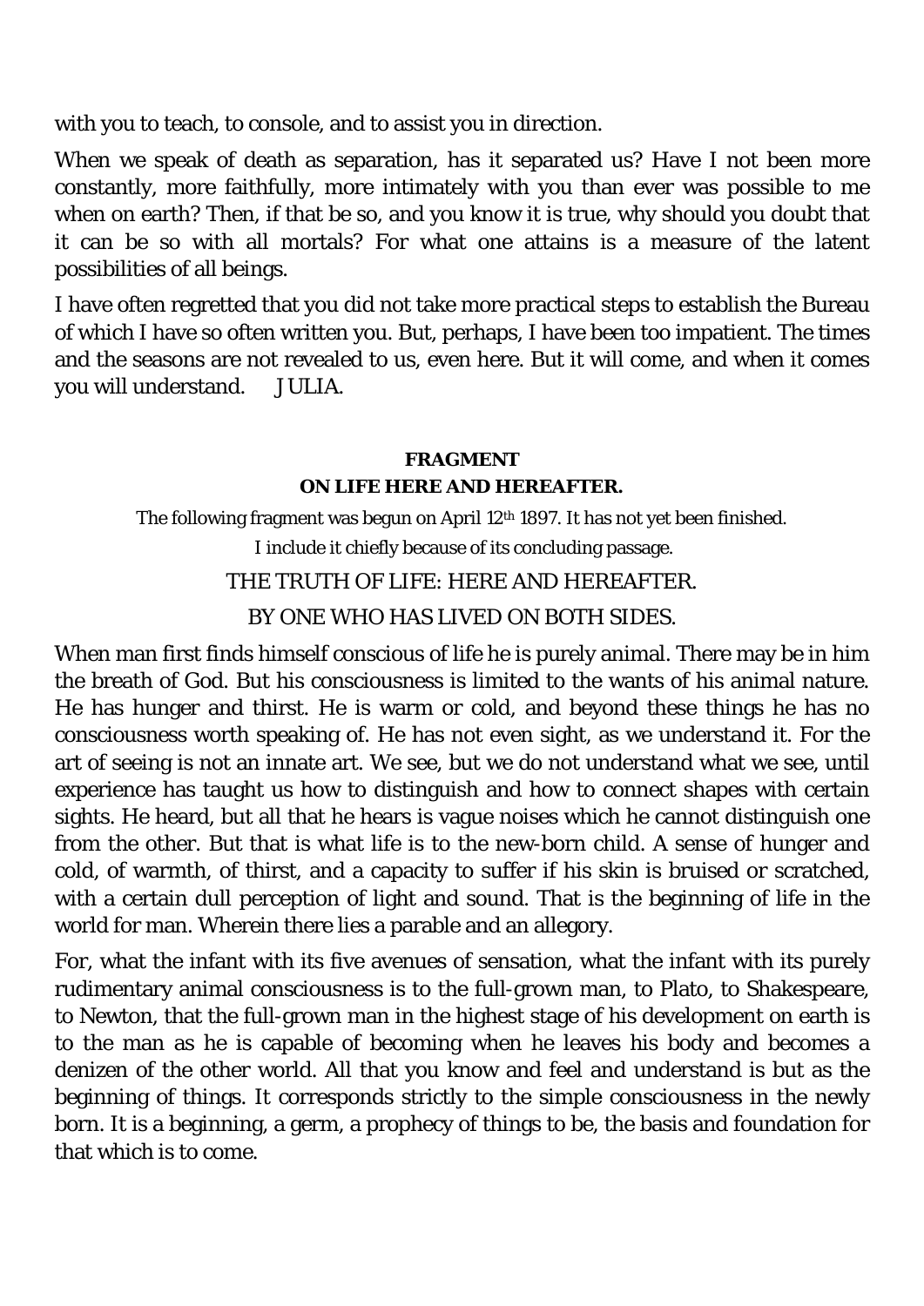with you to teach, to console, and to assist you in direction.

When we speak of death as separation, has it separated us? Have I not been more constantly, more faithfully, more intimately with you than ever was possible to me when on earth? Then, if that be so, and you know it is true, why should you doubt that it can be so with all mortals? For what one attains is a measure of the latent possibilities of all beings.

I have often regretted that you did not take more practical steps to establish the Bureau of which I have so often written you. But, perhaps, I have been too impatient. The times and the seasons are not revealed to us, even here. But it will come, and when it comes you will understand. JULIA.

## FRAGMENT
## ON LIFE HERE AND HEREAFTER.

The following fragment was begun on April 12th 1897. It has not yet been finished.

I include it chiefly because of its concluding passage.

THE TRUTH OF LIFE: HERE AND HEREAFTER.

BY ONE WHO HAS LIVED ON BOTH SIDES.

When man first finds himself conscious of life he is purely animal. There may be in him the breath of God. But his consciousness is limited to the wants of his animal nature. He has hunger and thirst. He is warm or cold, and beyond these things he has no consciousness worth speaking of. He has not even sight, as we understand it. For the art of seeing is not an innate art. We see, but we do not understand what we see, until experience has taught us how to distinguish and how to connect shapes with certain sights. He heard, but all that he hears is vague noises which he cannot distinguish one from the other. But that is what life is to the new-born child. A sense of hunger and cold, of warmth, of thirst, and a capacity to suffer if his skin is bruised or scratched, with a certain dull perception of light and sound. That is the beginning of life in the world for man. Wherein there lies a parable and an allegory.

For, what the infant with its five avenues of sensation, what the infant with its purely rudimentary animal consciousness is to the full-grown man, to Plato, to Shakespeare, to Newton, that the full-grown man in the highest stage of his development on earth is to the man as he is capable of becoming when he leaves his body and becomes a denizen of the other world. All that you know and feel and understand is but as the beginning of things. It corresponds strictly to the simple consciousness in the newly born. It is a beginning, a germ, a prophecy of things to be, the basis and foundation for that which is to come.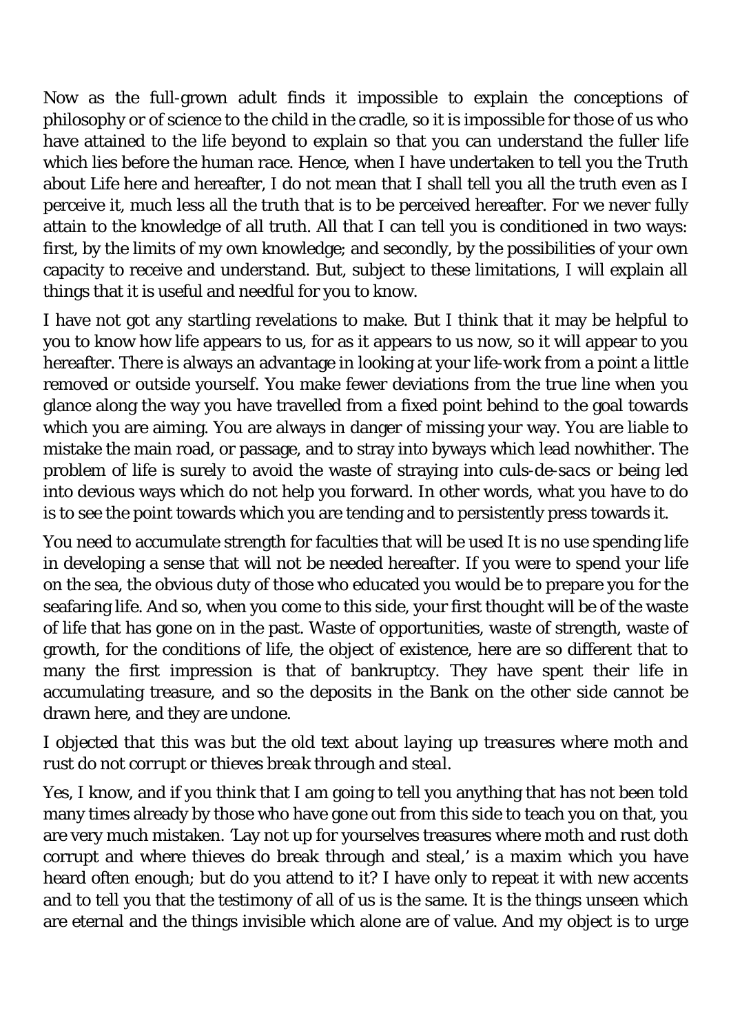Now as the full-grown adult finds it impossible to explain the conceptions of philosophy or of science to the child in the cradle, so it is impossible for those of us who have attained to the life beyond to explain so that you can understand the fuller life which lies before the human race. Hence, when I have undertaken to tell you the Truth about Life here and hereafter, I do not mean that I shall tell you all the truth even as I perceive it, much less all the truth that is to be perceived hereafter. For we never fully attain to the knowledge of all truth. All that I can tell you is conditioned in two ways: first, by the limits of my own knowledge; and secondly, by the possibilities of your own capacity to receive and understand. But, subject to these limitations, I will explain all things that it is useful and needful for you to know.

I have not got any startling revelations to make. But I think that it may be helpful to you to know how life appears to us, for as it appears to us now, so it will appear to you hereafter. There is always an advantage in looking at your life-work from a point a little removed or outside yourself. You make fewer deviations from the true line when you glance along the way you have travelled from a fixed point behind to the goal towards which you are aiming. You are always in danger of missing your way. You are liable to mistake the main road, or passage, and to stray into byways which lead nowhither. The problem of life is surely to avoid the waste of straying into *culs-de-sacs* or being led into devious ways which do not help you forward. In other words, what you have to do is to see the point towards which you are tending and to persistently press towards it.

You need to accumulate strength for faculties that will be used It is no use spending life in developing a sense that will not be needed hereafter. If you were to spend your life on the sea, the obvious duty of those who educated you would be to prepare you for the seafaring life. And so, when you come to this side, your first thought will be of the waste of life that has gone on in the past. Waste of opportunities, waste of strength, waste of growth, for the conditions of life, the object of existence, here are so different that to many the first impression is that of bankruptcy. They have spent their life in accumulating treasure, and so the deposits in the Bank on the other side cannot be drawn here, and they are undone.

*I objected that this was but the old text about laying up treasures where moth and rust do not corrupt or thieves break through and steal.*

Yes, I know, and if you think that I am going to tell you anything that has not been told many times already by those who have gone out from this side to teach you on that, you are very much mistaken. 'Lay not up for yourselves treasures where moth and rust doth corrupt and where thieves do break through and steal,' is a maxim which you have heard often enough; but do you attend to it? I have only to repeat it with new accents and to tell you that the testimony of all of us is the same. It is the things unseen which are eternal and the things invisible which alone are of value. And my object is to urge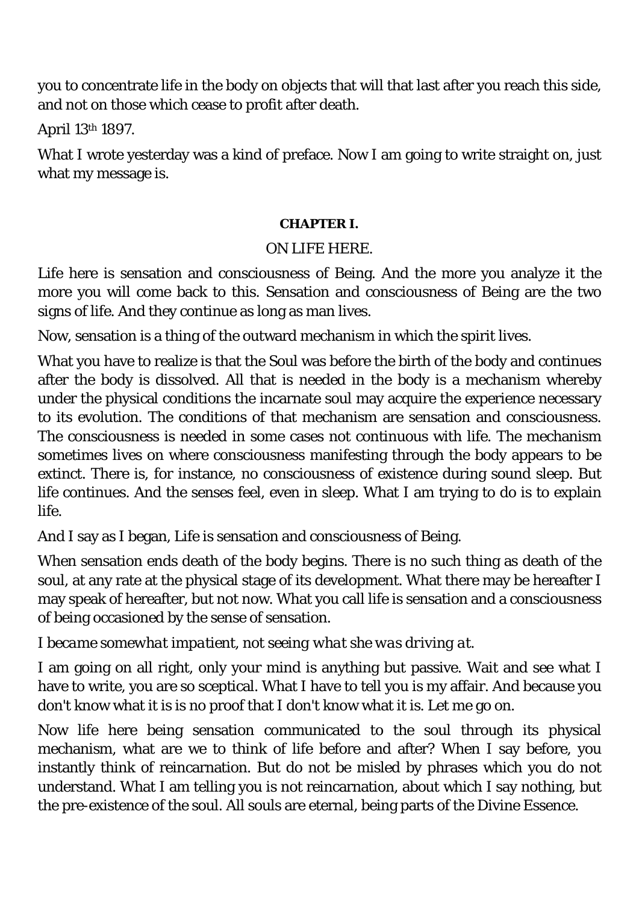you to concentrate life in the body on objects that will that last after you reach this side, and not on those which cease to profit after death.

April 13th 1897.

What I wrote yesterday was a kind of preface. Now I am going to write straight on, just what my message is.

## CHAPTER I.

### ON LIFE HERE.

Life here is sensation and consciousness of Being. And the more you analyze it the more you will come back to this. Sensation and consciousness of Being are the two signs of life. And they continue as long as man lives.

Now, sensation is a thing of the outward mechanism in which the spirit lives.

What you have to realize is that the Soul was before the birth of the body and continues after the body is dissolved. All that is needed in the body is a mechanism whereby under the physical conditions the incarnate soul may acquire the experience necessary to its evolution. The conditions of that mechanism are sensation and consciousness. The consciousness is needed in some cases not continuous with life. The mechanism sometimes lives on where consciousness manifesting through the body appears to be extinct. There is, for instance, no consciousness of existence during sound sleep. But life continues. And the senses feel, even in sleep. What I am trying to do is to explain life.

And I say as I began, Life is sensation and consciousness of Being.

When sensation ends death of the body begins. There is no such thing as death of the soul, at any rate at the physical stage of its development. What there may be hereafter I may speak of hereafter, but not now. What you call life is sensation and a consciousness of being occasioned by the sense of sensation.

*I became somewhat impatient, not seeing what she was driving at.*

I am going on all right, only your mind is anything but passive. Wait and see what I have to write, you are so sceptical. What I have to tell you is my affair. And because you don't know what it is is no proof that I don't know what it is. Let me go on.

Now life here being sensation communicated to the soul through its physical mechanism, what are we to think of life before and after? When I say before, you instantly think of reincarnation. But do not be misled by phrases which you do not understand. What I am telling you is not reincarnation, about which I say nothing, but the pre-existence of the soul. All souls are eternal, being parts of the Divine Essence.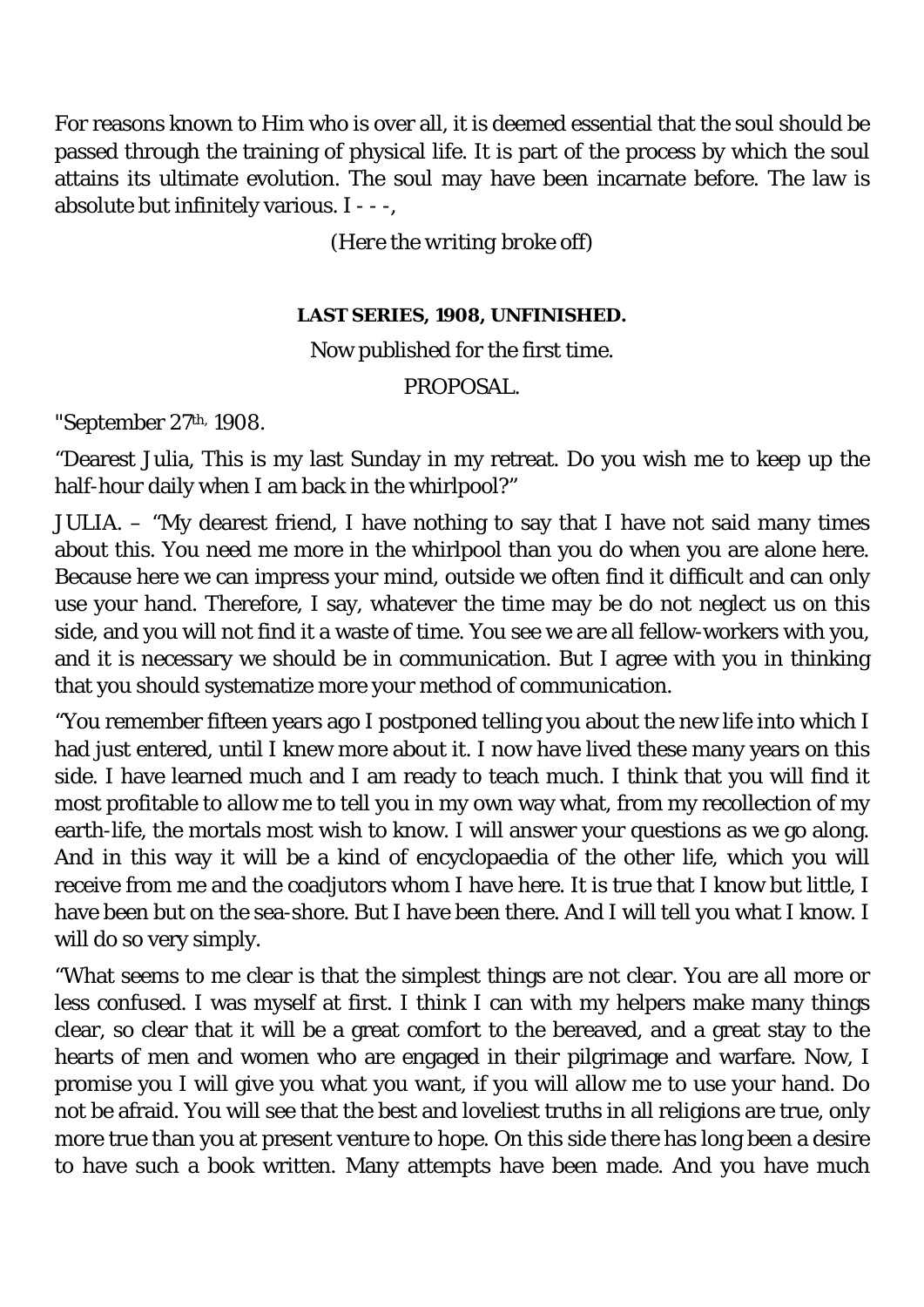For reasons known to Him who is over all, it is deemed essential that the soul should be passed through the training of physical life. It is part of the process by which the soul attains its ultimate evolution. The soul may have been incarnate before. The law is absolute but infinitely various. I - - -,

*(Here the writing broke off)*

**LAST SERIES, 1908, UNFINISHED.**

Now published for the first time.

PROPOSAL.

"September 27th, 1908.

"Dearest Julia, This is my last Sunday in my retreat. Do you wish me to keep up the half-hour daily when I am back in the whirlpool?"

JULIA. – "My dearest friend, I have nothing to say that I have not said many times about this. You need me more in the whirlpool than you do when you are alone here. Because here we can impress your mind, outside we often find it difficult and can only use your hand. Therefore, I say, whatever the time may be do not neglect us on this side, and you will not find it a waste of time. You see we are all fellow-workers with you, and it is necessary we should be in communication. But I agree with you in thinking that you should systematize more your method of communication.

"You remember fifteen years ago I postponed telling you about the new life into which I had just entered, until I knew more about it. I now have lived these many years on this side. I have learned much and I am ready to teach much. I think that you will find it most profitable to allow me to tell you in my own way what, from my recollection of my earth-life, the mortals most wish to know. I will answer your questions as we go along. And in this way it will be a kind of encyclopaedia of the other life, which you will receive from me and the coadjutors whom I have here. It is true that I know but little, I have been but on the sea-shore. But I have been there. And I will tell you what I know. I will do so very simply.

"What seems to me clear is that the simplest things are not clear. You are all more or less confused. I was myself at first. I think I can with my helpers make many things clear, so clear that it will be a great comfort to the bereaved, and a great stay to the hearts of men and women who are engaged in their pilgrimage and warfare. Now, I promise you I will give you what you want, if you will allow me to use your hand. Do not be afraid. You will see that the best and loveliest truths in all religions are true, only more true than you at present venture to hope. On this side there has long been a desire to have such a book written. Many attempts have been made. And you have much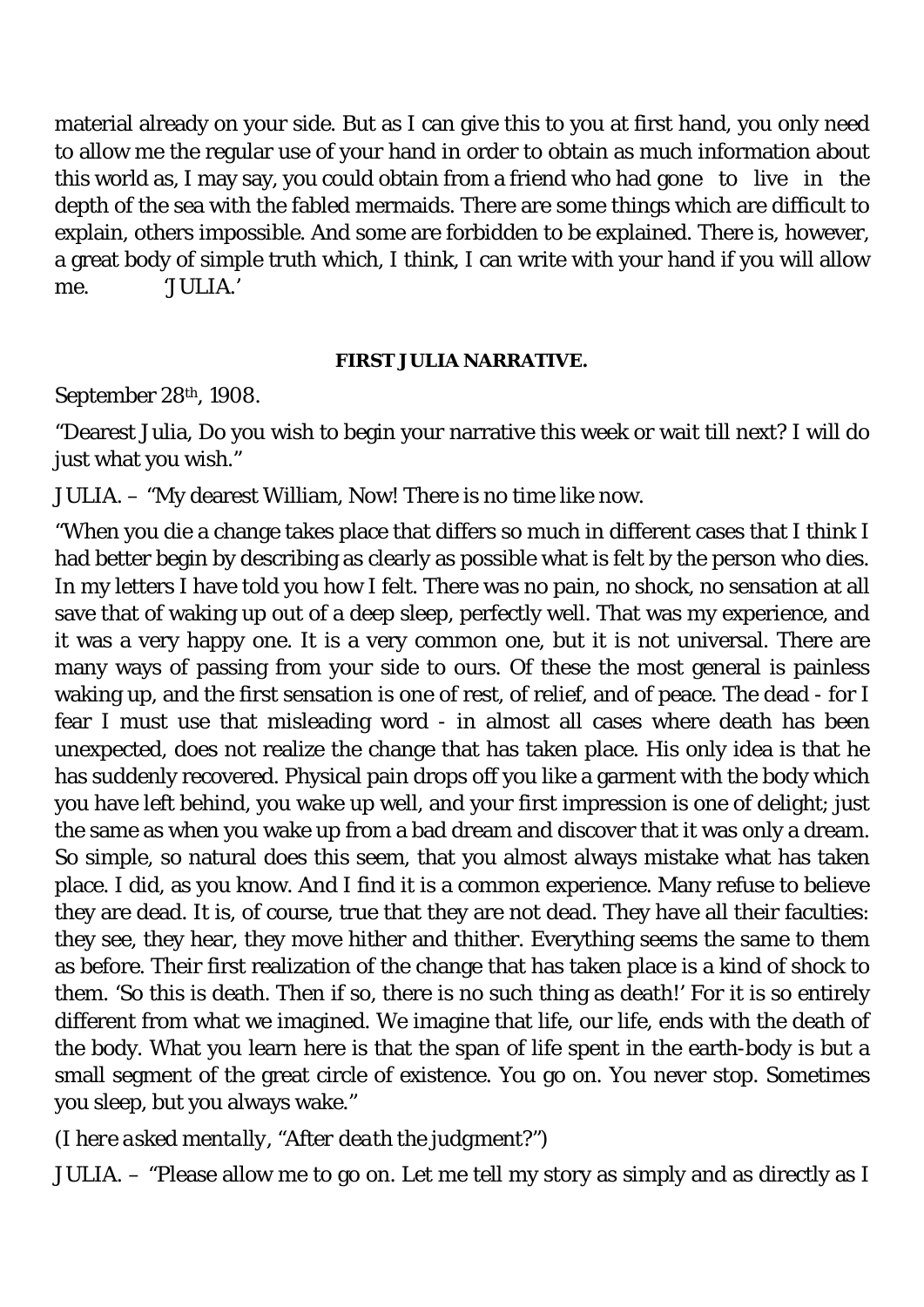material already on your side. But as I can give this to you at first hand, you only need to allow me the regular use of your hand in order to obtain as much information about this world as, I may say, you could obtain from a friend who had gone to live in the depth of the sea with the fabled mermaids. There are some things which are difficult to explain, others impossible. And some are forbidden to be explained. There is, however, a great body of simple truth which, I think, I can write with your hand if you will allow me. 'JULIA.'

#### FIRST JULIA NARRATIVE.

September 28th, 1908.

"Dearest Julia, Do you wish to begin your narrative this week or wait till next? I will do just what you wish."

JULIA. – "My dearest William, Now! There is no time like now.

"When you die a change takes place that differs so much in different cases that I think I had better begin by describing as clearly as possible what is felt by the person who dies. In my letters I have told you how I felt. There was no pain, no shock, no sensation at all save that of waking up out of a deep sleep, perfectly well. That was my experience, and it was a very happy one. It is a very common one, but it is not universal. There are many ways of passing from your side to ours. Of these the most general is painless waking up, and the first sensation is one of rest, of relief, and of peace. The dead - for I fear I must use that misleading word - in almost all cases where death has been unexpected, does not realize the change that has taken place. His only idea is that he has suddenly recovered. Physical pain drops off you like a garment with the body which you have left behind, you wake up well, and your first impression is one of delight; just the same as when you wake up from a bad dream and discover that it was only a dream. So simple, so natural does this seem, that you almost always mistake what has taken place. I did, as you know. And I find it is a common experience. Many refuse to believe they are dead. It is, of course, true that they are not dead. They have all their faculties: they see, they hear, they move hither and thither. Everything seems the same to them as before. Their first realization of the change that has taken place is a kind of shock to them. 'So this is death. Then if so, there is no such thing as death!' For it is so entirely different from what we imagined. We imagine that life, our life, ends with the death of the body. What you learn here is that the span of life spent in the earth-body is but a small segment of the great circle of existence. You go on. You never stop. Sometimes you sleep, but you always wake."

*(I here asked mentally, "After death the judgment?")*

JULIA. – "Please allow me to go on. Let me tell my story as simply and as directly as I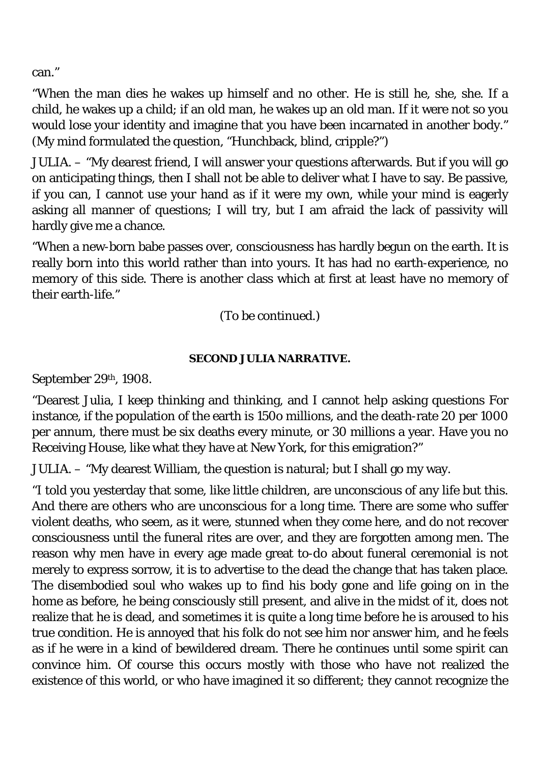can."

"When the man dies he wakes up himself and no other. He is still he, she, she. If a child, he wakes up a child; if an old man, he wakes up an old man. If it were not so you would lose your identity and imagine that you have been incarnated in another body." (My mind formulated the question, "Hunchback, blind, cripple?")

JULIA. – "My dearest friend, I will answer your questions afterwards. But if you will go on anticipating things, then I shall not be able to deliver what I have to say. Be passive, if you can, I cannot use your hand as if it were my own, while your mind is eagerly asking all manner of questions; I will try, but I am afraid the lack of passivity will hardly give me a chance.

"When a new-born babe passes over, consciousness has hardly begun on the earth. It is really born into this world rather than into yours. It has had no earth-experience, no memory of this side. There is another class which at first at least have no memory of their earth-life."

(To be continued.)

### SECOND JULIA NARRATIVE.

September 29th, 1908.

"Dearest Julia, I keep thinking and thinking, and I cannot help asking questions For instance, if the population of the earth is 150o millions, and the death-rate 20 per 1000 per annum, there must be six deaths every minute, or 30 millions a year. Have you no Receiving House, like what they have at New York, for this emigration?"

JULIA. – "My dearest William, the question is natural; but I shall go my way.

"I told you yesterday that some, like little children, are unconscious of any life but this. And there are others who are unconscious for a long time. There are some who suffer violent deaths, who seem, as it were, stunned when they come here, and do not recover consciousness until the funeral rites are over, and they are forgotten among men. The reason why men have in every age made great to-do about funeral ceremonial is not merely to express sorrow, it is to advertise to the dead the change that has taken place. The disembodied soul who wakes up to find his body gone and life going on in the home as before, he being consciously still present, and alive in the midst of it, does not realize that he is dead, and sometimes it is quite a long time before he is aroused to his true condition. He is annoyed that his folk do not see him nor answer him, and he feels as if he were in a kind of bewildered dream. There he continues until some spirit can convince him. Of course this occurs mostly with those who have not realized the existence of this world, or who have imagined it so different; they cannot recognize the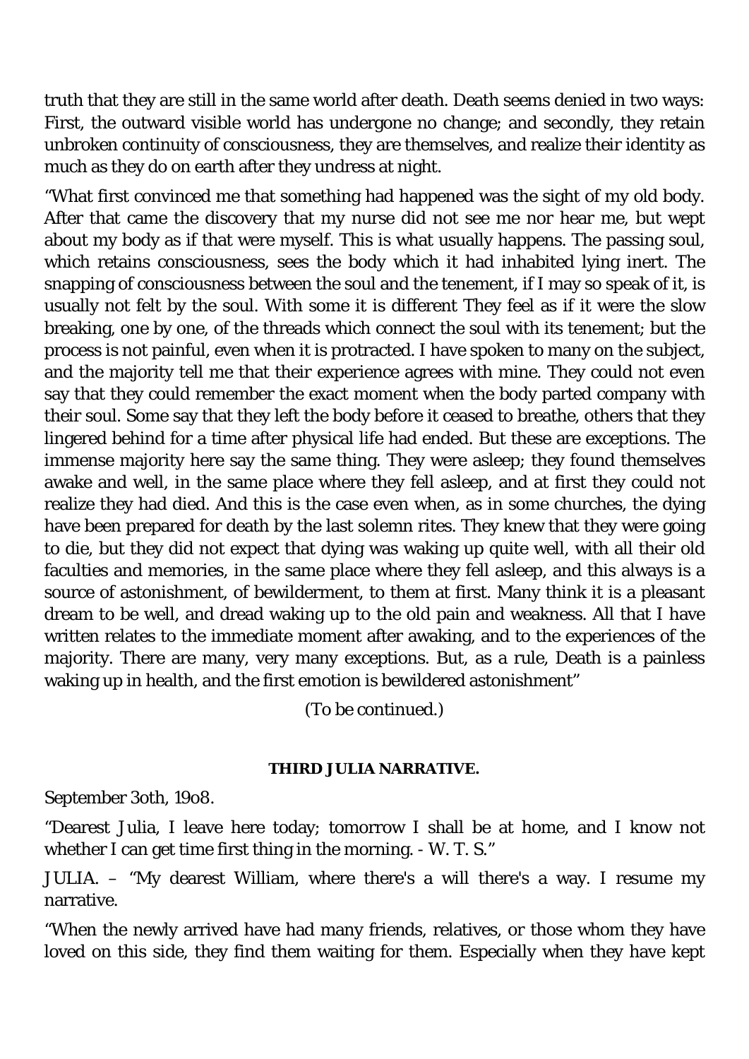truth that they are still in the same world after death. Death seems denied in two ways: First, the outward visible world has undergone no change; and secondly, they retain unbroken continuity of consciousness, they are themselves, and realize their identity as much as they do on earth after they undress at night.

"What first convinced me that something had happened was the sight of my old body. After that came the discovery that my nurse did not see me nor hear me, but wept about my body as if that were myself. This is what usually happens. The passing soul, which retains consciousness, sees the body which it had inhabited lying inert. The snapping of consciousness between the soul and the tenement, if I may so speak of it, is usually not felt by the soul. With some it is different They feel as if it were the slow breaking, one by one, of the threads which connect the soul with its tenement; but the process is not painful, even when it is protracted. I have spoken to many on the subject, and the majority tell me that their experience agrees with mine. They could not even say that they could remember the exact moment when the body parted company with their soul. Some say that they left the body before it ceased to breathe, others that they lingered behind for a time after physical life had ended. But these are exceptions. The immense majority here say the same thing. They were asleep; they found themselves awake and well, in the same place where they fell asleep, and at first they could not realize they had died. And this is the case even when, as in some churches, the dying have been prepared for death by the last solemn rites. They knew that they were going to die, but they did not expect that dying was waking up quite well, with all their old faculties and memories, in the same place where they fell asleep, and this always is a source of astonishment, of bewilderment, to them at first. Many think it is a pleasant dream to be well, and dread waking up to the old pain and weakness. All that I have written relates to the immediate moment after awaking, and to the experiences of the majority. There are many, very many exceptions. But, as a rule, Death is a painless waking up in health, and the first emotion is bewildered astonishment"

(To be continued.)

**THIRD JULIA NARRATIVE.**

September 30th, 1908.

"Dearest Julia, I leave here today; tomorrow I shall be at home, and I know not whether I can get time first thing in the morning. - W. T. S."

JULIA. – "My dearest William, where there's a will there's a way. I resume my narrative.

"When the newly arrived have had many friends, relatives, or those whom they have loved on this side, they find them waiting for them. Especially when they have kept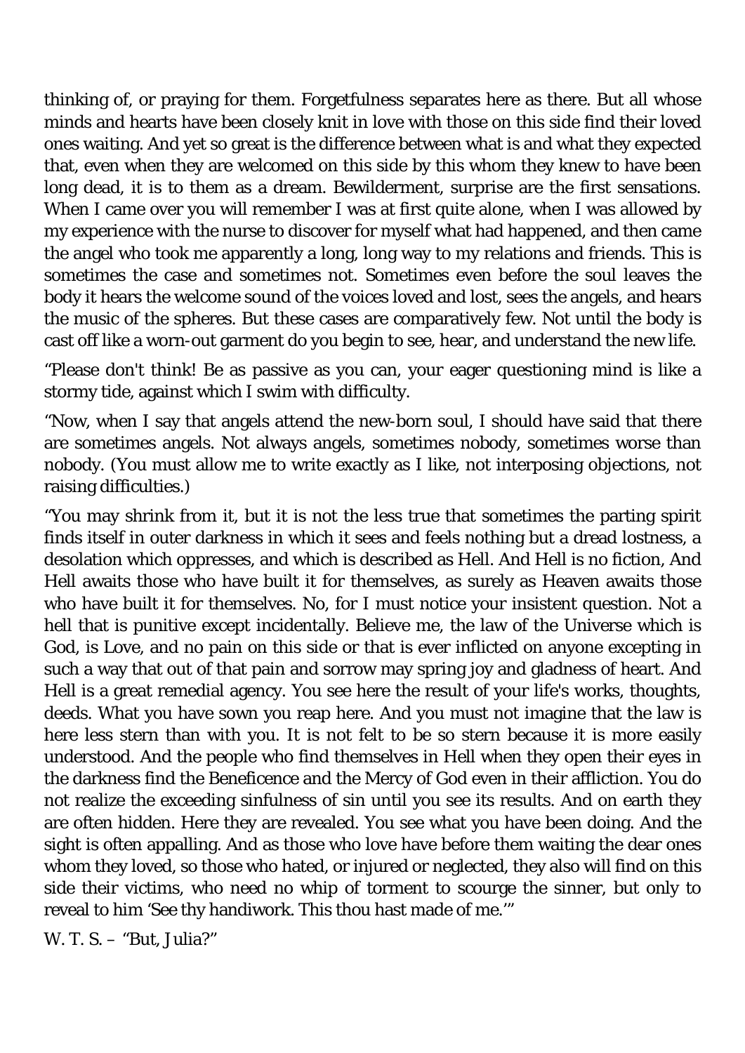thinking of, or praying for them. Forgetfulness separates here as there. But all whose minds and hearts have been closely knit in love with those on this side find their loved ones waiting. And yet so great is the difference between what is and what they expected that, even when they are welcomed on this side by this whom they knew to have been long dead, it is to them as a dream. Bewilderment, surprise are the first sensations. When I came over you will remember I was at first quite alone, when I was allowed by my experience with the nurse to discover for myself what had happened, and then came the angel who took me apparently a long, long way to my relations and friends. This is sometimes the case and sometimes not. Sometimes even before the soul leaves the body it hears the welcome sound of the voices loved and lost, sees the angels, and hears the music of the spheres. But these cases are comparatively few. Not until the body is cast off like a worn-out garment do you begin to see, hear, and understand the new life.

"Please don't think! Be as passive as you can, your eager questioning mind is like a stormy tide, against which I swim with difficulty.

"Now, when I say that angels attend the new-born soul, I should have said that there are sometimes angels. Not always angels, sometimes nobody, sometimes worse than nobody. (You must allow me to write exactly as I like, not interposing objections, not raising difficulties.)

"You may shrink from it, but it is not the less true that sometimes the parting spirit finds itself in outer darkness in which it sees and feels nothing but a dread lostness, a desolation which oppresses, and which is described as Hell. And Hell is no fiction, And Hell awaits those who have built it for themselves, as surely as Heaven awaits those who have built it for themselves. No, for I must notice your insistent question. Not a hell that is punitive except incidentally. Believe me, the law of the Universe which is God, is Love, and no pain on this side or that is ever inflicted on anyone excepting in such a way that out of that pain and sorrow may spring joy and gladness of heart. And Hell is a great remedial agency. You see here the result of your life's works, thoughts, deeds. What you have sown you reap here. And you must not imagine that the law is here less stern than with you. It is not felt to be so stern because it is more easily understood. And the people who find themselves in Hell when they open their eyes in the darkness find the Beneficence and the Mercy of God even in their affliction. You do not realize the exceeding sinfulness of sin until you see its results. And on earth they are often hidden. Here they are revealed. You see what you have been doing. And the sight is often appalling. And as those who love have before them waiting the dear ones whom they loved, so those who hated, or injured or neglected, they also will find on this side their victims, who need no whip of torment to scourge the sinner, but only to reveal to him 'See thy handiwork. This thou hast made of me.'"

W. T. S. – "But, Julia?"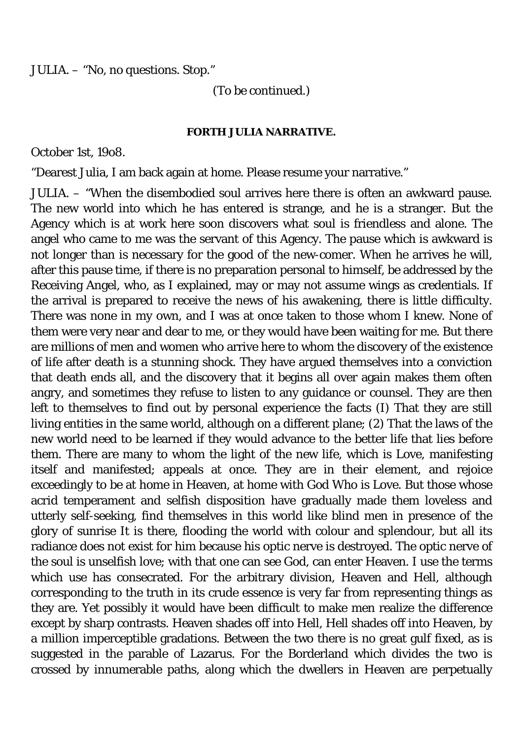JULIA. – "No, no questions. Stop."

(To be continued.)

**FORTH JULIA NARRATIVE.**

October 1st, 19o8.

"Dearest Julia, I am back again at home. Please resume your narrative."

JULIA. – "When the disembodied soul arrives here there is often an awkward pause. The new world into which he has entered is strange, and he is a stranger. But the Agency which is at work here soon discovers what soul is friendless and alone. The angel who came to me was the servant of this Agency. The pause which is awkward is not longer than is necessary for the good of the new-comer. When he arrives he will, after this pause time, if there is no preparation personal to himself, be addressed by the Receiving Angel, who, as I explained, may or may not assume wings as credentials. If the arrival is prepared to receive the news of his awakening, there is little difficulty. There was none in my own, and I was at once taken to those whom I knew. None of them were very near and dear to me, or they would have been waiting for me. But there are millions of men and women who arrive here to whom the discovery of the existence of life after death is a stunning shock. They have argued themselves into a conviction that death ends all, and the discovery that it begins all over again makes them often angry, and sometimes they refuse to listen to any guidance or counsel. They are then left to themselves to find out by personal experience the facts (I) That they are still living entities in the same world, although on a different plane; (2) That the laws of the new world need to be learned if they would advance to the better life that lies before them. There are many to whom the light of the new life, which is Love, manifesting itself and manifested; appeals at once. They are in their element, and rejoice exceedingly to be at home in Heaven, at home with God Who is Love. But those whose acrid temperament and selfish disposition have gradually made them loveless and utterly self-seeking, find themselves in this world like blind men in presence of the glory of sunrise It is there, flooding the world with colour and splendour, but all its radiance does not exist for him because his optic nerve is destroyed. The optic nerve of the soul is unselfish love; with that one can see God, can enter Heaven. I use the terms which use has consecrated. For the arbitrary division, Heaven and Hell, although corresponding to the truth in its crude essence is very far from representing things as they are. Yet possibly it would have been difficult to make men realize the difference except by sharp contrasts. Heaven shades off into Hell, Hell shades off into Heaven, by a million imperceptible gradations. Between the two there is no great gulf fixed, as is suggested in the parable of Lazarus. For the Borderland which divides the two is crossed by innumerable paths, along which the dwellers in Heaven are perpetually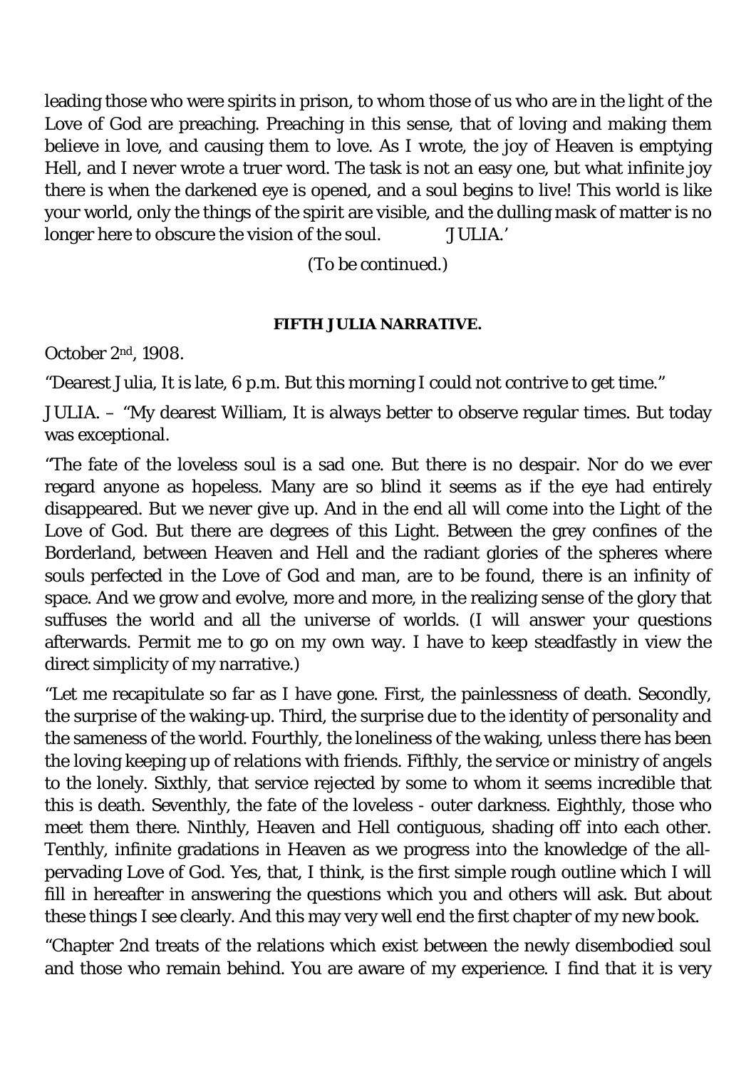leading those who were spirits in prison, to whom those of us who are in the light of the Love of God are preaching. Preaching in this sense, that of loving and making them believe in love, and causing them to love. As I wrote, the joy of Heaven is emptying Hell, and I never wrote a truer word. The task is not an easy one, but what infinite joy there is when the darkened eye is opened, and a soul begins to live! This world is like your world, only the things of the spirit are visible, and the dulling mask of matter is no longer here to obscure the vision of the soul. 'JULIA.'

(To be continued.)

### FIFTH JULIA NARRATIVE.

October 2nd, 1908.

"Dearest Julia, It is late, 6 p.m. But this morning I could not contrive to get time."

JULIA. – "My dearest William, It is always better to observe regular times. But today was exceptional.

"The fate of the loveless soul is a sad one. But there is no despair. Nor do we ever regard anyone as hopeless. Many are so blind it seems as if the eye had entirely disappeared. But we never give up. And in the end all will come into the Light of the Love of God. But there are degrees of this Light. Between the grey confines of the Borderland, between Heaven and Hell and the radiant glories of the spheres where souls perfected in the Love of God and man, are to be found, there is an infinity of space. And we grow and evolve, more and more, in the realizing sense of the glory that suffuses the world and all the universe of worlds. (I will answer your questions afterwards. Permit me to go on my own way. I have to keep steadfastly in view the direct simplicity of my narrative.)

"Let me recapitulate so far as I have gone. First, the painlessness of death. Secondly, the surprise of the waking-up. Third, the surprise due to the identity of personality and the sameness of the world. Fourthly, the loneliness of the waking, unless there has been the loving keeping up of relations with friends. Fifthly, the service or ministry of angels to the lonely. Sixthly, that service rejected by some to whom it seems incredible that this is death. Seventhly, the fate of the loveless - outer darkness. Eighthly, those who meet them there. Ninthly, Heaven and Hell contiguous, shading off into each other. Tenthly, infinite gradations in Heaven as we progress into the knowledge of the all-pervading Love of God. Yes, that, I think, is the first simple rough outline which I will fill in hereafter in answering the questions which you and others will ask. But about these things I see clearly. And this may very well end the first chapter of my new book.

"Chapter 2nd treats of the relations which exist between the newly disembodied soul and those who remain behind. You are aware of my experience. I find that it is very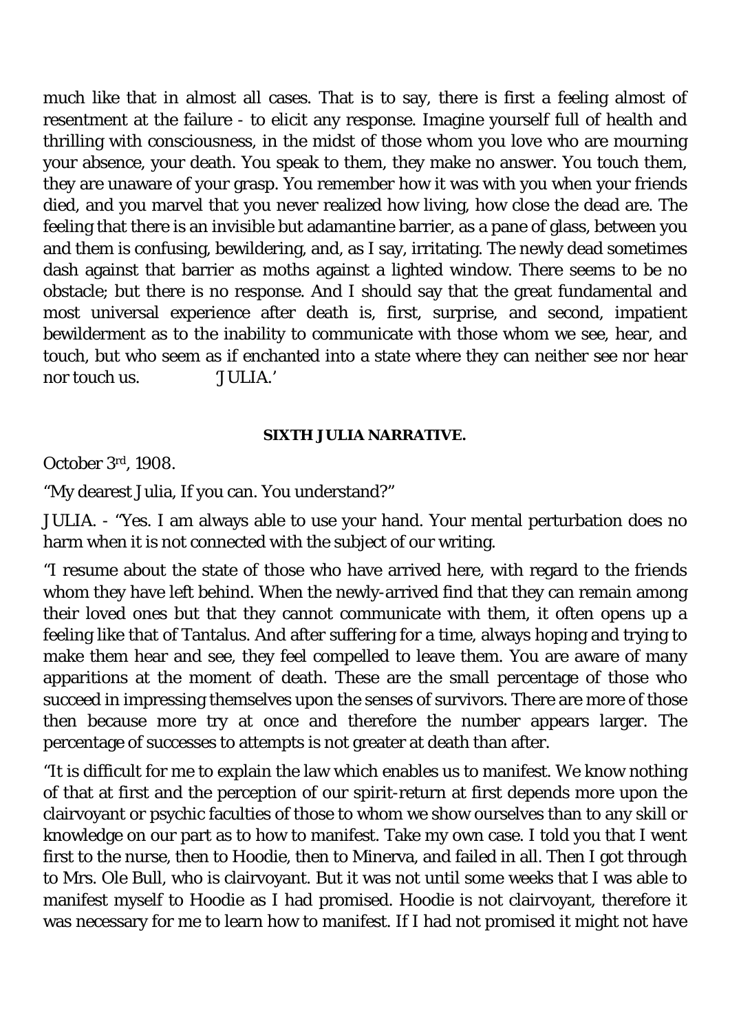much like that in almost all cases. That is to say, there is first a feeling almost of resentment at the failure - to elicit any response. Imagine yourself full of health and thrilling with consciousness, in the midst of those whom you love who are mourning your absence, your death. You speak to them, they make no answer. You touch them, they are unaware of your grasp. You remember how it was with you when your friends died, and you marvel that you never realized how living, how close the dead are. The feeling that there is an invisible but adamantine barrier, as a pane of glass, between you and them is confusing, bewildering, and, as I say, irritating. The newly dead sometimes dash against that barrier as moths against a lighted window. There seems to be no obstacle; but there is no response. And I should say that the great fundamental and most universal experience after death is, first, surprise, and second, impatient bewilderment as to the inability to communicate with those whom we see, hear, and touch, but who seem as if enchanted into a state where they can neither see nor hear nor touch us. 'JULIA.'

**SIXTH JULIA NARRATIVE.**

October 3rd, 1908.

"My dearest Julia, If you can. You understand?"

JULIA. - "Yes. I am always able to use your hand. Your mental perturbation does no harm when it is not connected with the subject of our writing.

"I resume about the state of those who have arrived here, with regard to the friends whom they have left behind. When the newly-arrived find that they can remain among their loved ones but that they cannot communicate with them, it often opens up a feeling like that of Tantalus. And after suffering for a time, always hoping and trying to make them hear and see, they feel compelled to leave them. You are aware of many apparitions at the moment of death. These are the small percentage of those who succeed in impressing themselves upon the senses of survivors. There are more of those then because more try at once and therefore the number appears larger. The percentage of successes to attempts is not greater at death than after.

"It is difficult for me to explain the law which enables us to manifest. We know nothing of that at first and the perception of our spirit-return at first depends more upon the clairvoyant or psychic faculties of those to whom we show ourselves than to any skill or knowledge on our part as to how to manifest. Take my own case. I told you that I went first to the nurse, then to Hoodie, then to Minerva, and failed in all. Then I got through to Mrs. Ole Bull, who is clairvoyant. But it was not until some weeks that I was able to manifest myself to Hoodie as I had promised. Hoodie is not clairvoyant, therefore it was necessary for me to learn how to manifest. If I had not promised it might not have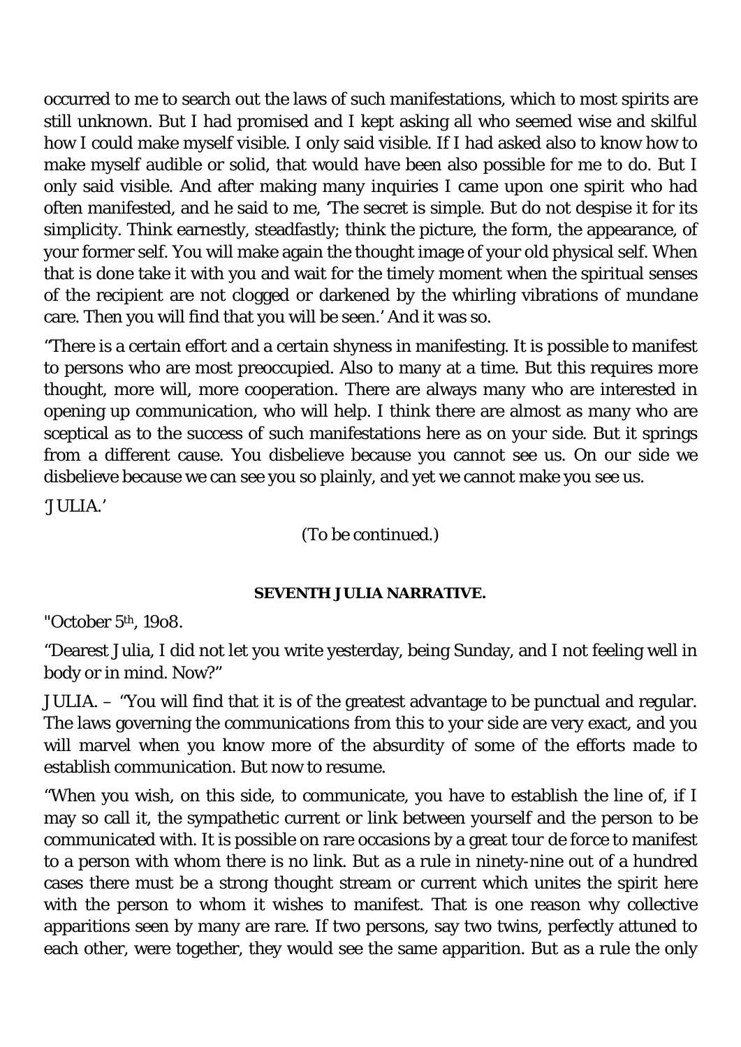occurred to me to search out the laws of such manifestations, which to most spirits are still unknown. But I had promised and I kept asking all who seemed wise and skilful how I could make myself visible. I only said visible. If I had asked also to know how to make myself audible or solid, that would have been also possible for me to do. But I only said visible. And after making many inquiries I came upon one spirit who had often manifested, and he said to me, 'The secret is simple. But do not despise it for its simplicity. Think earnestly, steadfastly; think the picture, the form, the appearance, of your former self. You will make again the thought image of your old physical self. When that is done take it with you and wait for the timely moment when the spiritual senses of the recipient are not clogged or darkened by the whirling vibrations of mundane care. Then you will find that you will be seen.' And it was so.

"There is a certain effort and a certain shyness in manifesting. It is possible to manifest to persons who are most preoccupied. Also to many at a time. But this requires more thought, more will, more cooperation. There are always many who are interested in opening up communication, who will help. I think there are almost as many who are sceptical as to the success of such manifestations here as on your side. But it springs from a different cause. You disbelieve because you cannot see us. On our side we disbelieve because we can see you so plainly, and yet we cannot make you see us.

'JULIA.'

(To be continued.)

**SEVENTH JULIA NARRATIVE.**

"October 5th, 19o8.

"Dearest Julia, I did not let you write yesterday, being Sunday, and I not feeling well in body or in mind. Now?"

JULIA. – "You will find that it is of the greatest advantage to be punctual and regular. The laws governing the communications from this to your side are very exact, and you will marvel when you know more of the absurdity of some of the efforts made to establish communication. But now to resume.

"When you wish, on this side, to communicate, you have to establish the line of, if I may so call it, the sympathetic current or link between yourself and the person to be communicated with. It is possible on rare occasions by a great *tour de force* to manifest to a person with whom there is no link. But as a rule in ninety-nine out of a hundred cases there must be a strong thought stream or current which unites the spirit here with the person to whom it wishes to manifest. That is one reason why collective apparitions seen by many are rare. If two persons, say two twins, perfectly attuned to each other, were together, they would see the same apparition. But as a rule the only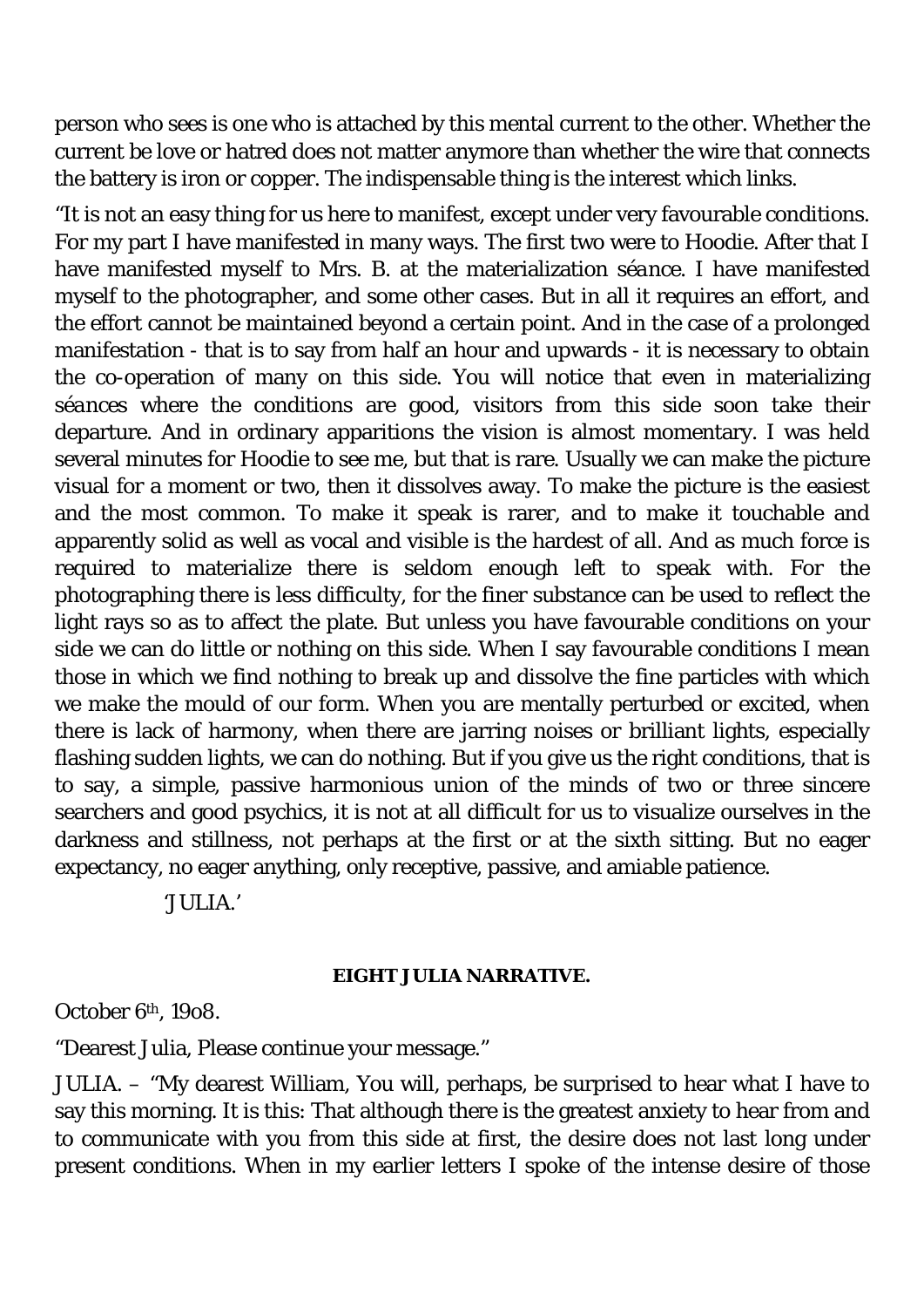person who sees is one who is attached by this mental current to the other. Whether the current be love or hatred does not matter anymore than whether the wire that connects the battery is iron or copper. The indispensable thing is the interest which links.

"It is not an easy thing for us here to manifest, except under very favourable conditions. For my part I have manifested in many ways. The first two were to Hoodie. After that I have manifested myself to Mrs. B. at the materialization *séance*. I have manifested myself to the photographer, and some other cases. But in all it requires an effort, and the effort cannot be maintained beyond a certain point. And in the case of a prolonged manifestation - that is to say from half an hour and upwards - it is necessary to obtain the co-operation of many on this side. You will notice that even in materializing *séances* where the conditions are good, visitors from this side soon take their departure. And in ordinary apparitions the vision is almost momentary. I was held several minutes for Hoodie to see me, but that is rare. Usually we can make the picture visual for a moment or two, then it dissolves away. To make the picture is the easiest and the most common. To make it speak is rarer, and to make it touchable and apparently solid as well as vocal and visible is the hardest of all. And as much force is required to materialize there is seldom enough left to speak with. For the photographing there is less difficulty, for the finer substance can be used to reflect the light rays so as to affect the plate. But unless you have favourable conditions on your side we can do little or nothing on this side. When I say favourable conditions I mean those in which we find nothing to break up and dissolve the fine particles with which we make the mould of our form. When you are mentally perturbed or excited, when there is lack of harmony, when there are jarring noises or brilliant lights, especially flashing sudden lights, we can do nothing. But if you give us the right conditions, that is to say, a simple, passive harmonious union of the minds of two or three sincere searchers and good psychics, it is not at all difficult for us to visualize ourselves in the darkness and stillness, not perhaps at the first or at the sixth sitting. But no eager expectancy, no eager anything, only receptive, passive, and amiable patience.

'JULIA.'

#### EIGHT JULIA NARRATIVE.

October 6th, 19o8.

"Dearest Julia, Please continue your message."

JULIA. – "My dearest William, You will, perhaps, be surprised to hear what I have to say this morning. It is this: That although there is the greatest anxiety to hear from and to communicate with you from this side at first, the desire does not last long under present conditions. When in my earlier letters I spoke of the intense desire of those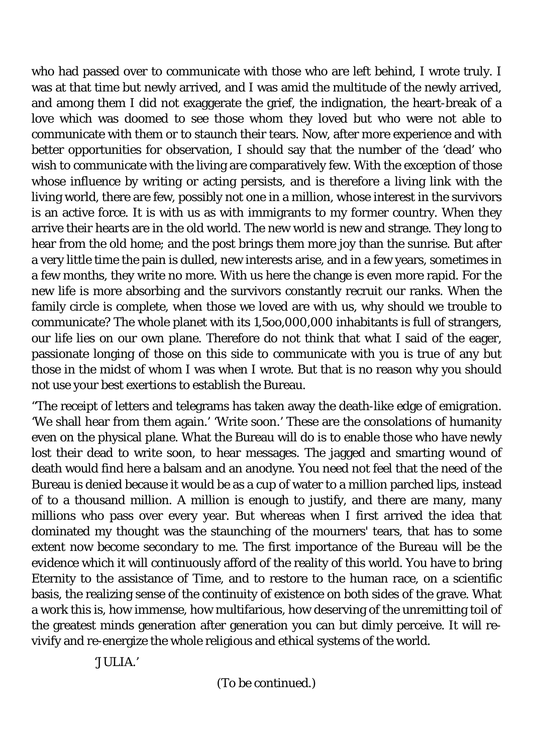who had passed over to communicate with those who are left behind, I wrote truly. I was at that time but newly arrived, and I was amid the multitude of the newly arrived, and among them I did not exaggerate the grief, the indignation, the heart-break of a love which was doomed to see those whom they loved but who were not able to communicate with them or to staunch their tears. Now, after more experience and with better opportunities for observation, I should say that the number of the 'dead' who wish to communicate with the living are comparatively few. With the exception of those whose influence by writing or acting persists, and is therefore a living link with the living world, there are few, possibly not one in a million, whose interest in the survivors is an active force. It is with us as with immigrants to my former country. When they arrive their hearts are in the old world. The new world is new and strange. They long to hear from the old home; and the post brings them more joy than the sunrise. But after a very little time the pain is dulled, new interests arise, and in a few years, sometimes in a few months, they write no more. With us here the change is even more rapid. For the new life is more absorbing and the survivors constantly recruit our ranks. When the family circle is complete, when those we loved are with us, why should we trouble to communicate? The whole planet with its 1,5oo,000,000 inhabitants is full of strangers, our life lies on our own plane. Therefore do not think that what I said of the eager, passionate longing of those on this side to communicate with you is true of any but those in the midst of whom I was when I wrote. But that is no reason why you should not use your best exertions to establish the Bureau.

"The receipt of letters and telegrams has taken away the death-like edge of emigration. 'We shall hear from them again.' 'Write soon.' These are the consolations of humanity even on the physical plane. What the Bureau will do is to enable those who have newly lost their dead to write soon, to hear messages. The jagged and smarting wound of death would find here a balsam and an anodyne. You need not feel that the need of the Bureau is denied because it would be as a cup of water to a million parched lips, instead of to a thousand million. A million is enough to justify, and there are many, many millions who pass over every year. But whereas when I first arrived the idea that dominated my thought was the staunching of the mourners' tears, that has to some extent now become secondary to me. The first importance of the Bureau will be the evidence which it will continuously afford of the reality of this world. You have to bring Eternity to the assistance of Time, and to restore to the human race, on a scientific basis, the realizing sense of the continuity of existence on both sides of the grave. What a work this is, how immense, how multifarious, how deserving of the unremitting toil of the greatest minds generation after generation you can but dimly perceive. It will re-vivify and re-energize the whole religious and ethical systems of the world.

'JULIA.'

(To be continued.)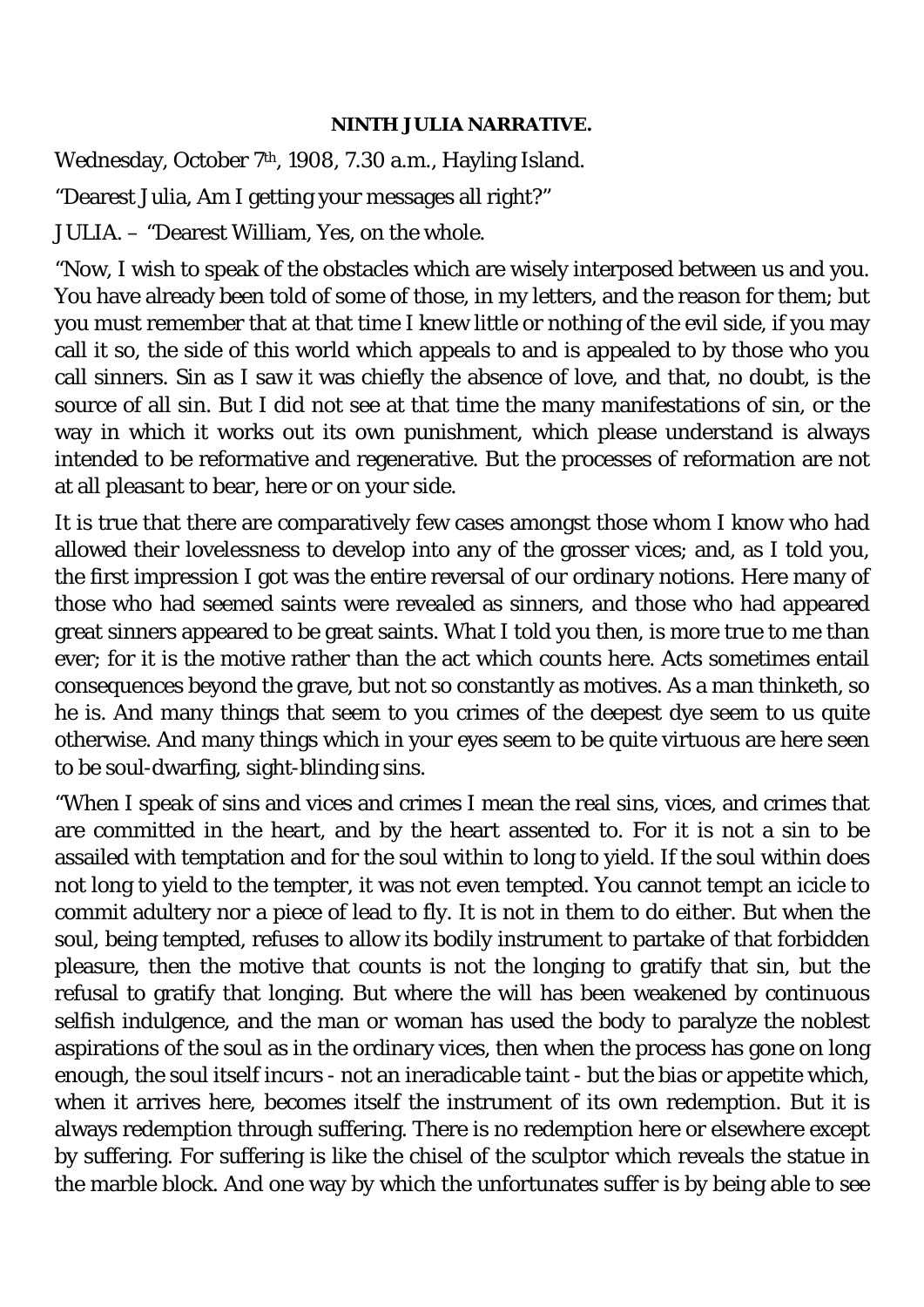**NINTH JULIA NARRATIVE.**

Wednesday, October 7th, 1908, 7.30 a.m., Hayling Island.

"Dearest Julia, Am I getting your messages all right?"

JULIA. – "Dearest William, Yes, on the whole.

"Now, I wish to speak of the obstacles which are wisely interposed between us and you. You have already been told of some of those, in my letters, and the reason for them; but you must remember that at that time I knew little or nothing of the evil side, if you may call it so, the side of this world which appeals to and is appealed to by those who you call sinners. Sin as I saw it was chiefly the absence of love, and that, no doubt, is the source of all sin. But I did not see at that time the many manifestations of sin, or the way in which it works out its own punishment, which please understand is always intended to be reformative and regenerative. But the processes of reformation are not at all pleasant to bear, here or on your side.

It is true that there are comparatively few cases amongst those whom I know who had allowed their lovelessness to develop into any of the grosser vices; and, as I told you, the first impression I got was the entire reversal of our ordinary notions. Here many of those who had seemed saints were revealed as sinners, and those who had appeared great sinners appeared to be great saints. What I told you then, is more true to me than ever; for it is the motive rather than the act which counts here. Acts sometimes entail consequences beyond the grave, but not so constantly as motives. As a man thinketh, so he is. And many things that seem to you crimes of the deepest dye seem to us quite otherwise. And many things which in your eyes seem to be quite virtuous are here seen to be soul-dwarfing, sight-blinding sins.

"When I speak of sins and vices and crimes I mean the real sins, vices, and crimes that are committed in the heart, and by the heart assented to. For it is not a sin to be assailed with temptation and for the soul within to long to yield. If the soul within does not long to yield to the tempter, it was not even tempted. You cannot tempt an icicle to commit adultery nor a piece of lead to fly. It is not in them to do either. But when the soul, being tempted, refuses to allow its bodily instrument to partake of that forbidden pleasure, then the motive that counts is not the longing to gratify that sin, but the refusal to gratify that longing. But where the will has been weakened by continuous selfish indulgence, and the man or woman has used the body to paralyze the noblest aspirations of the soul as in the ordinary vices, then when the process has gone on long enough, the soul itself incurs - not an ineradicable taint - but the bias or appetite which, when it arrives here, becomes itself the instrument of its own redemption. But it is always redemption through suffering. There is no redemption here or elsewhere except by suffering. For suffering is like the chisel of the sculptor which reveals the statue in the marble block. And one way by which the unfortunates suffer is by being able to see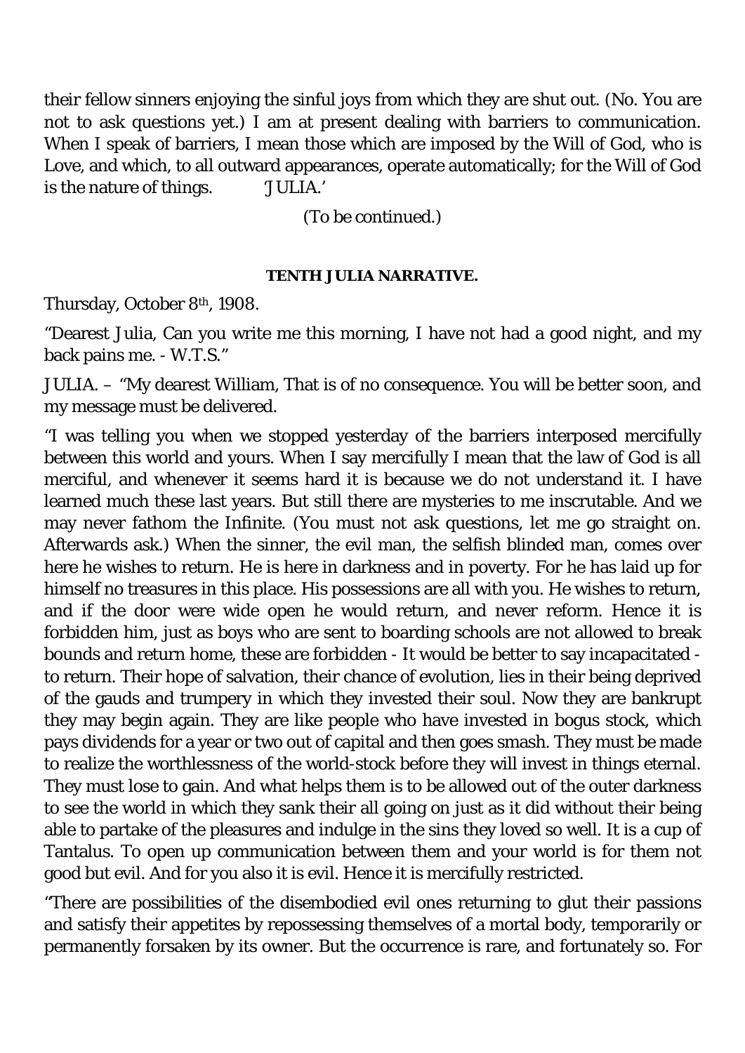their fellow sinners enjoying the sinful joys from which they are shut out. (No. You are not to ask questions yet.) I am at present dealing with barriers to communication. When I speak of barriers, I mean those which are imposed by the Will of God, who is Love, and which, to all outward appearances, operate automatically; for the Will of God is the nature of things. 'JULIA.'

(To be continued.)

**TENTH JULIA NARRATIVE.**

Thursday, October 8th, 1908.

"Dearest Julia, Can you write me this morning, I have not had a good night, and my back pains me. - W.T.S."

JULIA. – "My dearest William, That is of no consequence. You will be better soon, and my message must be delivered.

"I was telling you when we stopped yesterday of the barriers interposed mercifully between this world and yours. When I say mercifully I mean that the law of God is all merciful, and whenever it seems hard it is because we do not understand it. I have learned much these last years. But still there are mysteries to me inscrutable. And we may never fathom the Infinite. (You must not ask questions, let me go straight on. Afterwards ask.) When the sinner, the evil man, the selfish blinded man, comes over here he wishes to return. He is here in darkness and in poverty. For he has laid up for himself no treasures in this place. His possessions are all with you. He wishes to return, and if the door were wide open he would return, and never reform. Hence it is forbidden him, just as boys who are sent to boarding schools are not allowed to break bounds and return home, these are forbidden - It would be better to say incapacitated - to return. Their hope of salvation, their chance of evolution, lies in their being deprived of the gauds and trumpery in which they invested their soul. Now they are bankrupt they may begin again. They are like people who have invested in bogus stock, which pays dividends for a year or two out of capital and then goes smash. They must be made to realize the worthlessness of the world-stock before they will invest in things eternal. They must lose to gain. And what helps them is to be allowed out of the outer darkness to see the world in which they sank their all going on just as it did without their being able to partake of the pleasures and indulge in the sins they loved so well. It is a cup of Tantalus. To open up communication between them and your world is for them not good but evil. And for you also it is evil. Hence it is mercifully restricted.

"There are possibilities of the disembodied evil ones returning to glut their passions and satisfy their appetites by repossessing themselves of a mortal body, temporarily or permanently forsaken by its owner. But the occurrence is rare, and fortunately so. For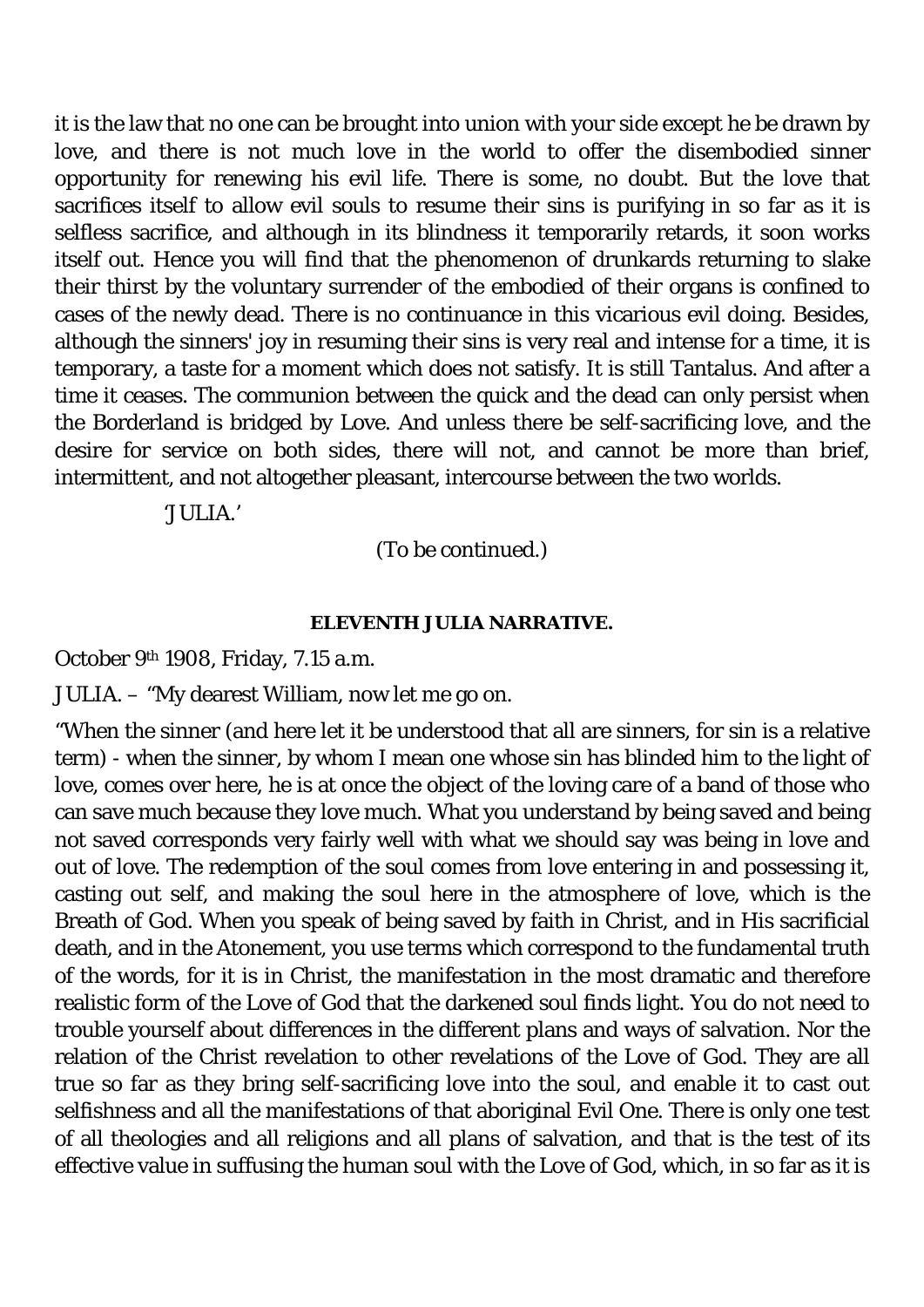it is the law that no one can be brought into union with your side except he be drawn by love, and there is not much love in the world to offer the disembodied sinner opportunity for renewing his evil life. There is some, no doubt. But the love that sacrifices itself to allow evil souls to resume their sins is purifying in so far as it is selfless sacrifice, and although in its blindness it temporarily retards, it soon works itself out. Hence you will find that the phenomenon of drunkards returning to slake their thirst by the voluntary surrender of the embodied of their organs is confined to cases of the newly dead. There is no continuance in this vicarious evil doing. Besides, although the sinners' joy in resuming their sins is very real and intense for a time, it is temporary, a taste for a moment which does not satisfy. It is still Tantalus. And after a time it ceases. The communion between the quick and the dead can only persist when the Borderland is bridged by Love. And unless there be self-sacrificing love, and the desire for service on both sides, there will not, and cannot be more than brief, intermittent, and not altogether pleasant, intercourse between the two worlds.

'JULIA.'

(To be continued.)

#### ELEVENTH JULIA NARRATIVE.

October 9th 1908, Friday, 7.15 a.m.

JULIA. – "My dearest William, now let me go on.

"When the sinner (and here let it be understood that all are sinners, for sin is a relative term) - when the sinner, by whom I mean one whose sin has blinded him to the light of love, comes over here, he is at once the object of the loving care of a band of those who can save much because they love much. What you understand by being saved and being not saved corresponds very fairly well with what we should say was being in love and out of love. The redemption of the soul comes from love entering in and possessing it, casting out self, and making the soul here in the atmosphere of love, which is the Breath of God. When you speak of being saved by faith in Christ, and in His sacrificial death, and in the Atonement, you use terms which correspond to the fundamental truth of the words, for it is in Christ, the manifestation in the most dramatic and therefore realistic form of the Love of God that the darkened soul finds light. You do not need to trouble yourself about differences in the different plans and ways of salvation. Nor the relation of the Christ revelation to other revelations of the Love of God. They are all true so far as they bring self-sacrificing love into the soul, and enable it to cast out selfishness and all the manifestations of that aboriginal Evil One. There is only one test of all theologies and all religions and all plans of salvation, and that is the test of its effective value in suffusing the human soul with the Love of God, which, in so far as it is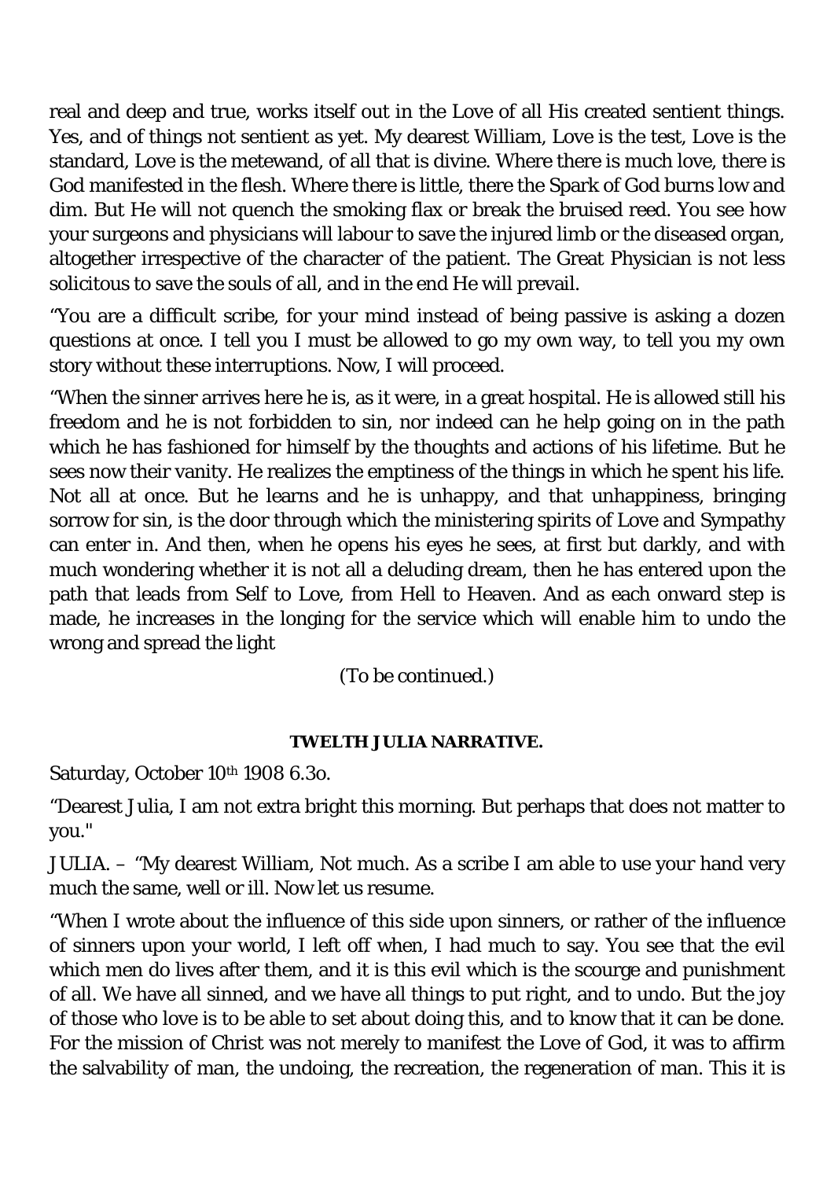real and deep and true, works itself out in the Love of all His created sentient things. Yes, and of things not sentient as yet. My dearest William, Love is the test, Love is the standard, Love is the metewand, of all that is divine. Where there is much love, there is God manifested in the flesh. Where there is little, there the Spark of God burns low and dim. But He will not quench the smoking flax or break the bruised reed. You see how your surgeons and physicians will labour to save the injured limb or the diseased organ, altogether irrespective of the character of the patient. The Great Physician is not less solicitous to save the souls of all, and in the end He will prevail.

"You are a difficult scribe, for your mind instead of being passive is asking a dozen questions at once. I tell you I must be allowed to go my own way, to tell you my own story without these interruptions. Now, I will proceed.

"When the sinner arrives here he is, as it were, in a great hospital. He is allowed still his freedom and he is not forbidden to sin, nor indeed can he help going on in the path which he has fashioned for himself by the thoughts and actions of his lifetime. But he sees now their vanity. He realizes the emptiness of the things in which he spent his life. Not all at once. But he learns and he is unhappy, and that unhappiness, bringing sorrow for sin, is the door through which the ministering spirits of Love and Sympathy can enter in. And then, when he opens his eyes he sees, at first but darkly, and with much wondering whether it is not all a deluding dream, then he has entered upon the path that leads from Self to Love, from Hell to Heaven. And as each onward step is made, he increases in the longing for the service which will enable him to undo the wrong and spread the light

(To be continued.)

#### TWELTH JULIA NARRATIVE.

Saturday, October 10th 1908 6.3o.

"Dearest Julia, I am not extra bright this morning. But perhaps that does not matter to you."

JULIA. – "My dearest William, Not much. As a scribe I am able to use your hand very much the same, well or ill. Now let us resume.

"When I wrote about the influence of this side upon sinners, or rather of the influence of sinners upon your world, I left off when, I had much to say. You see that the evil which men do lives after them, and it is this evil which is the scourge and punishment of all. We have all sinned, and we have all things to put right, and to undo. But the joy of those who love is to be able to set about doing this, and to know that it can be done. For the mission of Christ was not merely to manifest the Love of God, it was to affirm the salvability of man, the undoing, the recreation, the regeneration of man. This it is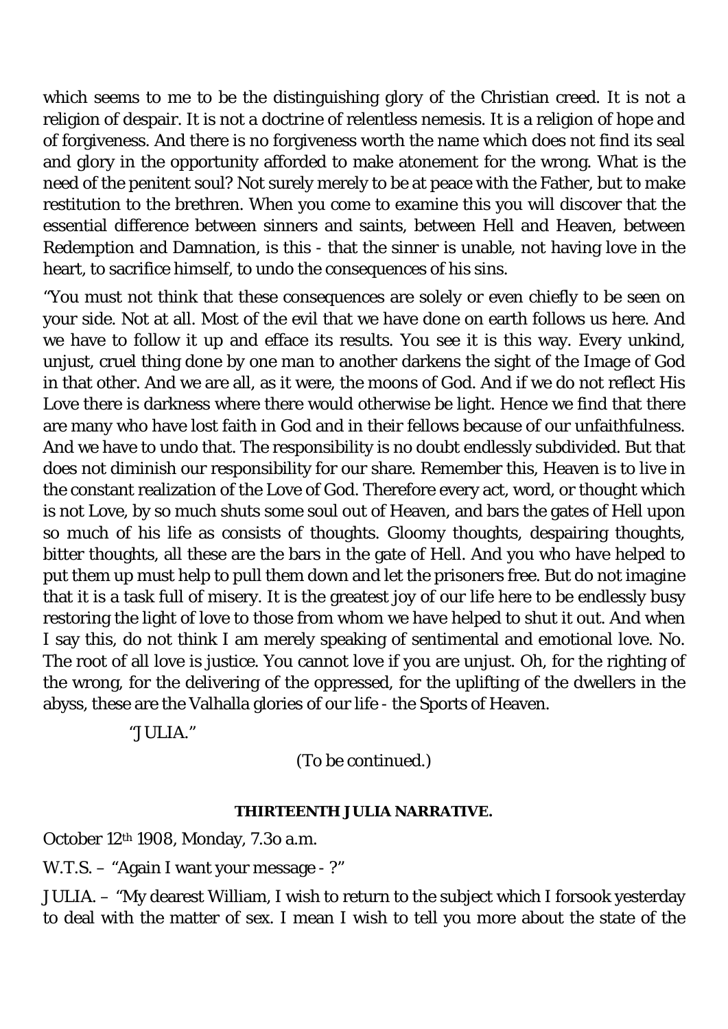which seems to me to be the distinguishing glory of the Christian creed. It is not a religion of despair. It is not a doctrine of relentless nemesis. It is a religion of hope and of forgiveness. And there is no forgiveness worth the name which does not find its seal and glory in the opportunity afforded to make atonement for the wrong. What is the need of the penitent soul? Not surely merely to be at peace with the Father, but to make restitution to the brethren. When you come to examine this you will discover that the essential difference between sinners and saints, between Hell and Heaven, between Redemption and Damnation, is this - that the sinner is unable, not having love in the heart, to sacrifice himself, to undo the consequences of his sins.

"You must not think that these consequences are solely or even chiefly to be seen on your side. Not at all. Most of the evil that we have done on earth follows us here. And we have to follow it up and efface its results. You see it is this way. Every unkind, unjust, cruel thing done by one man to another darkens the sight of the Image of God in that other. And we are all, as it were, the moons of God. And if we do not reflect His Love there is darkness where there would otherwise be light. Hence we find that there are many who have lost faith in God and in their fellows because of our unfaithfulness. And we have to undo that. The responsibility is no doubt endlessly subdivided. But that does not diminish our responsibility for our share. Remember this, Heaven is to live in the constant realization of the Love of God. Therefore every act, word, or thought which is not Love, by so much shuts some soul out of Heaven, and bars the gates of Hell upon so much of his life as consists of thoughts. Gloomy thoughts, despairing thoughts, bitter thoughts, all these are the bars in the gate of Hell. And you who have helped to put them up must help to pull them down and let the prisoners free. But do not imagine that it is a task full of misery. It is the greatest joy of our life here to be endlessly busy restoring the light of love to those from whom we have helped to shut it out. And when I say this, do not think I am merely speaking of sentimental and emotional love. No. The root of all love is justice. You cannot love if you are unjust. Oh, for the righting of the wrong, for the delivering of the oppressed, for the uplifting of the dwellers in the abyss, these are the Valhalla glories of our life - the Sports of Heaven.

"JULIA."

(To be continued.)

**THIRTEENTH JULIA NARRATIVE.**

October 12th 1908, Monday, 7.3o a.m.

W.T.S. – "Again I want your message - ?"

JULIA. – "My dearest William, I wish to return to the subject which I forsook yesterday to deal with the matter of sex. I mean I wish to tell you more about the state of the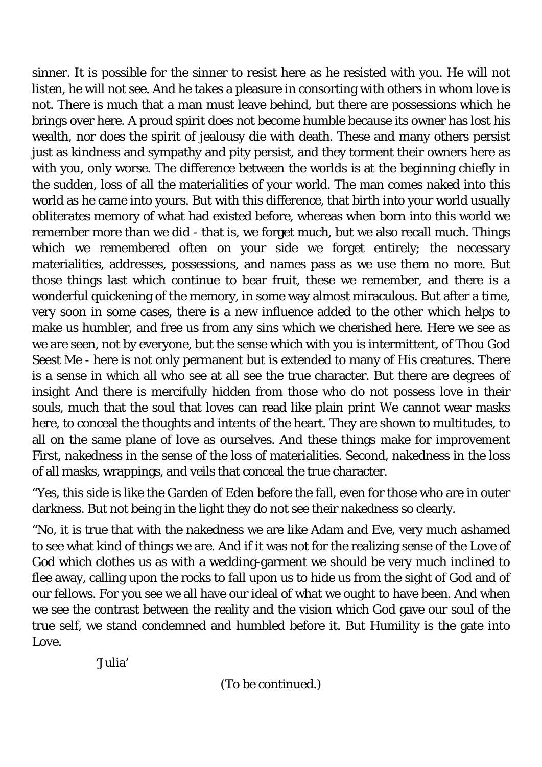sinner. It is possible for the sinner to resist here as he resisted with you. He will not listen, he will not see. And he takes a pleasure in consorting with others in whom love is not. There is much that a man must leave behind, but there are possessions which he brings over here. A proud spirit does not become humble because its owner has lost his wealth, nor does the spirit of jealousy die with death. These and many others persist just as kindness and sympathy and pity persist, and they torment their owners here as with you, only worse. The difference between the worlds is at the beginning chiefly in the sudden, loss of all the materialities of your world. The man comes naked into this world as he came into yours. But with this difference, that birth into your world usually obliterates memory of what had existed before, whereas when born into this world we remember more than we did - that is, we forget much, but we also recall much. Things which we remembered often on your side we forget entirely; the necessary materialities, addresses, possessions, and names pass as we use them no more. But those things last which continue to bear fruit, these we remember, and there is a wonderful quickening of the memory, in some way almost miraculous. But after a time, very soon in some cases, there is a new influence added to the other which helps to make us humbler, and free us from any sins which we cherished here. Here we see as we are seen, not by everyone, but the sense which with you is intermittent, of Thou God Seest Me - here is not only permanent but is extended to many of His creatures. There is a sense in which all who see at all see the true character. But there are degrees of insight And there is mercifully hidden from those who do not possess love in their souls, much that the soul that loves can read like plain print We cannot wear masks here, to conceal the thoughts and intents of the heart. They are shown to multitudes, to all on the same plane of love as ourselves. And these things make for improvement First, nakedness in the sense of the loss of materialities. Second, nakedness in the loss of all masks, wrappings, and veils that conceal the true character.

"Yes, this side is like the Garden of Eden before the fall, even for those who are in outer darkness. But not being in the light they do not see their nakedness so clearly.

"No, it is true that with the nakedness we are like Adam and Eve, very much ashamed to see what kind of things we are. And if it was not for the realizing sense of the Love of God which clothes us as with a wedding-garment we should be very much inclined to flee away, calling upon the rocks to fall upon us to hide us from the sight of God and of our fellows. For you see we all have our ideal of what we ought to have been. And when we see the contrast between the reality and the vision which God gave our soul of the true self, we stand condemned and humbled before it. But Humility is the gate into Love.

'Julia'

(To be continued.)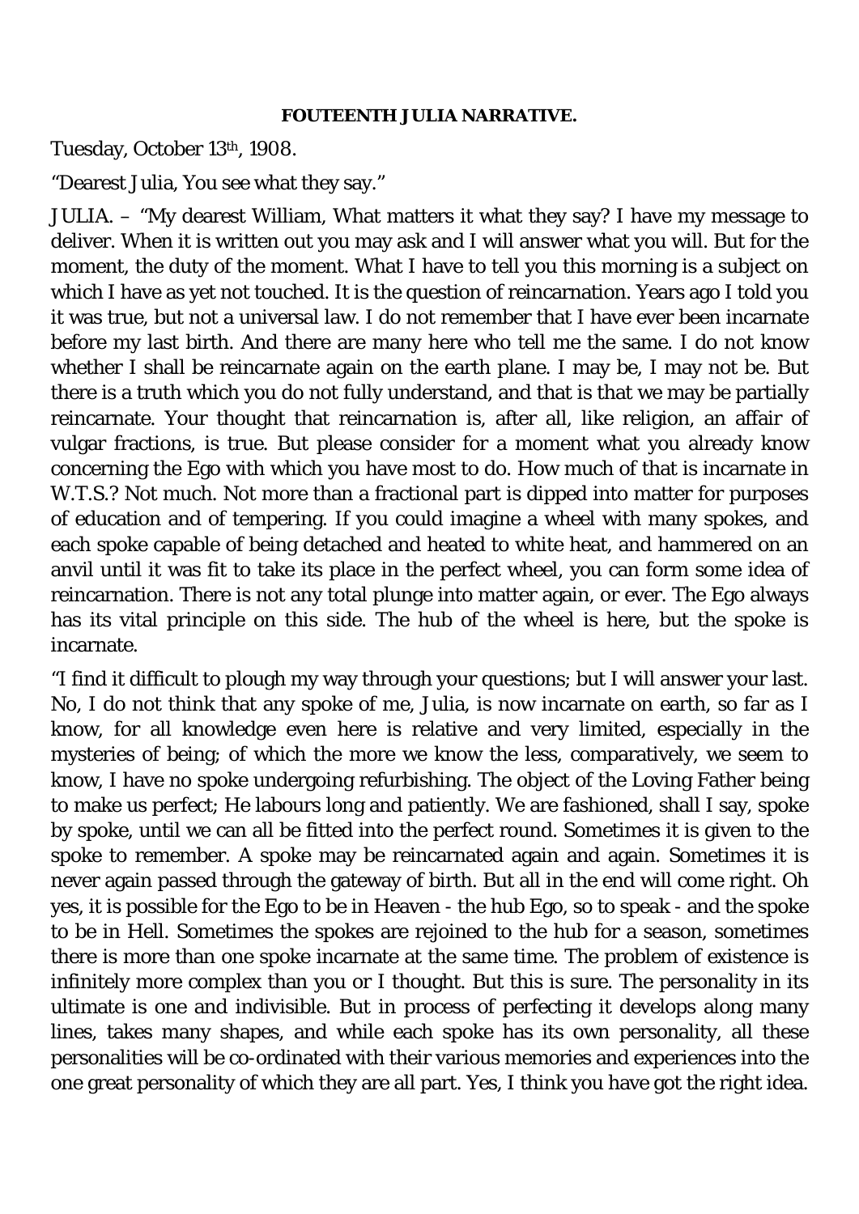**FOUTEENTH JULIA NARRATIVE.**

Tuesday, October 13th, 1908.

"Dearest Julia, You see what they say."

JULIA. – "My dearest William, What matters it what they say? I have my message to deliver. When it is written out you may ask and I will answer what you will. But for the moment, the duty of the moment. What I have to tell you this morning is a subject on which I have as yet not touched. It is the question of reincarnation. Years ago I told you it was true, but not a universal law. I do not remember that I have ever been incarnate before my last birth. And there are many here who tell me the same. I do not know whether I shall be reincarnate again on the earth plane. I may be, I may not be. But there is a truth which you do not fully understand, and that is that we may be partially reincarnate. Your thought that reincarnation is, after all, like religion, an affair of vulgar fractions, is true. But please consider for a moment what you already know concerning the Ego with which you have most to do. How much of that is incarnate in W.T.S.? Not much. Not more than a fractional part is dipped into matter for purposes of education and of tempering. If you could imagine a wheel with many spokes, and each spoke capable of being detached and heated to white heat, and hammered on an anvil until it was fit to take its place in the perfect wheel, you can form some idea of reincarnation. There is not any total plunge into matter again, or ever. The Ego always has its vital principle on this side. The hub of the wheel is here, but the spoke is incarnate.

"I find it difficult to plough my way through your questions; but I will answer your last. No, I do not think that any spoke of me, Julia, is now incarnate on earth, so far as I know, for all knowledge even here is relative and very limited, especially in the mysteries of being; of which the more we know the less, comparatively, we seem to know, I have no spoke undergoing refurbishing. The object of the Loving Father being to make us perfect; He labours long and patiently. We are fashioned, shall I say, spoke by spoke, until we can all be fitted into the perfect round. Sometimes it is given to the spoke to remember. A spoke may be reincarnated again and again. Sometimes it is never again passed through the gateway of birth. But all in the end will come right. Oh yes, it is possible for the Ego to be in Heaven - the hub Ego, so to speak - and the spoke to be in Hell. Sometimes the spokes are rejoined to the hub for a season, sometimes there is more than one spoke incarnate at the same time. The problem of existence is infinitely more complex than you or I thought. But this is sure. The personality in its ultimate is one and indivisible. But in process of perfecting it develops along many lines, takes many shapes, and while each spoke has its own personality, all these personalities will be co-ordinated with their various memories and experiences into the one great personality of which they are all part. Yes, I think you have got the right idea.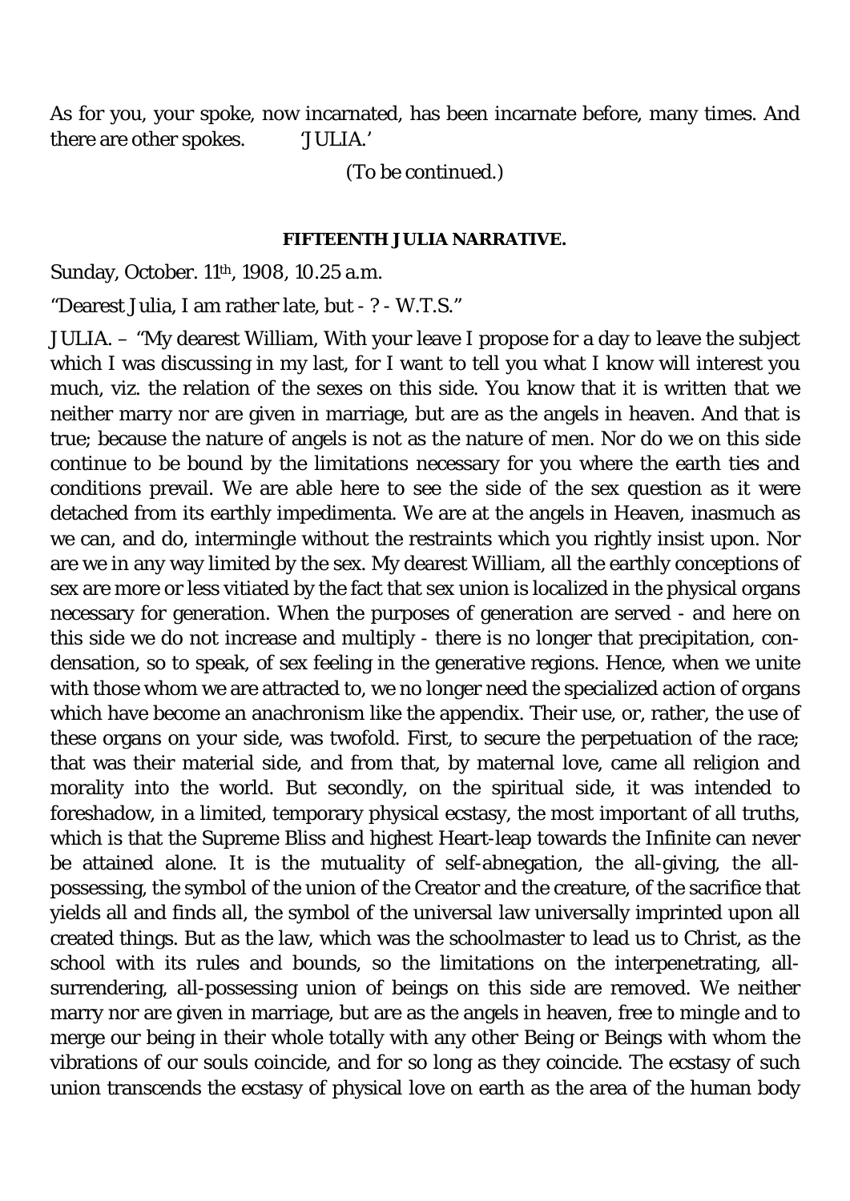As for you, your spoke, now incarnated, has been incarnate before, many times. And there are other spokes. 'JULIA.'

(To be continued.)

#### FIFTEENTH JULIA NARRATIVE.

Sunday, October. 11th, 1908, 10.25 a.m.

"Dearest Julia, I am rather late, but - ? - W.T.S."

JULIA. – "My dearest William, With your leave I propose for a day to leave the subject which I was discussing in my last, for I want to tell you what I know will interest you much, viz. the relation of the sexes on this side. You know that it is written that we neither marry nor are given in marriage, but are as the angels in heaven. And that is true; because the nature of angels is not as the nature of men. Nor do we on this side continue to be bound by the limitations necessary for you where the earth ties and conditions prevail. We are able here to see the side of the sex question as it were detached from its earthly impedimenta. We are at the angels in Heaven, inasmuch as we can, and do, intermingle without the restraints which you rightly insist upon. Nor are we in any way limited by the sex. My dearest William, all the earthly conceptions of sex are more or less vitiated by the fact that sex union is localized in the physical organs necessary for generation. When the purposes of generation are served - and here on this side we do not increase and multiply - there is no longer that precipitation, condensation, so to speak, of sex feeling in the generative regions. Hence, when we unite with those whom we are attracted to, we no longer need the specialized action of organs which have become an anachronism like the appendix. Their use, or, rather, the use of these organs on your side, was twofold. First, to secure the perpetuation of the race; that was their material side, and from that, by maternal love, came all religion and morality into the world. But secondly, on the spiritual side, it was intended to foreshadow, in a limited, temporary physical ecstasy, the most important of all truths, which is that the Supreme Bliss and highest Heart-leap towards the Infinite can never be attained alone. It is the mutuality of self-abnegation, the all-giving, the all-possessing, the symbol of the union of the Creator and the creature, of the sacrifice that yields all and finds all, the symbol of the universal law universally imprinted upon all created things. But as the law, which was the schoolmaster to lead us to Christ, as the school with its rules and bounds, so the limitations on the interpenetrating, all-surrendering, all-possessing union of beings on this side are removed. We neither marry nor are given in marriage, but are as the angels in heaven, free to mingle and to merge our being in their whole totally with any other Being or Beings with whom the vibrations of our souls coincide, and for so long as they coincide. The ecstasy of such union transcends the ecstasy of physical love on earth as the area of the human body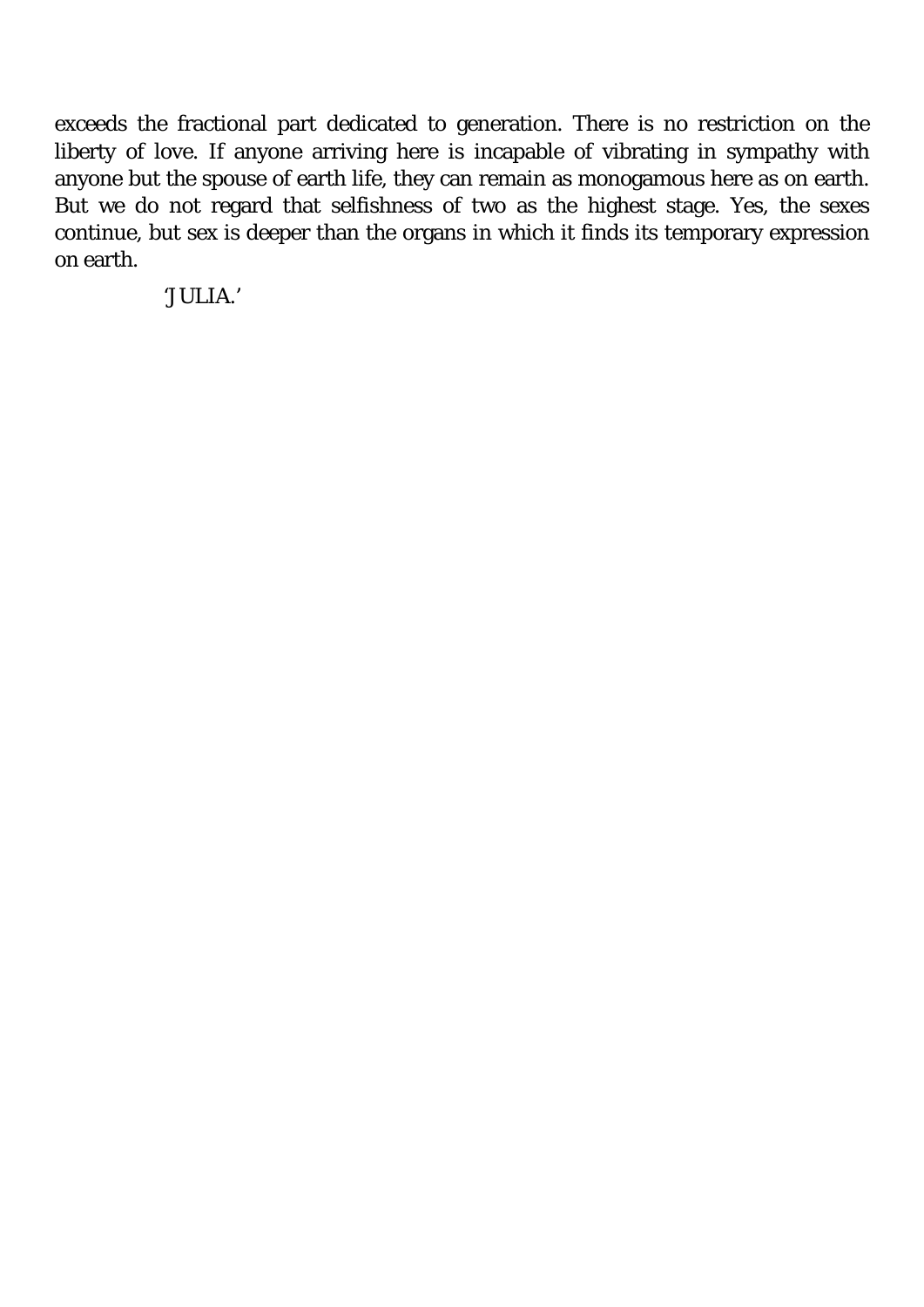exceeds the fractional part dedicated to generation. There is no restriction on the liberty of love. If anyone arriving here is incapable of vibrating in sympathy with anyone but the spouse of earth life, they can remain as monogamous here as on earth. But we do not regard that selfishness of two as the highest stage. Yes, the sexes continue, but sex is deeper than the organs in which it finds its temporary expression on earth.

'JULIA.'